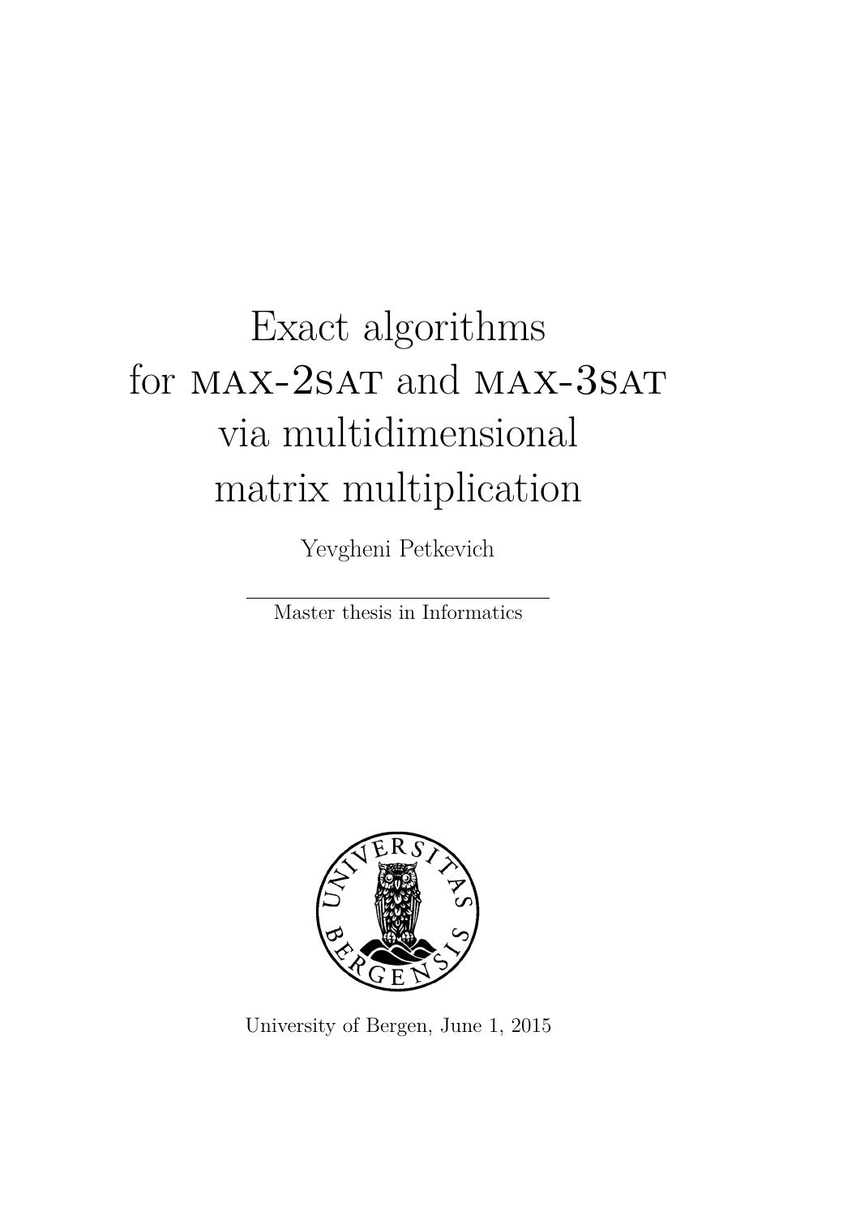# Exact algorithms for MAX-2SAT and MAX-3SAT via multidimensional matrix multiplication

Yevgheni Petkevich

Master thesis in Informatics

University of Bergen, June 1, 2015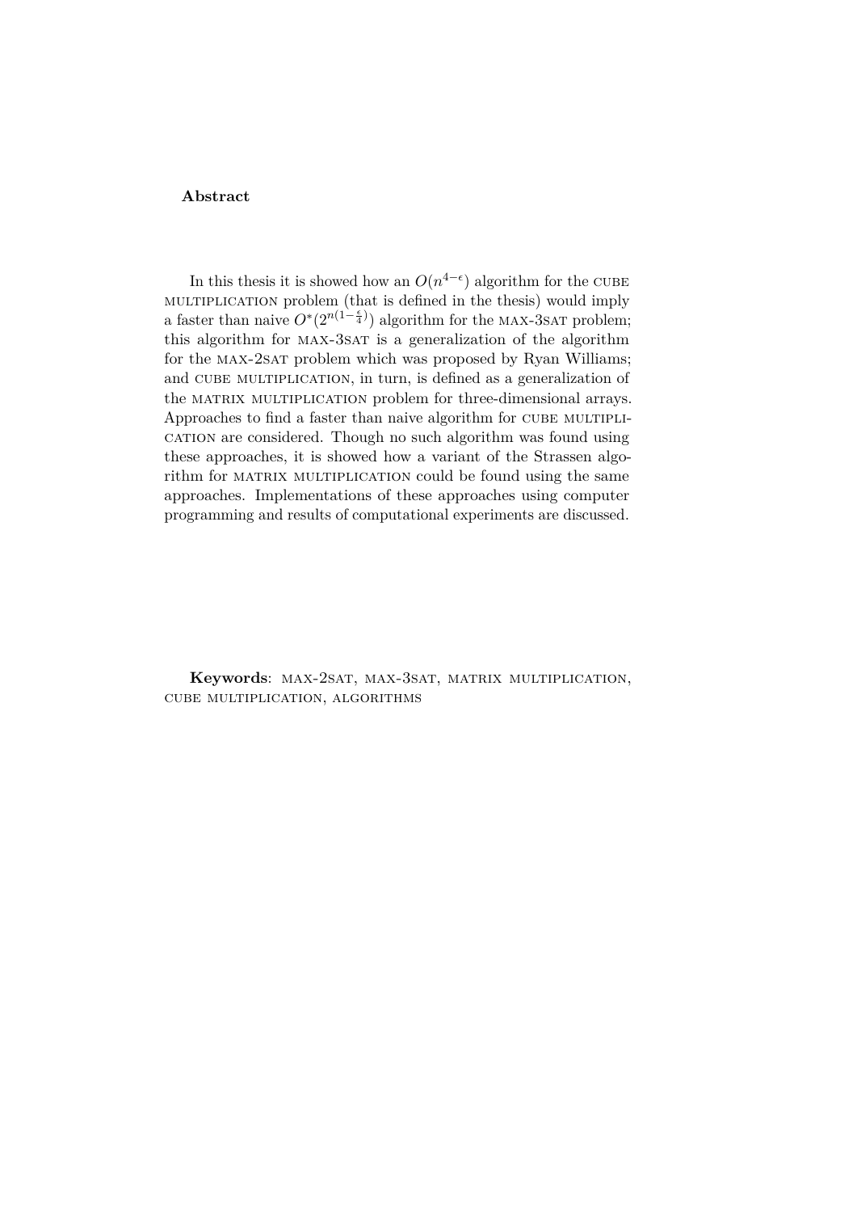**Abstract**

In this thesis it is showed how an $O(n^{4-\epsilon})$ algorithm for the CUBE MULTIPLICATION problem (that is defined in the thesis) would imply a faster than naive $O^*(2^{n(1-\frac{\epsilon}{4})})$ algorithm for the MAX-3SAT problem; this algorithm for MAX-3SAT is a generalization of the algorithm for the MAX-2SAT problem which was proposed by Ryan Williams; and CUBE MULTIPLICATION, in turn, is defined as a generalization of the MATRIX MULTIPLICATION problem for three-dimensional arrays. Approaches to find a faster than naive algorithm for CUBE MULTIPLICATION are considered. Though no such algorithm was found using these approaches, it is showed how a variant of the Strassen algorithm for MATRIX MULTIPLICATION could be found using the same approaches. Implementations of these approaches using computer programming and results of computational experiments are discussed.

**Keywords**: MAX-2SAT, MAX-3SAT, MATRIX MULTIPLICATION, CUBE MULTIPLICATION, ALGORITHMS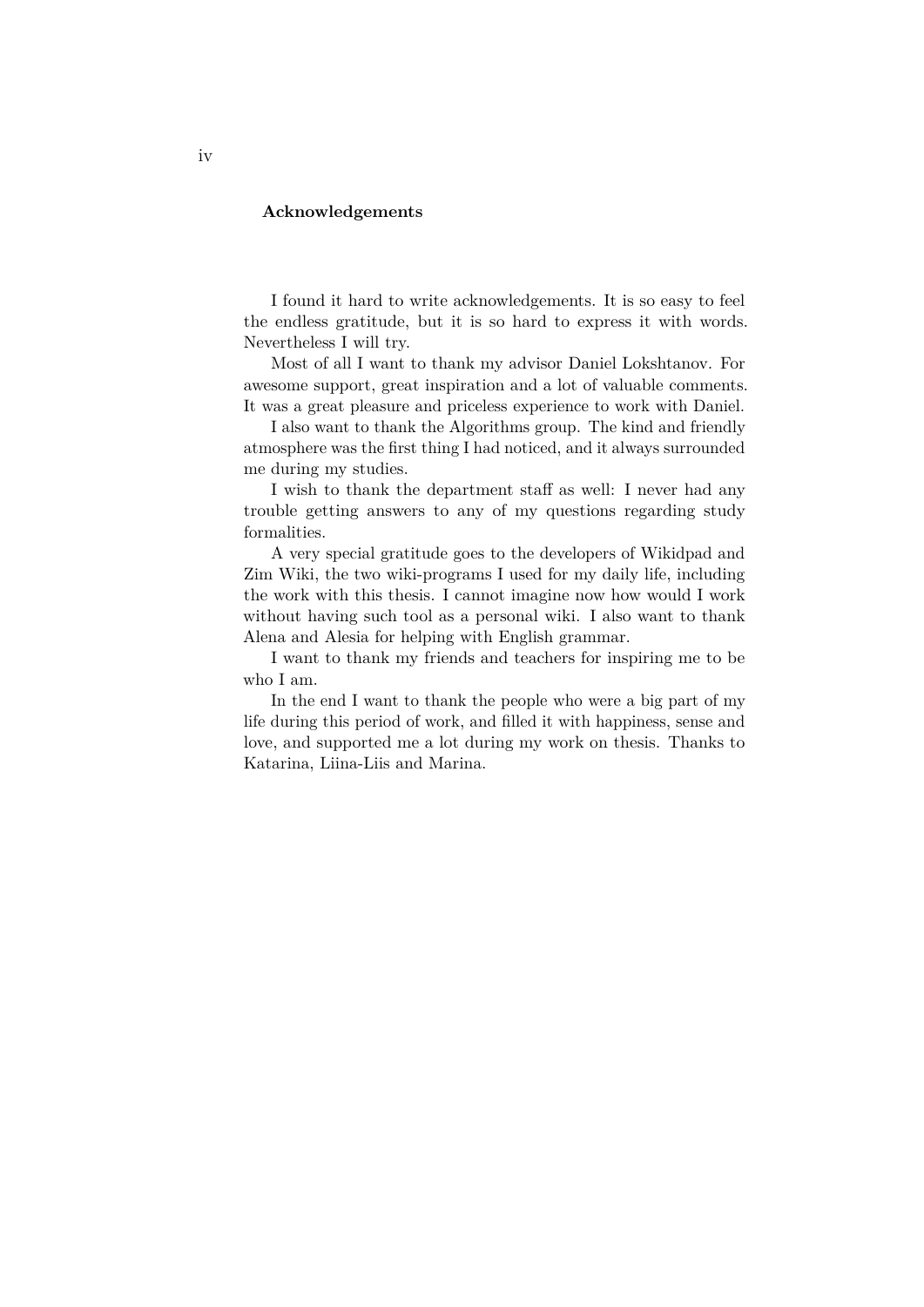## Acknowledgements

I found it hard to write acknowledgements. It is so easy to feel the endless gratitude, but it is so hard to express it with words. Nevertheless I will try.

Most of all I want to thank my advisor Daniel Lokshtanov. For awesome support, great inspiration and a lot of valuable comments. It was a great pleasure and priceless experience to work with Daniel.

I also want to thank the Algorithms group. The kind and friendly atmosphere was the first thing I had noticed, and it always surrounded me during my studies.

I wish to thank the department staff as well: I never had any trouble getting answers to any of my questions regarding study formalities.

A very special gratitude goes to the developers of Wikidpad and Zim Wiki, the two wiki-programs I used for my daily life, including the work with this thesis. I cannot imagine now how would I work without having such tool as a personal wiki. I also want to thank Alena and Alesia for helping with English grammar.

I want to thank my friends and teachers for inspiring me to be who I am.

In the end I want to thank the people who were a big part of my life during this period of work, and filled it with happiness, sense and love, and supported me a lot during my work on thesis. Thanks to Katarina, Liina-Liis and Marina.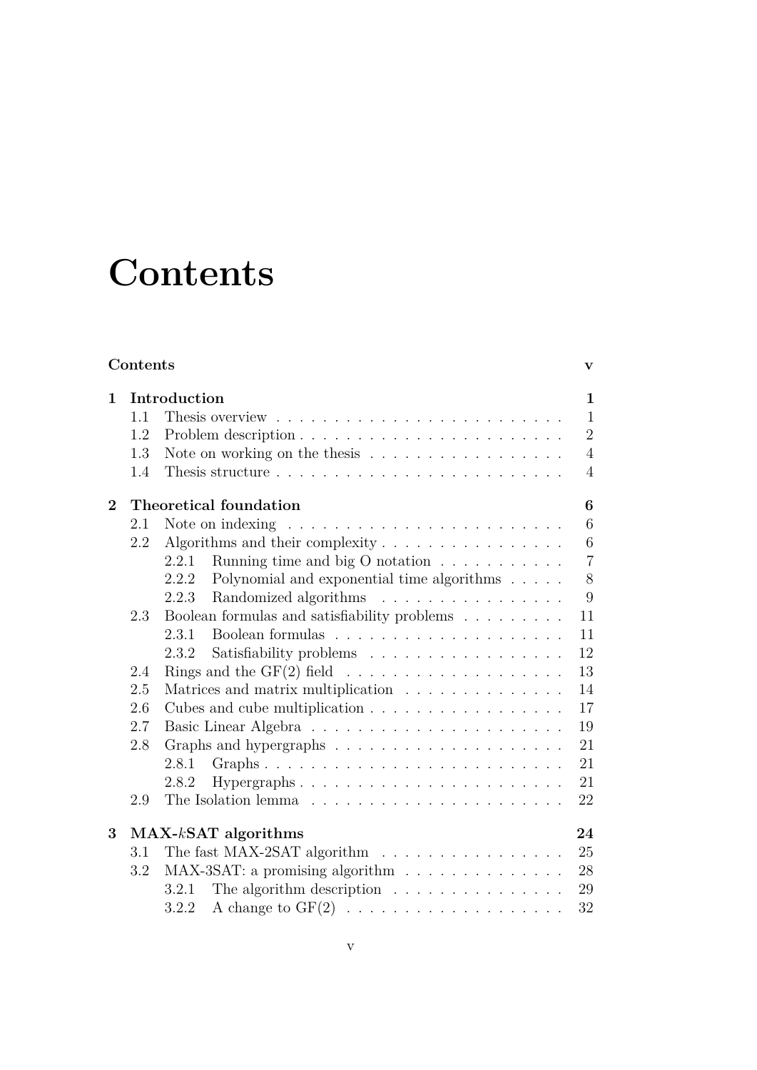# Contents

**Contents** **v**

**1 Introduction** **1**

- 1.1 Thesis overview . . . . . . . . . . . . . . . . . . . . . . . . 1
- 1.2 Problem description . . . . . . . . . . . . . . . . . . . . . . . 2
- 1.3 Note on working on the thesis . . . . . . . . . . . . . . . . . 4
- 1.4 Thesis structure . . . . . . . . . . . . . . . . . . . . . . . . 4

**2 Theoretical foundation** **6**

- 2.1 Note on indexing . . . . . . . . . . . . . . . . . . . . . . . . 6
- 2.2 Algorithms and their complexity . . . . . . . . . . . . . . . . 6
  - 2.2.1 Running time and big O notation . . . . . . . . . . . 7
  - 2.2.2 Polynomial and exponential time algorithms . . . . . 8
  - 2.2.3 Randomized algorithms . . . . . . . . . . . . . . . . 9
- 2.3 Boolean formulas and satisfiability problems . . . . . . . . . 11
  - 2.3.1 Boolean formulas . . . . . . . . . . . . . . . . . . . 11
  - 2.3.2 Satisfiability problems . . . . . . . . . . . . . . . . . 12
- 2.4 Rings and the GF(2) field . . . . . . . . . . . . . . . . . . . 13
- 2.5 Matrices and matrix multiplication . . . . . . . . . . . . . . 14
- 2.6 Cubes and cube multiplication . . . . . . . . . . . . . . . . . 17
- 2.7 Basic Linear Algebra . . . . . . . . . . . . . . . . . . . . . . 19
- 2.8 Graphs and hypergraphs . . . . . . . . . . . . . . . . . . . . 21
  - 2.8.1 Graphs . . . . . . . . . . . . . . . . . . . . . . . . . 21
  - 2.8.2 Hypergraphs . . . . . . . . . . . . . . . . . . . . . . 21
- 2.9 The Isolation lemma . . . . . . . . . . . . . . . . . . . . . . 22

**3 MAX-$k$SAT algorithms** **24**

- 3.1 The fast MAX-2SAT algorithm . . . . . . . . . . . . . . . . 25
- 3.2 MAX-3SAT: a promising algorithm . . . . . . . . . . . . . . 28
  - 3.2.1 The algorithm description . . . . . . . . . . . . . . . 29
  - 3.2.2 A change to GF(2) . . . . . . . . . . . . . . . . . . . 32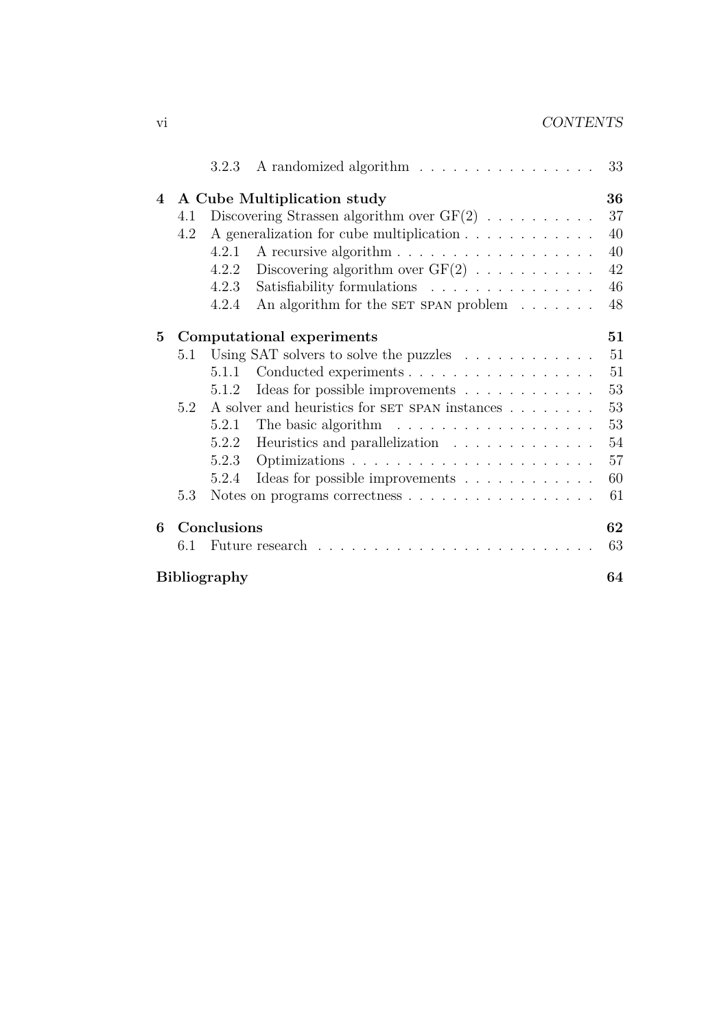3.2.3 A randomized algorithm . . . . . . . . . . . . . . . . 33

**4 A Cube Multiplication study** **36**

4.1 Discovering Strassen algorithm over GF(2) . . . . . . . . . . 37

4.2 A generalization for cube multiplication . . . . . . . . . . . . 40

4.2.1 A recursive algorithm . . . . . . . . . . . . . . . . . . 40

4.2.2 Discovering algorithm over GF(2) . . . . . . . . . . . 42

4.2.3 Satisfiability formulations . . . . . . . . . . . . . . . 46

4.2.4 An algorithm for the SET SPAN problem . . . . . . . 48

**5 Computational experiments** **51**

5.1 Using SAT solvers to solve the puzzles . . . . . . . . . . . . 51

5.1.1 Conducted experiments . . . . . . . . . . . . . . . . . 51

5.1.2 Ideas for possible improvements . . . . . . . . . . . . 53

5.2 A solver and heuristics for SET SPAN instances . . . . . . . . 53

5.2.1 The basic algorithm . . . . . . . . . . . . . . . . . . 53

5.2.2 Heuristics and parallelization . . . . . . . . . . . . . 54

5.2.3 Optimizations . . . . . . . . . . . . . . . . . . . . . . 57

5.2.4 Ideas for possible improvements . . . . . . . . . . . . 60

5.3 Notes on programs correctness . . . . . . . . . . . . . . . . . 61

**6 Conclusions** **62**

6.1 Future research . . . . . . . . . . . . . . . . . . . . . . . . . 63

**Bibliography** **64**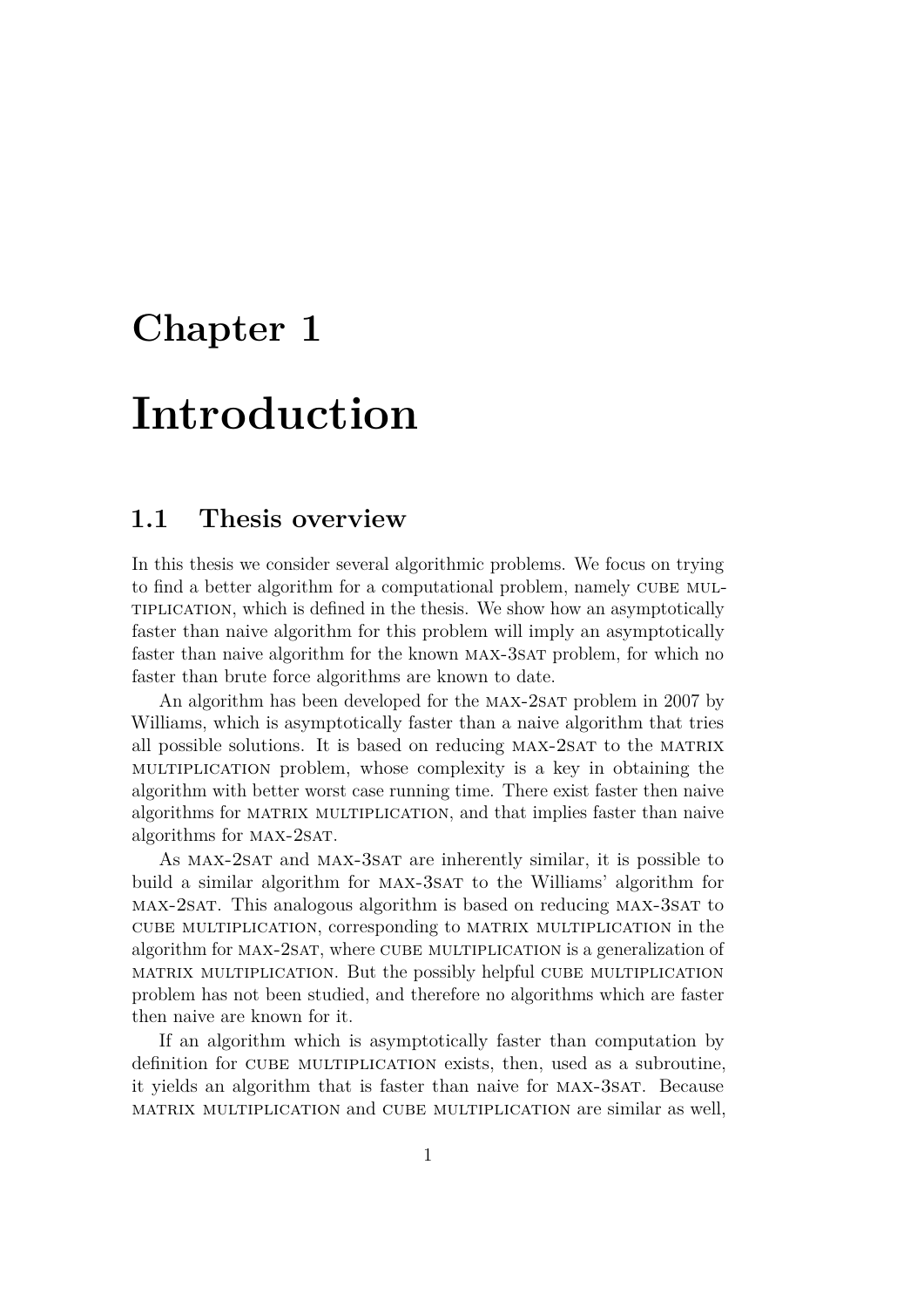# Chapter 1

# Introduction

## 1.1 Thesis overview

In this thesis we consider several algorithmic problems. We focus on trying to find a better algorithm for a computational problem, namely CUBE MULTIPLICATION, which is defined in the thesis. We show how an asymptotically faster than naive algorithm for this problem will imply an asymptotically faster than naive algorithm for the known MAX-3SAT problem, for which no faster than brute force algorithms are known to date.

An algorithm has been developed for the MAX-2SAT problem in 2007 by Williams, which is asymptotically faster than a naive algorithm that tries all possible solutions. It is based on reducing MAX-2SAT to the MATRIX MULTIPLICATION problem, whose complexity is a key in obtaining the algorithm with better worst case running time. There exist faster then naive algorithms for MATRIX MULTIPLICATION, and that implies faster than naive algorithms for MAX-2SAT.

As MAX-2SAT and MAX-3SAT are inherently similar, it is possible to build a similar algorithm for MAX-3SAT to the Williams' algorithm for MAX-2SAT. This analogous algorithm is based on reducing MAX-3SAT to CUBE MULTIPLICATION, corresponding to MATRIX MULTIPLICATION in the algorithm for MAX-2SAT, where CUBE MULTIPLICATION is a generalization of MATRIX MULTIPLICATION. But the possibly helpful CUBE MULTIPLICATION problem has not been studied, and therefore no algorithms which are faster then naive are known for it.

If an algorithm which is asymptotically faster than computation by definition for CUBE MULTIPLICATION exists, then, used as a subroutine, it yields an algorithm that is faster than naive for MAX-3SAT. Because MATRIX MULTIPLICATION and CUBE MULTIPLICATION are similar as well,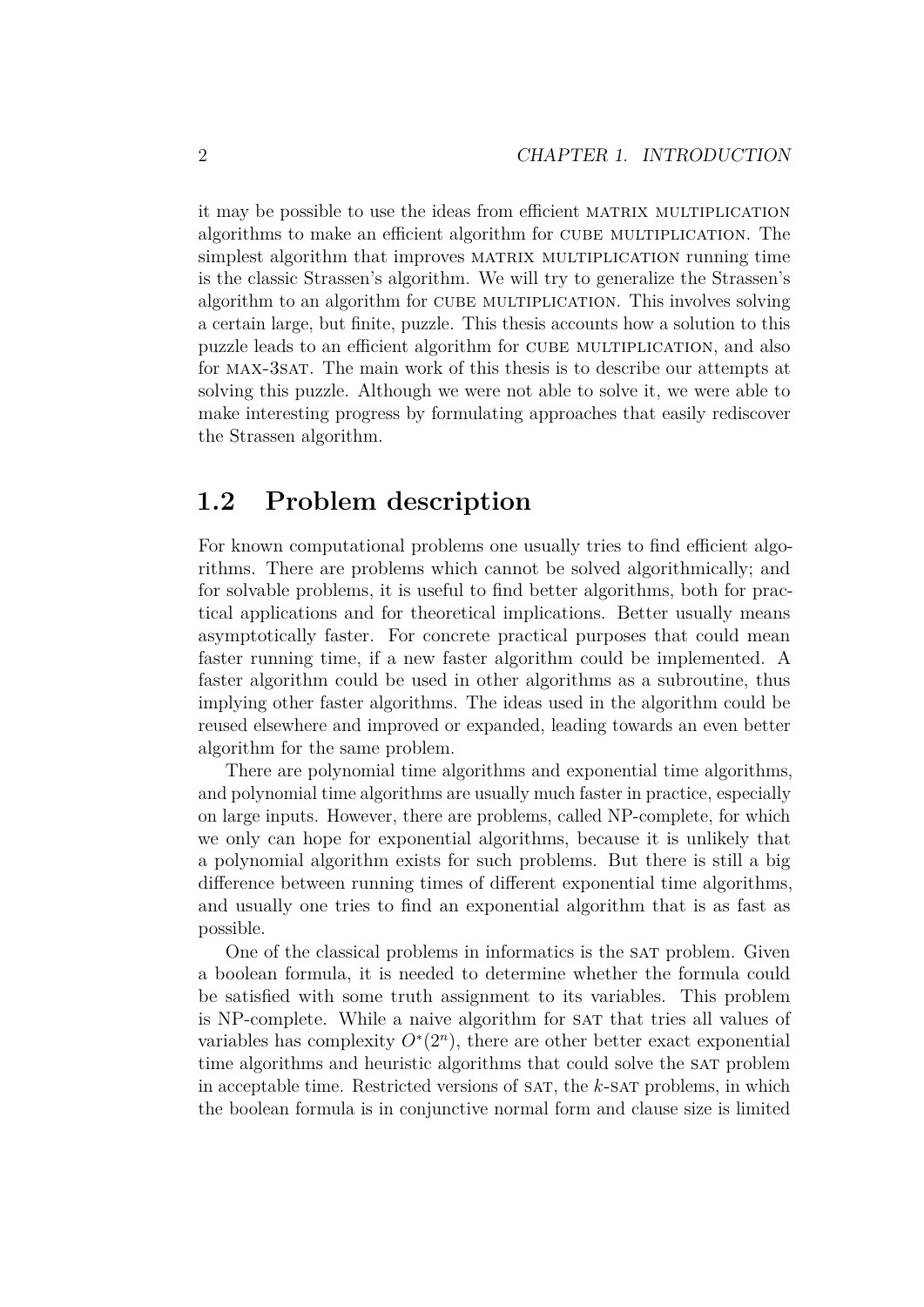it may be possible to use the ideas from efficient MATRIX MULTIPLICATION algorithms to make an efficient algorithm for CUBE MULTIPLICATION. The simplest algorithm that improves MATRIX MULTIPLICATION running time is the classic Strassen's algorithm. We will try to generalize the Strassen's algorithm to an algorithm for CUBE MULTIPLICATION. This involves solving a certain large, but finite, puzzle. This thesis accounts how a solution to this puzzle leads to an efficient algorithm for CUBE MULTIPLICATION, and also for MAX-3SAT. The main work of this thesis is to describe our attempts at solving this puzzle. Although we were not able to solve it, we were able to make interesting progress by formulating approaches that easily rediscover the Strassen algorithm.

## 1.2 Problem description

For known computational problems one usually tries to find efficient algorithms. There are problems which cannot be solved algorithmically; and for solvable problems, it is useful to find better algorithms, both for practical applications and for theoretical implications. Better usually means asymptotically faster. For concrete practical purposes that could mean faster running time, if a new faster algorithm could be implemented. A faster algorithm could be used in other algorithms as a subroutine, thus implying other faster algorithms. The ideas used in the algorithm could be reused elsewhere and improved or expanded, leading towards an even better algorithm for the same problem.

There are polynomial time algorithms and exponential time algorithms, and polynomial time algorithms are usually much faster in practice, especially on large inputs. However, there are problems, called NP-complete, for which we only can hope for exponential algorithms, because it is unlikely that a polynomial algorithm exists for such problems. But there is still a big difference between running times of different exponential time algorithms, and usually one tries to find an exponential algorithm that is as fast as possible.

One of the classical problems in informatics is the SAT problem. Given a boolean formula, it is needed to determine whether the formula could be satisfied with some truth assignment to its variables. This problem is NP-complete. While a naive algorithm for SAT that tries all values of variables has complexity $O^*(2^n)$, there are other better exact exponential time algorithms and heuristic algorithms that could solve the SAT problem in acceptable time. Restricted versions of SAT, the $k$-SAT problems, in which the boolean formula is in conjunctive normal form and clause size is limited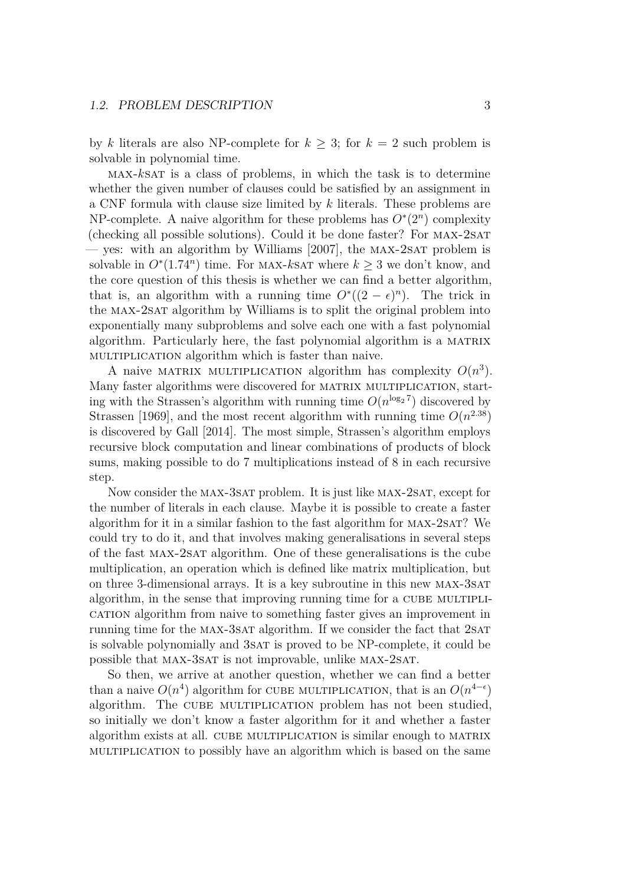by $k$ literals are also NP-complete for $k \geq 3$; for $k = 2$ such problem is solvable in polynomial time.

MAX-$k$SAT is a class of problems, in which the task is to determine whether the given number of clauses could be satisfied by an assignment in a CNF formula with clause size limited by $k$ literals. These problems are NP-complete. A naive algorithm for these problems has $O^*(2^n)$ complexity (checking all possible solutions). Could it be done faster? For MAX-2SAT — yes: with an algorithm by Williams [2007], the MAX-2SAT problem is solvable in $O^*(1.74^n)$ time. For MAX-$k$SAT where $k \geq 3$ we don't know, and the core question of this thesis is whether we can find a better algorithm, that is, an algorithm with a running time $O^*((2-\epsilon)^n)$. The trick in the MAX-2SAT algorithm by Williams is to split the original problem into exponentially many subproblems and solve each one with a fast polynomial algorithm. Particularly here, the fast polynomial algorithm is a MATRIX MULTIPLICATION algorithm which is faster than naive.

A naive MATRIX MULTIPLICATION algorithm has complexity $O(n^3)$. Many faster algorithms were discovered for MATRIX MULTIPLICATION, starting with the Strassen's algorithm with running time $O(n^{\log_2 7})$ discovered by Strassen [1969], and the most recent algorithm with running time $O(n^{2.38})$ is discovered by Gall [2014]. The most simple, Strassen's algorithm employs recursive block computation and linear combinations of products of block sums, making possible to do 7 multiplications instead of 8 in each recursive step.

Now consider the MAX-3SAT problem. It is just like MAX-2SAT, except for the number of literals in each clause. Maybe it is possible to create a faster algorithm for it in a similar fashion to the fast algorithm for MAX-2SAT? We could try to do it, and that involves making generalisations in several steps of the fast MAX-2SAT algorithm. One of these generalisations is the cube multiplication, an operation which is defined like matrix multiplication, but on three 3-dimensional arrays. It is a key subroutine in this new MAX-3SAT algorithm, in the sense that improving running time for a CUBE MULTIPLICATION algorithm from naive to something faster gives an improvement in running time for the MAX-3SAT algorithm. If we consider the fact that 2SAT is solvable polynomially and 3SAT is proved to be NP-complete, it could be possible that MAX-3SAT is not improvable, unlike MAX-2SAT.

So then, we arrive at another question, whether we can find a better than a naive $O(n^4)$ algorithm for CUBE MULTIPLICATION, that is an $O(n^{4-\epsilon})$ algorithm. The CUBE MULTIPLICATION problem has not been studied, so initially we don't know a faster algorithm for it and whether a faster algorithm exists at all. CUBE MULTIPLICATION is similar enough to MATRIX MULTIPLICATION to possibly have an algorithm which is based on the same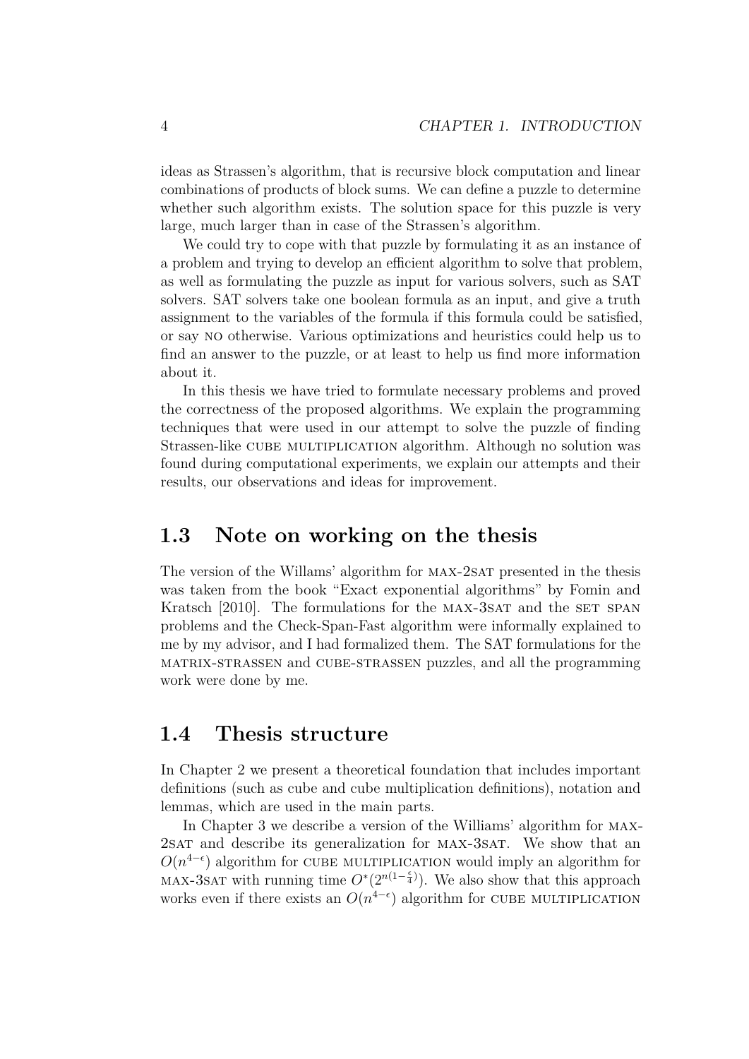ideas as Strassen's algorithm, that is recursive block computation and linear combinations of products of block sums. We can define a puzzle to determine whether such algorithm exists. The solution space for this puzzle is very large, much larger than in case of the Strassen's algorithm.

We could try to cope with that puzzle by formulating it as an instance of a problem and trying to develop an efficient algorithm to solve that problem, as well as formulating the puzzle as input for various solvers, such as SAT solvers. SAT solvers take one boolean formula as an input, and give a truth assignment to the variables of the formula if this formula could be satisfied, or say NO otherwise. Various optimizations and heuristics could help us to find an answer to the puzzle, or at least to help us find more information about it.

In this thesis we have tried to formulate necessary problems and proved the correctness of the proposed algorithms. We explain the programming techniques that were used in our attempt to solve the puzzle of finding Strassen-like CUBE MULTIPLICATION algorithm. Although no solution was found during computational experiments, we explain our attempts and their results, our observations and ideas for improvement.

## 1.3 Note on working on the thesis

The version of the Willams' algorithm for MAX-2SAT presented in the thesis was taken from the book "Exact exponential algorithms" by Fomin and Kratsch [2010]. The formulations for the MAX-3SAT and the SET SPAN problems and the Check-Span-Fast algorithm were informally explained to me by my advisor, and I had formalized them. The SAT formulations for the MATRIX-STRASSEN and CUBE-STRASSEN puzzles, and all the programming work were done by me.

## 1.4 Thesis structure

In Chapter 2 we present a theoretical foundation that includes important definitions (such as cube and cube multiplication definitions), notation and lemmas, which are used in the main parts.

In Chapter 3 we describe a version of the Williams' algorithm for MAX-2SAT and describe its generalization for MAX-3SAT. We show that an $O(n^{4-\epsilon})$ algorithm for CUBE MULTIPLICATION would imply an algorithm for MAX-3SAT with running time $O^*(2^{n(1-\frac{\epsilon}{4})})$. We also show that this approach works even if there exists an $O(n^{4-\epsilon})$ algorithm for CUBE MULTIPLICATION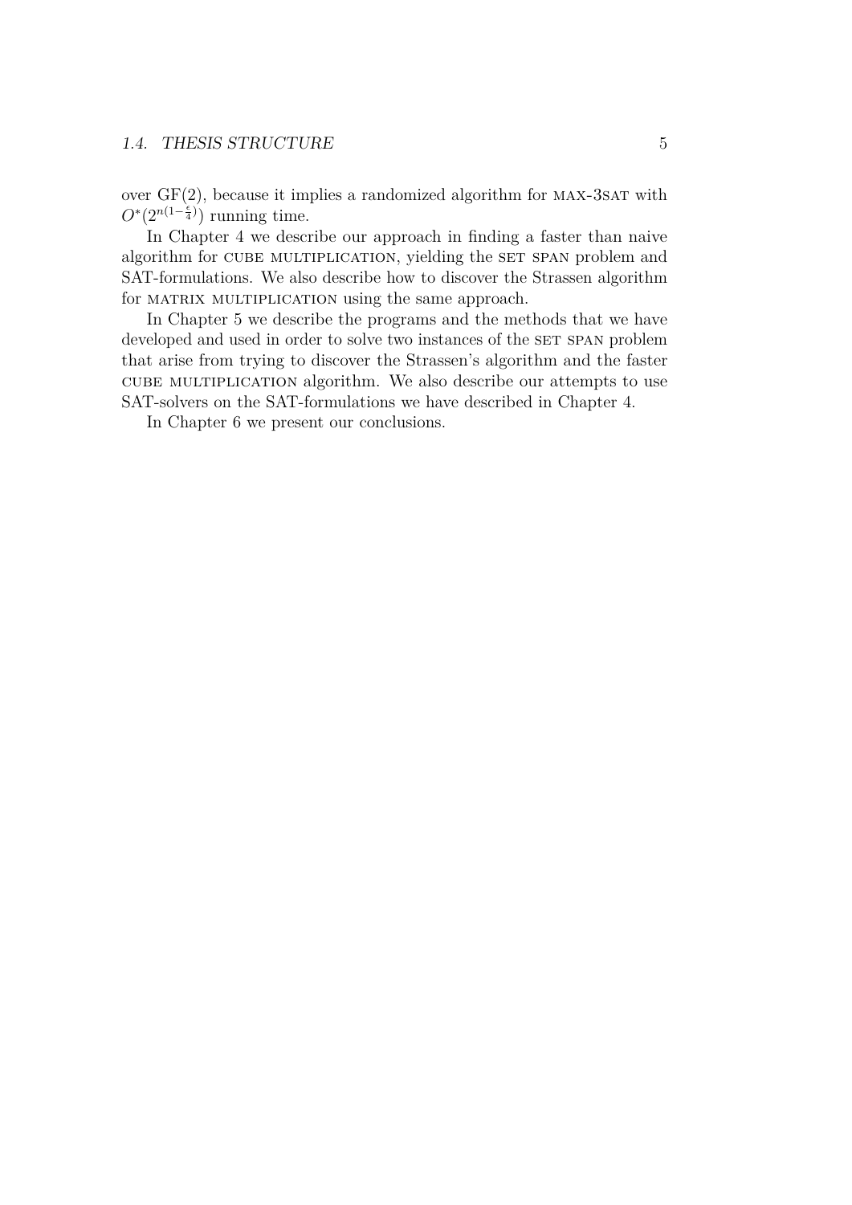over GF(2), because it implies a randomized algorithm for MAX-3SAT with $O^*(2^{n(1-\frac{\epsilon}{4})})$ running time.

In Chapter 4 we describe our approach in finding a faster than naive algorithm for CUBE MULTIPLICATION, yielding the SET SPAN problem and SAT-formulations. We also describe how to discover the Strassen algorithm for MATRIX MULTIPLICATION using the same approach.

In Chapter 5 we describe the programs and the methods that we have developed and used in order to solve two instances of the SET SPAN problem that arise from trying to discover the Strassen's algorithm and the faster CUBE MULTIPLICATION algorithm. We also describe our attempts to use SAT-solvers on the SAT-formulations we have described in Chapter 4.

In Chapter 6 we present our conclusions.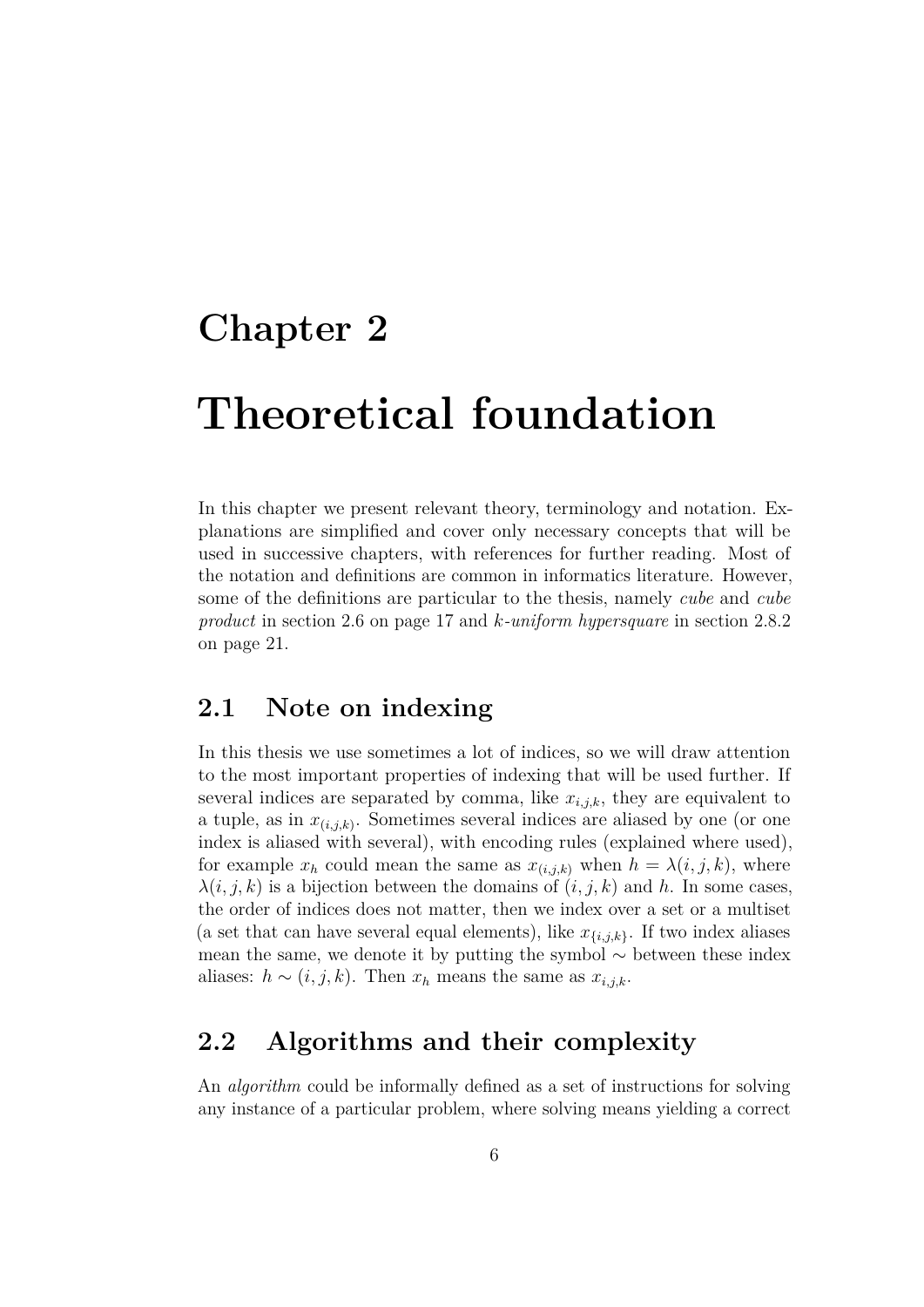# Chapter 2

# Theoretical foundation

In this chapter we present relevant theory, terminology and notation. Explanations are simplified and cover only necessary concepts that will be used in successive chapters, with references for further reading. Most of the notation and definitions are common in informatics literature. However, some of the definitions are particular to the thesis, namely *cube* and *cube product* in section 2.6 on page 17 and *k-uniform hypersquare* in section 2.8.2 on page 21.

## 2.1 Note on indexing

In this thesis we use sometimes a lot of indices, so we will draw attention to the most important properties of indexing that will be used further. If several indices are separated by comma, like $x_{i,j,k}$, they are equivalent to a tuple, as in $x_{(i,j,k)}$. Sometimes several indices are aliased by one (or one index is aliased with several), with encoding rules (explained where used), for example $x_h$ could mean the same as $x_{(i,j,k)}$ when $h = \lambda(i, j, k)$, where $\lambda(i, j, k)$ is a bijection between the domains of $(i, j, k)$ and $h$. In some cases, the order of indices does not matter, then we index over a set or a multiset (a set that can have several equal elements), like $x_{\{i,j,k\}}$. If two index aliases mean the same, we denote it by putting the symbol $\sim$ between these index aliases: $h \sim (i, j, k)$. Then $x_h$ means the same as $x_{i,j,k}$.

## 2.2 Algorithms and their complexity

An *algorithm* could be informally defined as a set of instructions for solving any instance of a particular problem, where solving means yielding a correct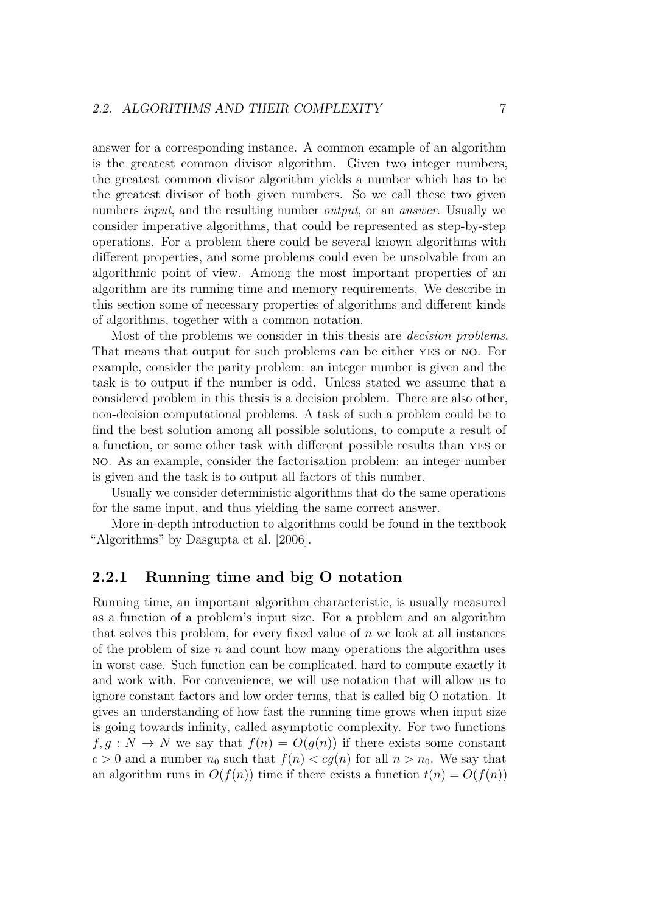answer for a corresponding instance. A common example of an algorithm is the greatest common divisor algorithm. Given two integer numbers, the greatest common divisor algorithm yields a number which has to be the greatest divisor of both given numbers. So we call these two given numbers *input*, and the resulting number *output*, or an *answer*. Usually we consider imperative algorithms, that could be represented as step-by-step operations. For a problem there could be several known algorithms with different properties, and some problems could even be unsolvable from an algorithmic point of view. Among the most important properties of an algorithm are its running time and memory requirements. We describe in this section some of necessary properties of algorithms and different kinds of algorithms, together with a common notation.

Most of the problems we consider in this thesis are *decision problems*. That means that output for such problems can be either YES or NO. For example, consider the parity problem: an integer number is given and the task is to output if the number is odd. Unless stated we assume that a considered problem in this thesis is a decision problem. There are also other, non-decision computational problems. A task of such a problem could be to find the best solution among all possible solutions, to compute a result of a function, or some other task with different possible results than YES or NO. As an example, consider the factorisation problem: an integer number is given and the task is to output all factors of this number.

Usually we consider deterministic algorithms that do the same operations for the same input, and thus yielding the same correct answer.

More in-depth introduction to algorithms could be found in the textbook "Algorithms" by Dasgupta et al. [2006].

### 2.2.1 Running time and big O notation

Running time, an important algorithm characteristic, is usually measured as a function of a problem's input size. For a problem and an algorithm that solves this problem, for every fixed value of $n$ we look at all instances of the problem of size $n$ and count how many operations the algorithm uses in worst case. Such function can be complicated, hard to compute exactly it and work with. For convenience, we will use notation that will allow us to ignore constant factors and low order terms, that is called big O notation. It gives an understanding of how fast the running time grows when input size is going towards infinity, called asymptotic complexity. For two functions $f, g : N \to N$ we say that $f(n) = O(g(n))$ if there exists some constant $c > 0$ and a number $n_0$ such that $f(n) < cg(n)$ for all $n > n_0$. We say that an algorithm runs in $O(f(n))$ time if there exists a function $t(n) = O(f(n))$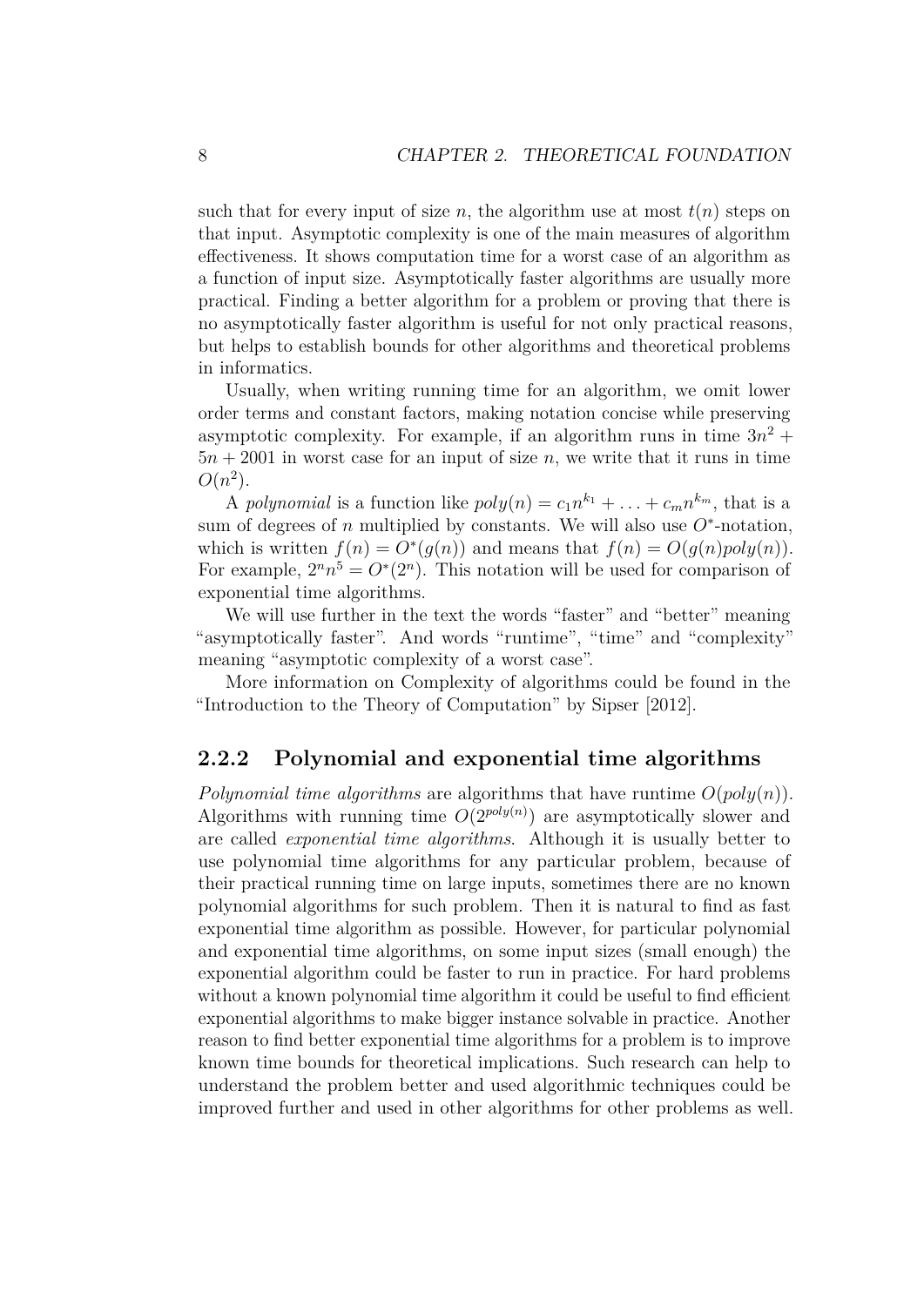such that for every input of size $n$, the algorithm use at most $t(n)$ steps on that input. Asymptotic complexity is one of the main measures of algorithm effectiveness. It shows computation time for a worst case of an algorithm as a function of input size. Asymptotically faster algorithms are usually more practical. Finding a better algorithm for a problem or proving that there is no asymptotically faster algorithm is useful for not only practical reasons, but helps to establish bounds for other algorithms and theoretical problems in informatics.

Usually, when writing running time for an algorithm, we omit lower order terms and constant factors, making notation concise while preserving asymptotic complexity. For example, if an algorithm runs in time $3n^2 + 5n + 2001$ in worst case for an input of size $n$, we write that it runs in time $O(n^2)$.

A *polynomial* is a function like $poly(n) = c_1 n^{k_1} + \ldots + c_m n^{k_m}$, that is a sum of degrees of $n$ multiplied by constants. We will also use $O^*$-notation, which is written $f(n) = O^*(g(n))$ and means that $f(n) = O(g(n)poly(n))$. For example, $2^n n^5 = O^*(2^n)$. This notation will be used for comparison of exponential time algorithms.

We will use further in the text the words "faster" and "better" meaning "asymptotically faster". And words "runtime", "time" and "complexity" meaning "asymptotic complexity of a worst case".

More information on Complexity of algorithms could be found in the "Introduction to the Theory of Computation" by Sipser [2012].

### 2.2.2 Polynomial and exponential time algorithms

*Polynomial time algorithms* are algorithms that have runtime $O(poly(n))$. Algorithms with running time $O(2^{poly(n)})$ are asymptotically slower and are called *exponential time algorithms*. Although it is usually better to use polynomial time algorithms for any particular problem, because of their practical running time on large inputs, sometimes there are no known polynomial algorithms for such problem. Then it is natural to find as fast exponential time algorithm as possible. However, for particular polynomial and exponential time algorithms, on some input sizes (small enough) the exponential algorithm could be faster to run in practice. For hard problems without a known polynomial time algorithm it could be useful to find efficient exponential algorithms to make bigger instance solvable in practice. Another reason to find better exponential time algorithms for a problem is to improve known time bounds for theoretical implications. Such research can help to understand the problem better and used algorithmic techniques could be improved further and used in other algorithms for other problems as well.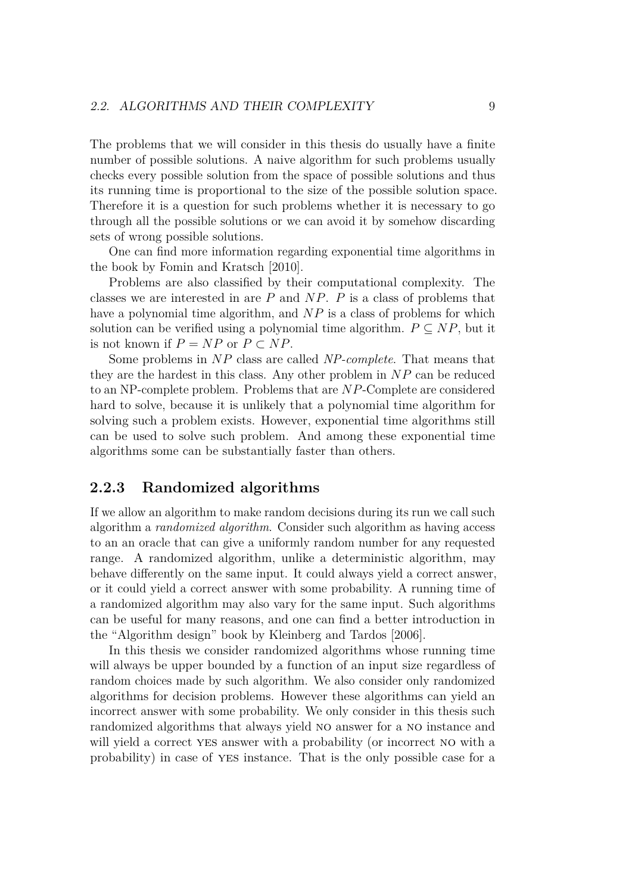The problems that we will consider in this thesis do usually have a finite number of possible solutions. A naive algorithm for such problems usually checks every possible solution from the space of possible solutions and thus its running time is proportional to the size of the possible solution space. Therefore it is a question for such problems whether it is necessary to go through all the possible solutions or we can avoid it by somehow discarding sets of wrong possible solutions.

One can find more information regarding exponential time algorithms in the book by Fomin and Kratsch [2010].

Problems are also classified by their computational complexity. The classes we are interested in are $P$ and $NP$. $P$ is a class of problems that have a polynomial time algorithm, and $NP$ is a class of problems for which solution can be verified using a polynomial time algorithm. $P \subseteq NP$, but it is not known if $P = NP$ or $P \subset NP$.

Some problems in $NP$ class are called *NP-complete*. That means that they are the hardest in this class. Any other problem in $NP$ can be reduced to an NP-complete problem. Problems that are $NP$-Complete are considered hard to solve, because it is unlikely that a polynomial time algorithm for solving such a problem exists. However, exponential time algorithms still can be used to solve such problem. And among these exponential time algorithms some can be substantially faster than others.

### 2.2.3 Randomized algorithms

If we allow an algorithm to make random decisions during its run we call such algorithm a *randomized algorithm*. Consider such algorithm as having access to an an oracle that can give a uniformly random number for any requested range. A randomized algorithm, unlike a deterministic algorithm, may behave differently on the same input. It could always yield a correct answer, or it could yield a correct answer with some probability. A running time of a randomized algorithm may also vary for the same input. Such algorithms can be useful for many reasons, and one can find a better introduction in the "Algorithm design" book by Kleinberg and Tardos [2006].

In this thesis we consider randomized algorithms whose running time will always be upper bounded by a function of an input size regardless of random choices made by such algorithm. We also consider only randomized algorithms for decision problems. However these algorithms can yield an incorrect answer with some probability. We only consider in this thesis such randomized algorithms that always yield NO answer for a NO instance and will yield a correct YES answer with a probability (or incorrect NO with a probability) in case of YES instance. That is the only possible case for a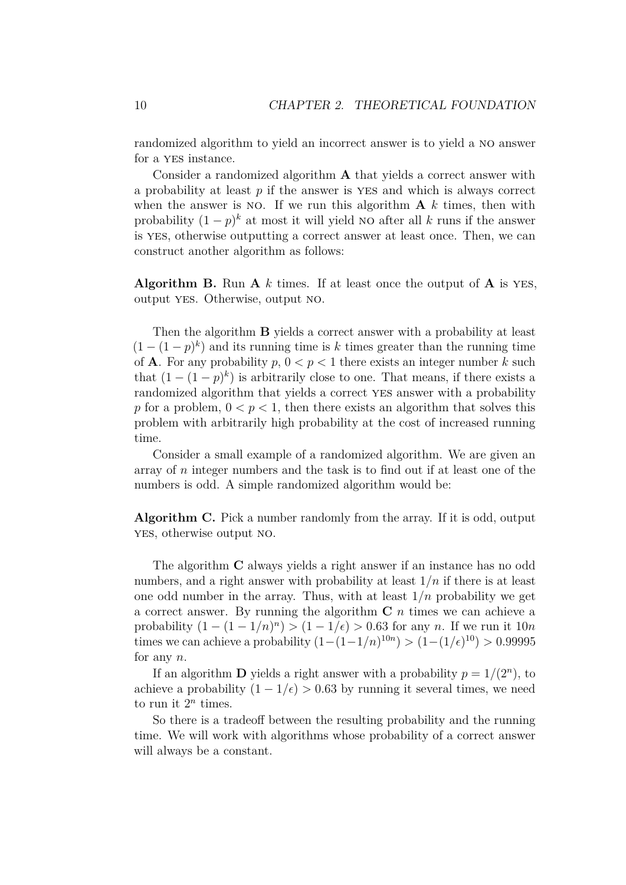randomized algorithm to yield an incorrect answer is to yield a NO answer for a YES instance.

Consider a randomized algorithm **A** that yields a correct answer with a probability at least $p$ if the answer is YES and which is always correct when the answer is NO. If we run this algorithm **A** $k$ times, then with probability $(1-p)^k$ at most it will yield NO after all $k$ runs if the answer is YES, otherwise outputting a correct answer at least once. Then, we can construct another algorithm as follows:

**Algorithm B.** Run **A** $k$ times. If at least once the output of **A** is YES, output YES. Otherwise, output NO.

Then the algorithm **B** yields a correct answer with a probability at least $(1-(1-p)^k)$ and its running time is $k$ times greater than the running time of **A**. For any probability $p$, $0 < p < 1$ there exists an integer number $k$ such that $(1-(1-p)^k)$ is arbitrarily close to one. That means, if there exists a randomized algorithm that yields a correct YES answer with a probability $p$ for a problem, $0 < p < 1$, then there exists an algorithm that solves this problem with arbitrarily high probability at the cost of increased running time.

Consider a small example of a randomized algorithm. We are given an array of $n$ integer numbers and the task is to find out if at least one of the numbers is odd. A simple randomized algorithm would be:

**Algorithm C.** Pick a number randomly from the array. If it is odd, output YES, otherwise output NO.

The algorithm **C** always yields a right answer if an instance has no odd numbers, and a right answer with probability at least $1/n$ if there is at least one odd number in the array. Thus, with at least $1/n$ probability we get a correct answer. By running the algorithm **C** $n$ times we can achieve a probability $(1-(1-1/n)^n) > (1-1/\epsilon) > 0.63$ for any $n$. If we run it $10n$ times we can achieve a probability $(1-(1-1/n)^{10n}) > (1-(1/\epsilon)^{10}) > 0.99995$ for any $n$.

If an algorithm **D** yields a right answer with a probability $p = 1/(2^n)$, to achieve a probability $(1-1/\epsilon) > 0.63$ by running it several times, we need to run it $2^n$ times.

So there is a tradeoff between the resulting probability and the running time. We will work with algorithms whose probability of a correct answer will always be a constant.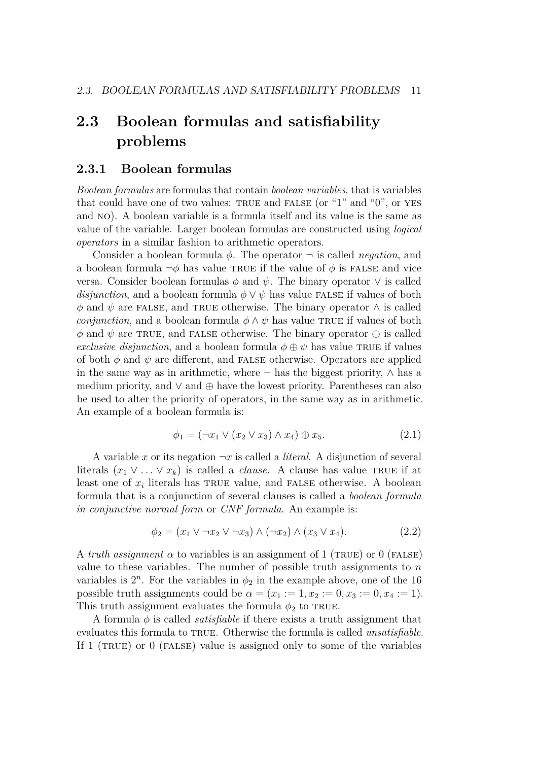## 2.3 Boolean formulas and satisfiability problems

### 2.3.1 Boolean formulas

*Boolean formulas* are formulas that contain *boolean variables*, that is variables that could have one of two values: TRUE and FALSE (or "1" and "0", or YES and NO). A boolean variable is a formula itself and its value is the same as value of the variable. Larger boolean formulas are constructed using *logical operators* in a similar fashion to arithmetic operators.

Consider a boolean formula $\phi$. The operator $\neg$ is called *negation*, and a boolean formula $\neg\phi$ has value TRUE if the value of $\phi$ is FALSE and vice versa. Consider boolean formulas $\phi$ and $\psi$. The binary operator $\vee$ is called *disjunction*, and a boolean formula $\phi \vee \psi$ has value FALSE if values of both $\phi$ and $\psi$ are FALSE, and TRUE otherwise. The binary operator $\wedge$ is called *conjunction*, and a boolean formula $\phi \wedge \psi$ has value TRUE if values of both $\phi$ and $\psi$ are TRUE, and FALSE otherwise. The binary operator $\oplus$ is called *exclusive disjunction*, and a boolean formula $\phi \oplus \psi$ has value TRUE if values of both $\phi$ and $\psi$ are different, and FALSE otherwise. Operators are applied in the same way as in arithmetic, where $\neg$ has the biggest priority, $\wedge$ has a medium priority, and $\vee$ and $\oplus$ have the lowest priority. Parentheses can also be used to alter the priority of operators, in the same way as in arithmetic. An example of a boolean formula is:

$$\phi_1 = (\neg x_1 \vee (x_2 \vee x_3) \wedge x_4) \oplus x_5. \tag{2.1}$$

A variable $x$ or its negation $\neg x$ is called a *literal.* A disjunction of several literals $(x_1 \vee \ldots \vee x_k)$ is called a *clause.* A clause has value TRUE if at least one of $x_i$ literals has TRUE value, and FALSE otherwise. A boolean formula that is a conjunction of several clauses is called a *boolean formula in conjunctive normal form* or *CNF formula*. An example is:

$$\phi_2 = (x_1 \vee \neg x_2 \vee \neg x_3) \wedge (\neg x_2) \wedge (x_3 \vee x_4). \tag{2.2}$$

A *truth assignment* $\alpha$ to variables is an assignment of 1 (TRUE) or 0 (FALSE) value to these variables. The number of possible truth assignments to $n$ variables is $2^n$. For the variables in $\phi_2$ in the example above, one of the 16 possible truth assignments could be $\alpha = (x_1 := 1, x_2 := 0, x_3 := 0, x_4 := 1)$. This truth assignment evaluates the formula $\phi_2$ to TRUE.

A formula $\phi$ is called *satisfiable* if there exists a truth assignment that evaluates this formula to TRUE. Otherwise the formula is called *unsatisfiable*. If 1 (TRUE) or 0 (FALSE) value is assigned only to some of the variables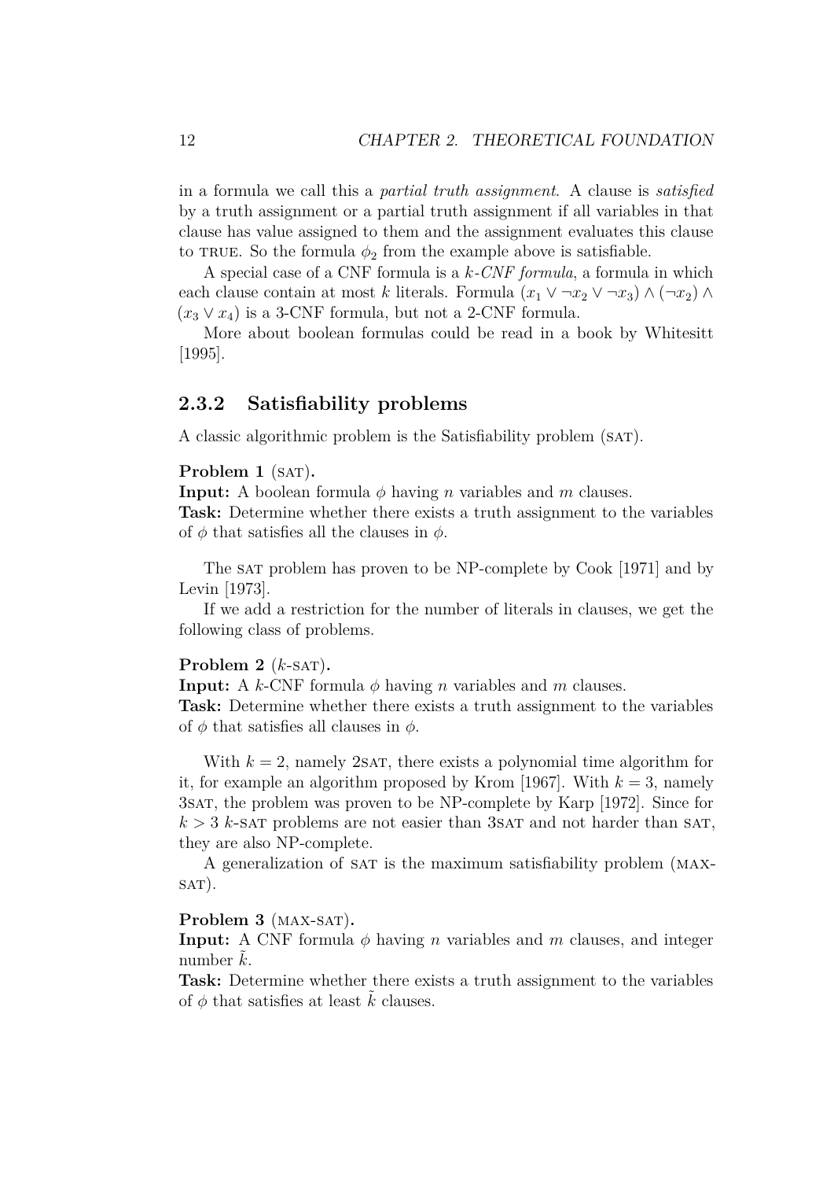in a formula we call this a *partial truth assignment*. A clause is *satisfied* by a truth assignment or a partial truth assignment if all variables in that clause has value assigned to them and the assignment evaluates this clause to TRUE. So the formula $\phi_2$ from the example above is satisfiable.

A special case of a CNF formula is a *k-CNF formula*, a formula in which each clause contain at most $k$ literals. Formula $(x_1 \vee \neg x_2 \vee \neg x_3) \wedge (\neg x_2) \wedge (x_3 \vee x_4)$ is a 3-CNF formula, but not a 2-CNF formula.

More about boolean formulas could be read in a book by Whitesitt [1995].

### 2.3.2 Satisfiability problems

A classic algorithmic problem is the Satisfiability problem (SAT).

**Problem 1** (SAT)**.**
**Input:** A boolean formula $\phi$ having $n$ variables and $m$ clauses.
**Task:** Determine whether there exists a truth assignment to the variables of $\phi$ that satisfies all the clauses in $\phi$.

The SAT problem has proven to be NP-complete by Cook [1971] and by Levin [1973].

If we add a restriction for the number of literals in clauses, we get the following class of problems.

**Problem 2** ($k$-SAT)**.**
**Input:** A $k$-CNF formula $\phi$ having $n$ variables and $m$ clauses.
**Task:** Determine whether there exists a truth assignment to the variables of $\phi$ that satisfies all clauses in $\phi$.

With $k = 2$, namely 2SAT, there exists a polynomial time algorithm for it, for example an algorithm proposed by Krom [1967]. With $k = 3$, namely 3SAT, the problem was proven to be NP-complete by Karp [1972]. Since for $k > 3$ $k$-SAT problems are not easier than 3SAT and not harder than SAT, they are also NP-complete.

A generalization of SAT is the maximum satisfiability problem (MAX-SAT).

**Problem 3** (MAX-SAT)**.**
**Input:** A CNF formula $\phi$ having $n$ variables and $m$ clauses, and integer number $\tilde{k}$.
**Task:** Determine whether there exists a truth assignment to the variables of $\phi$ that satisfies at least $\tilde{k}$ clauses.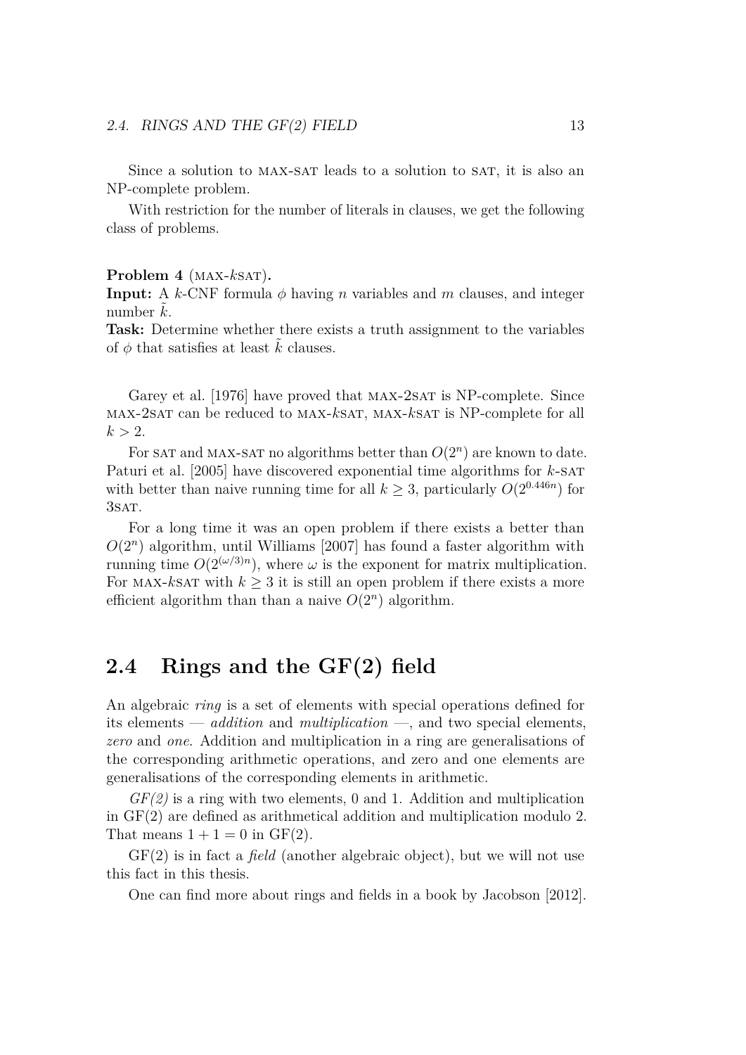Since a solution to MAX-SAT leads to a solution to SAT, it is also an NP-complete problem.

With restriction for the number of literals in clauses, we get the following class of problems.

**Problem 4** (MAX-$k$SAT)**.**
**Input:** A $k$-CNF formula $\phi$ having $n$ variables and $m$ clauses, and integer number $\tilde{k}$.
**Task:** Determine whether there exists a truth assignment to the variables of $\phi$ that satisfies at least $\tilde{k}$ clauses.

Garey et al. [1976] have proved that MAX-2SAT is NP-complete. Since MAX-2SAT can be reduced to MAX-$k$SAT, MAX-$k$SAT is NP-complete for all $k > 2$.

For SAT and MAX-SAT no algorithms better than $O(2^n)$ are known to date. Paturi et al. [2005] have discovered exponential time algorithms for $k$-SAT with better than naive running time for all $k \geq 3$, particularly $O(2^{0.446n})$ for 3SAT.

For a long time it was an open problem if there exists a better than $O(2^n)$ algorithm, until Williams [2007] has found a faster algorithm with running time $O(2^{(\omega/3)n})$, where $\omega$ is the exponent for matrix multiplication. For MAX-$k$SAT with $k \geq 3$ it is still an open problem if there exists a more efficient algorithm than than a naive $O(2^n)$ algorithm.

## 2.4 Rings and the GF(2) field

An algebraic *ring* is a set of elements with special operations defined for its elements — *addition* and *multiplication* —, and two special elements, *zero* and *one*. Addition and multiplication in a ring are generalisations of the corresponding arithmetic operations, and zero and one elements are generalisations of the corresponding elements in arithmetic.

*GF(2)* is a ring with two elements, 0 and 1. Addition and multiplication in GF(2) are defined as arithmetical addition and multiplication modulo 2. That means $1 + 1 = 0$ in GF(2).

GF(2) is in fact a *field* (another algebraic object), but we will not use this fact in this thesis.

One can find more about rings and fields in a book by Jacobson [2012].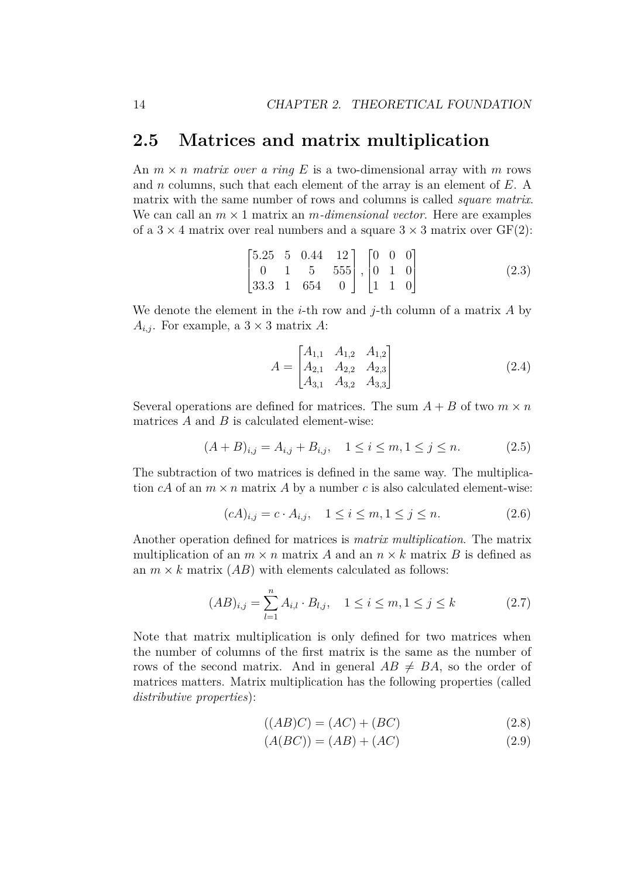## 2.5 Matrices and matrix multiplication

An $m \times n$ *matrix over a ring* $E$ is a two-dimensional array with $m$ rows and $n$ columns, such that each element of the array is an element of $E$. A matrix with the same number of rows and columns is called *square matrix*. We can call an $m \times 1$ matrix an *m-dimensional vector*. Here are examples of a $3 \times 4$ matrix over real numbers and a square $3 \times 3$ matrix over GF(2):

$$\begin{bmatrix} 5.25 & 5 & 0.44 & 12 \\ 0 & 1 & 5 & 555 \\ 33.3 & 1 & 654 & 0 \end{bmatrix}, \begin{bmatrix} 0 & 0 & 0 \\ 0 & 1 & 0 \\ 1 & 1 & 0 \end{bmatrix} \tag{2.3}$$

We denote the element in the $i$-th row and $j$-th column of a matrix $A$ by $A_{i,j}$. For example, a $3 \times 3$ matrix $A$:

$$A = \begin{bmatrix} A_{1,1} & A_{1,2} & A_{1,2} \\ A_{2,1} & A_{2,2} & A_{2,3} \\ A_{3,1} & A_{3,2} & A_{3,3} \end{bmatrix} \tag{2.4}$$

Several operations are defined for matrices. The sum $A + B$ of two $m \times n$ matrices $A$ and $B$ is calculated element-wise:

$$(A + B)_{i,j} = A_{i,j} + B_{i,j}, \quad 1 \le i \le m, 1 \le j \le n. \tag{2.5}$$

The subtraction of two matrices is defined in the same way. The multiplication $cA$ of an $m \times n$ matrix $A$ by a number $c$ is also calculated element-wise:

$$(cA)_{i,j} = c \cdot A_{i,j}, \quad 1 \le i \le m, 1 \le j \le n. \tag{2.6}$$

Another operation defined for matrices is *matrix multiplication*. The matrix multiplication of an $m \times n$ matrix $A$ and an $n \times k$ matrix $B$ is defined as an $m \times k$ matrix $(AB)$ with elements calculated as follows:

$$(AB)_{i,j} = \sum_{l=1}^{n} A_{i,l} \cdot B_{l,j}, \quad 1 \le i \le m, 1 \le j \le k \tag{2.7}$$

Note that matrix multiplication is only defined for two matrices when the number of columns of the first matrix is the same as the number of rows of the second matrix. And in general $AB \neq BA$, so the order of matrices matters. Matrix multiplication has the following properties (called *distributive properties*):

$$((AB)C) = (AC) + (BC) \tag{2.8}$$

$$(A(BC)) = (AB) + (AC) \tag{2.9}$$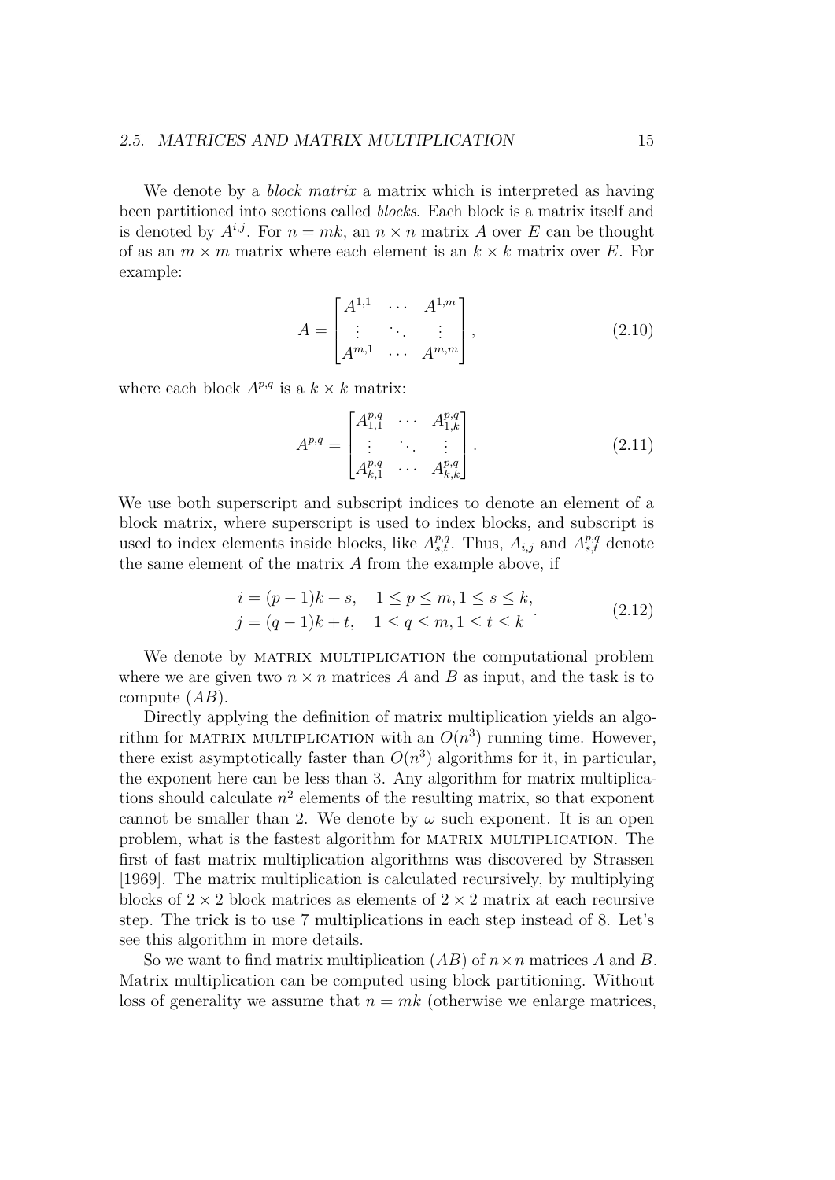We denote by a *block matrix* a matrix which is interpreted as having been partitioned into sections called *blocks*. Each block is a matrix itself and is denoted by $A^{i,j}$. For $n = mk$, an $n \times n$ matrix $A$ over $E$ can be thought of as an $m \times m$ matrix where each element is an $k \times k$ matrix over $E$. For example:

$$A = \begin{bmatrix} A^{1,1} & \cdots & A^{1,m} \\ \vdots & \ddots & \vdots \\ A^{m,1} & \cdots & A^{m,m} \end{bmatrix}, \tag{2.10}$$

where each block $A^{p,q}$ is a $k \times k$ matrix:

$$A^{p,q} = \begin{bmatrix} A^{p,q}_{1,1} & \cdots & A^{p,q}_{1,k} \\ \vdots & \ddots & \vdots \\ A^{p,q}_{k,1} & \cdots & A^{p,q}_{k,k} \end{bmatrix}. \tag{2.11}$$

We use both superscript and subscript indices to denote an element of a block matrix, where superscript is used to index blocks, and subscript is used to index elements inside blocks, like $A^{p,q}_{s,t}$. Thus, $A_{i,j}$ and $A^{p,q}_{s,t}$ denote the same element of the matrix $A$ from the example above, if

$$\begin{aligned} i &= (p-1)k + s, \quad 1 \le p \le m, 1 \le s \le k, \\ j &= (q-1)k + t, \quad 1 \le q \le m, 1 \le t \le k \end{aligned}. \tag{2.12}$$

We denote by MATRIX MULTIPLICATION the computational problem where we are given two $n \times n$ matrices $A$ and $B$ as input, and the task is to compute $(AB)$.

Directly applying the definition of matrix multiplication yields an algorithm for MATRIX MULTIPLICATION with an $O(n^3)$ running time. However, there exist asymptotically faster than $O(n^3)$ algorithms for it, in particular, the exponent here can be less than 3. Any algorithm for matrix multiplications should calculate $n^2$ elements of the resulting matrix, so that exponent cannot be smaller than 2. We denote by $\omega$ such exponent. It is an open problem, what is the fastest algorithm for MATRIX MULTIPLICATION. The first of fast matrix multiplication algorithms was discovered by Strassen [1969]. The matrix multiplication is calculated recursively, by multiplying blocks of $2 \times 2$ block matrices as elements of $2 \times 2$ matrix at each recursive step. The trick is to use 7 multiplications in each step instead of 8. Let's see this algorithm in more details.

So we want to find matrix multiplication $(AB)$ of $n \times n$ matrices $A$ and $B$. Matrix multiplication can be computed using block partitioning. Without loss of generality we assume that $n = mk$ (otherwise we enlarge matrices,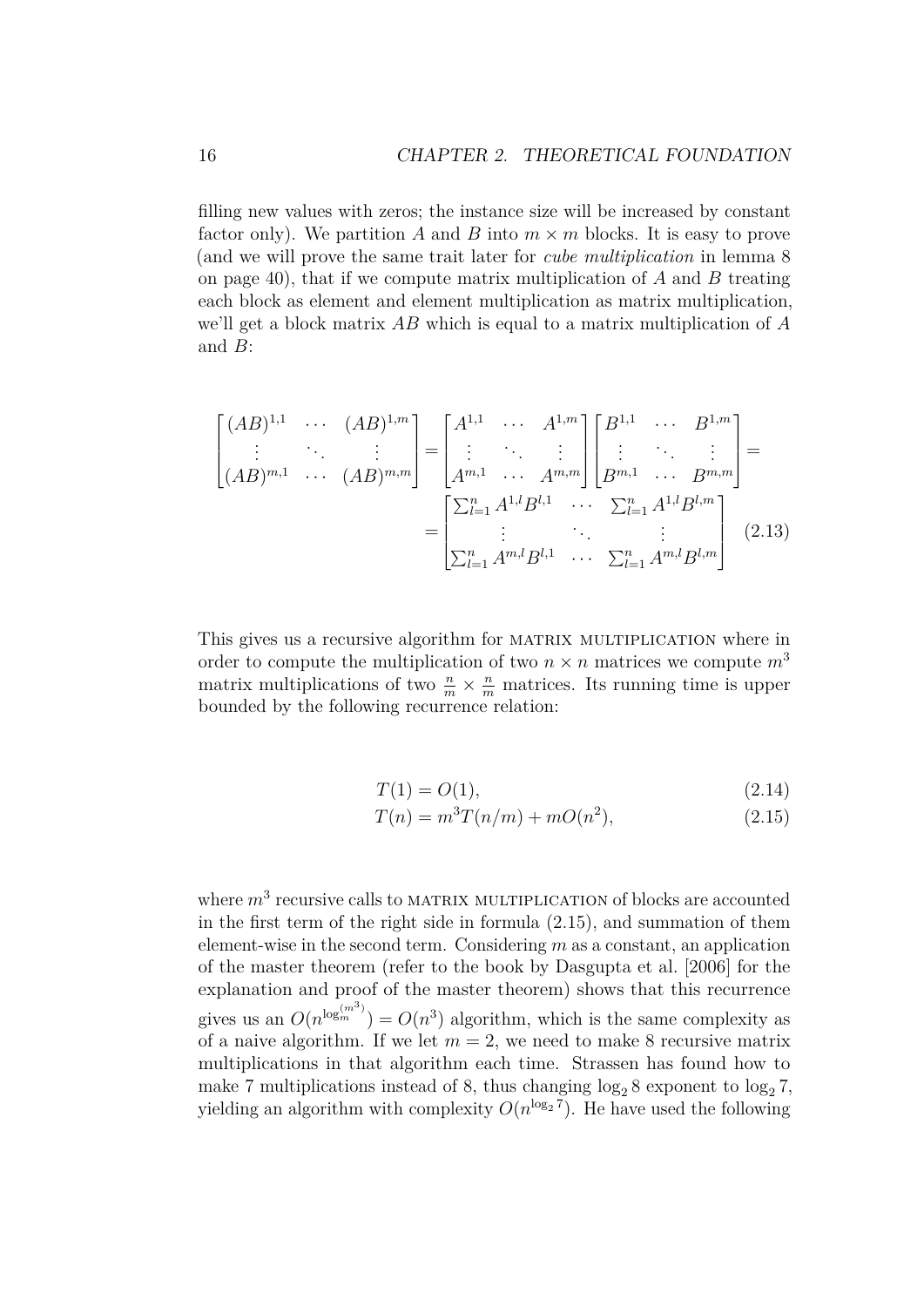filling new values with zeros; the instance size will be increased by constant factor only). We partition $A$ and $B$ into $m \times m$ blocks. It is easy to prove (and we will prove the same trait later for *cube multiplication* in lemma 8 on page 40), that if we compute matrix multiplication of $A$ and $B$ treating each block as element and element multiplication as matrix multiplication, we'll get a block matrix $AB$ which is equal to a matrix multiplication of $A$ and $B$:

$$
\begin{bmatrix} (AB)^{1,1} & \cdots & (AB)^{1,m} \\ \vdots & \ddots & \vdots \\ (AB)^{m,1} & \cdots & (AB)^{m,m} \end{bmatrix} = \begin{bmatrix} A^{1,1} & \cdots & A^{1,m} \\ \vdots & \ddots & \vdots \\ A^{m,1} & \cdots & A^{m,m} \end{bmatrix} \begin{bmatrix} B^{1,1} & \cdots & B^{1,m} \\ \vdots & \ddots & \vdots \\ B^{m,1} & \cdots & B^{m,m} \end{bmatrix} =
$$

$$
= \begin{bmatrix} \sum_{l=1}^{n} A^{1,l}B^{l,1} & \cdots & \sum_{l=1}^{n} A^{1,l}B^{l,m} \\ \vdots & \ddots & \vdots \\ \sum_{l=1}^{n} A^{m,l}B^{l,1} & \cdots & \sum_{l=1}^{n} A^{m,l}B^{l,m} \end{bmatrix} \tag{2.13}
$$

This gives us a recursive algorithm for MATRIX MULTIPLICATION where in order to compute the multiplication of two $n \times n$ matrices we compute $m^3$ matrix multiplications of two $\frac{n}{m} \times \frac{n}{m}$ matrices. Its running time is upper bounded by the following recurrence relation:

$$
T(1) = O(1), \tag{2.14}
$$

$$
T(n) = m^3 T(n/m) + mO(n^2), \tag{2.15}
$$

where $m^3$ recursive calls to MATRIX MULTIPLICATION of blocks are accounted in the first term of the right side in formula (2.15), and summation of them element-wise in the second term. Considering $m$ as a constant, an application of the master theorem (refer to the book by Dasgupta et al. [2006] for the explanation and proof of the master theorem) shows that this recurrence gives us an $O(n^{\log_m^{(m^3)}}) = O(n^3)$ algorithm, which is the same complexity as of a naive algorithm. If we let $m = 2$, we need to make 8 recursive matrix multiplications in that algorithm each time. Strassen has found how to make 7 multiplications instead of 8, thus changing $\log_2 8$ exponent to $\log_2 7$, yielding an algorithm with complexity $O(n^{\log_2 7})$. He have used the following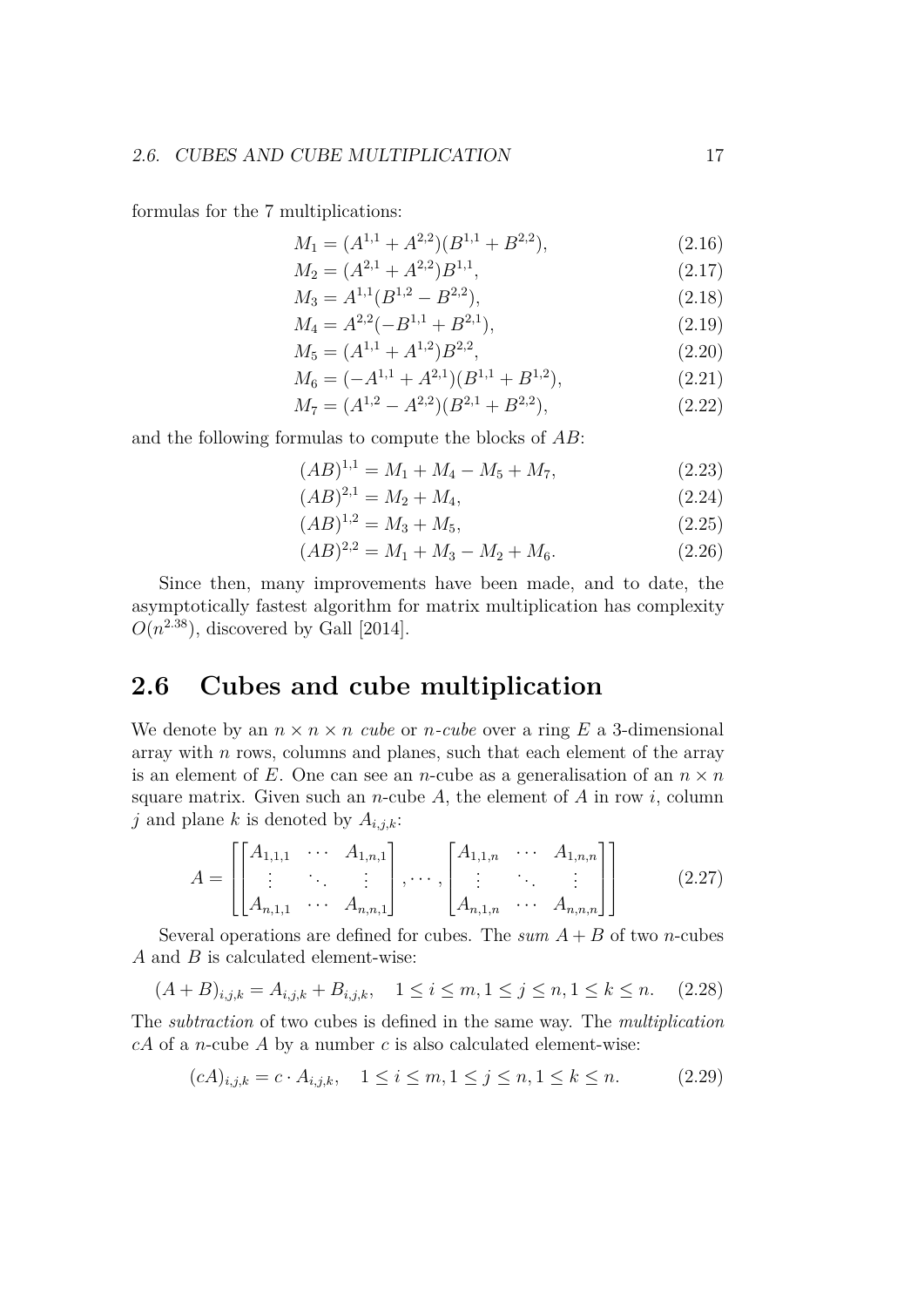formulas for the 7 multiplications:

$$M_1 = (A^{1,1} + A^{2,2})(B^{1,1} + B^{2,2}), \tag{2.16}$$

$$M_2 = (A^{2,1} + A^{2,2})B^{1,1}, \tag{2.17}$$

$$M_3 = A^{1,1}(B^{1,2} - B^{2,2}), \tag{2.18}$$

$$M_4 = A^{2,2}(-B^{1,1} + B^{2,1}), \tag{2.19}$$

$$M_5 = (A^{1,1} + A^{1,2})B^{2,2}, \tag{2.20}$$

$$M_6 = (-A^{1,1} + A^{2,1})(B^{1,1} + B^{1,2}), \tag{2.21}$$

$$M_7 = (A^{1,2} - A^{2,2})(B^{2,1} + B^{2,2}), \tag{2.22}$$

and the following formulas to compute the blocks of $AB$:

$$(AB)^{1,1} = M_1 + M_4 - M_5 + M_7, \tag{2.23}$$

$$(AB)^{2,1} = M_2 + M_4, \tag{2.24}$$

$$(AB)^{1,2} = M_3 + M_5, \tag{2.25}$$

$$(AB)^{2,2} = M_1 + M_3 - M_2 + M_6. \tag{2.26}$$

Since then, many improvements have been made, and to date, the asymptotically fastest algorithm for matrix multiplication has complexity $O(n^{2.38})$, discovered by Gall [2014].

## 2.6 Cubes and cube multiplication

We denote by an $n \times n \times n$ *cube* or $n$-*cube* over a ring $E$ a 3-dimensional array with $n$ rows, columns and planes, such that each element of the array is an element of $E$. One can see an $n$-cube as a generalisation of an $n \times n$ square matrix. Given such an $n$-cube $A$, the element of $A$ in row $i$, column $j$ and plane $k$ is denoted by $A_{i,j,k}$:

$$A = \left[ \begin{bmatrix} A_{1,1,1} & \cdots & A_{1,n,1} \\ \vdots & \ddots & \vdots \\ A_{n,1,1} & \cdots & A_{n,n,1} \end{bmatrix}, \cdots, \begin{bmatrix} A_{1,1,n} & \cdots & A_{1,n,n} \\ \vdots & \ddots & \vdots \\ A_{n,1,n} & \cdots & A_{n,n,n} \end{bmatrix} \right] \tag{2.27}$$

Several operations are defined for cubes. The *sum* $A + B$ of two $n$-cubes $A$ and $B$ is calculated element-wise:

$$(A + B)_{i,j,k} = A_{i,j,k} + B_{i,j,k}, \quad 1 \leq i \leq m, 1 \leq j \leq n, 1 \leq k \leq n. \tag{2.28}$$

The *subtraction* of two cubes is defined in the same way. The *multiplication* $cA$ of a $n$-cube $A$ by a number $c$ is also calculated element-wise:

$$(cA)_{i,j,k} = c \cdot A_{i,j,k}, \quad 1 \leq i \leq m, 1 \leq j \leq n, 1 \leq k \leq n. \tag{2.29}$$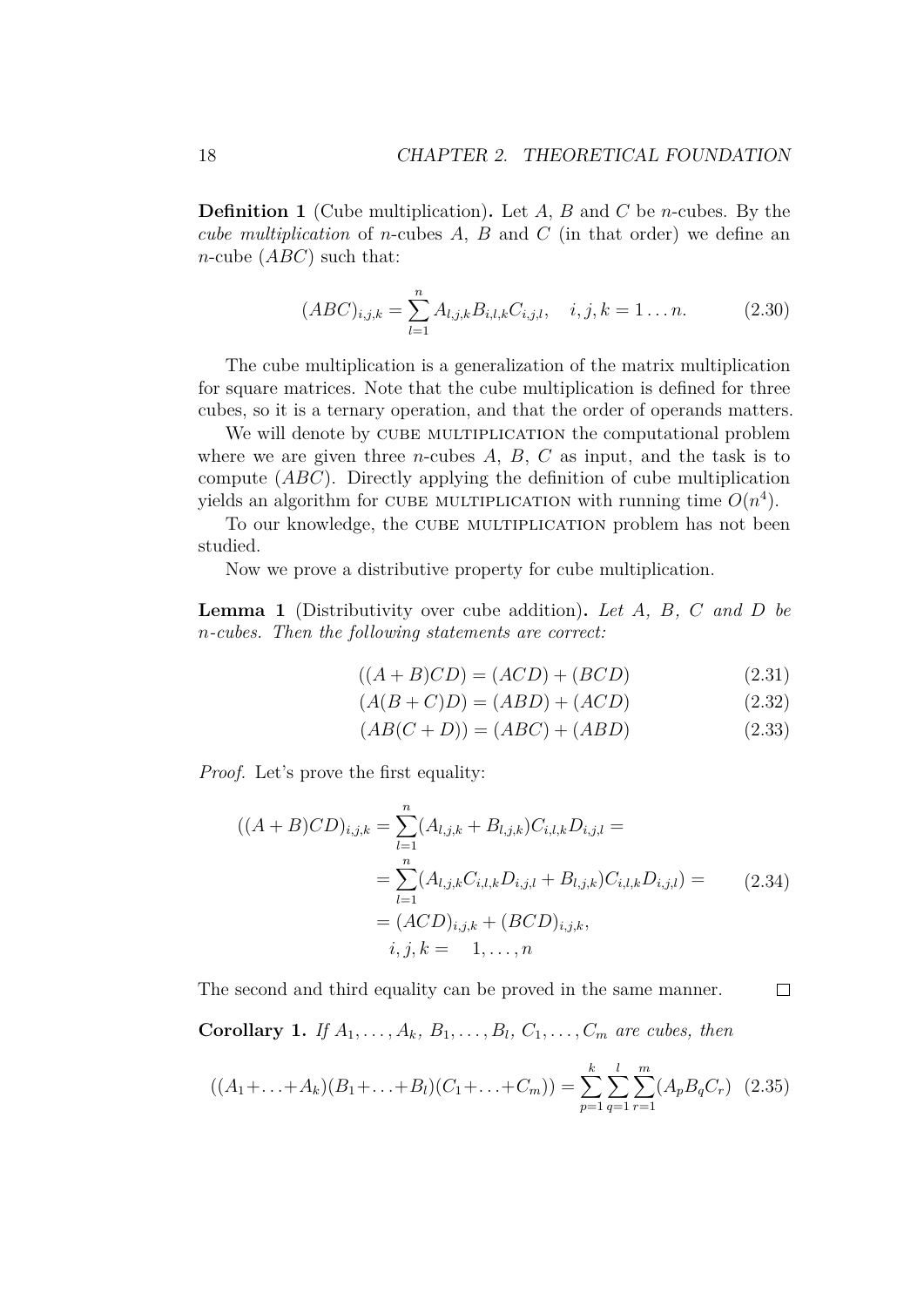**Definition 1** (Cube multiplication)**.** Let $A$, $B$ and $C$ be $n$-cubes. By the *cube multiplication* of $n$-cubes $A$, $B$ and $C$ (in that order) we define an $n$-cube $(ABC)$ such that:

$$(ABC)_{i,j,k} = \sum_{l=1}^{n} A_{l,j,k} B_{i,l,k} C_{i,j,l}, \quad i, j, k = 1 \dots n. \tag{2.30}$$

The cube multiplication is a generalization of the matrix multiplication for square matrices. Note that the cube multiplication is defined for three cubes, so it is a ternary operation, and that the order of operands matters.

We will denote by CUBE MULTIPLICATION the computational problem where we are given three $n$-cubes $A$, $B$, $C$ as input, and the task is to compute $(ABC)$. Directly applying the definition of cube multiplication yields an algorithm for CUBE MULTIPLICATION with running time $O(n^4)$.

To our knowledge, the CUBE MULTIPLICATION problem has not been studied.

Now we prove a distributive property for cube multiplication.

**Lemma 1** (Distributivity over cube addition)**.** *Let $A$, $B$, $C$ and $D$ be $n$-cubes. Then the following statements are correct:*

$$((A + B)CD) = (ACD) + (BCD) \tag{2.31}$$

$$(A(B + C)D) = (ABD) + (ACD) \tag{2.32}$$

$$(AB(C + D)) = (ABC) + (ABD) \tag{2.33}$$

*Proof.* Let's prove the first equality:

$$\begin{aligned}
((A + B)CD)_{i,j,k} &= \sum_{l=1}^{n} (A_{l,j,k} + B_{l,j,k}) C_{i,l,k} D_{i,j,l} = \\
&= \sum_{l=1}^{n} (A_{l,j,k} C_{i,l,k} D_{i,j,l} + B_{l,j,k}) C_{i,l,k} D_{i,j,l}) = \\
&= (ACD)_{i,j,k} + (BCD)_{i,j,k}, \\
&\quad i, j, k = \quad 1, \dots, n
\end{aligned} \tag{2.34}$$

The second and third equality can be proved in the same manner. □

**Corollary 1.** *If $A_1, \dots, A_k$, $B_1, \dots, B_l$, $C_1, \dots, C_m$ are cubes, then*

$$((A_1 + \dots + A_k)(B_1 + \dots + B_l)(C_1 + \dots + C_m)) = \sum_{p=1}^{k} \sum_{q=1}^{l} \sum_{r=1}^{m} (A_p B_q C_r) \tag{2.35}$$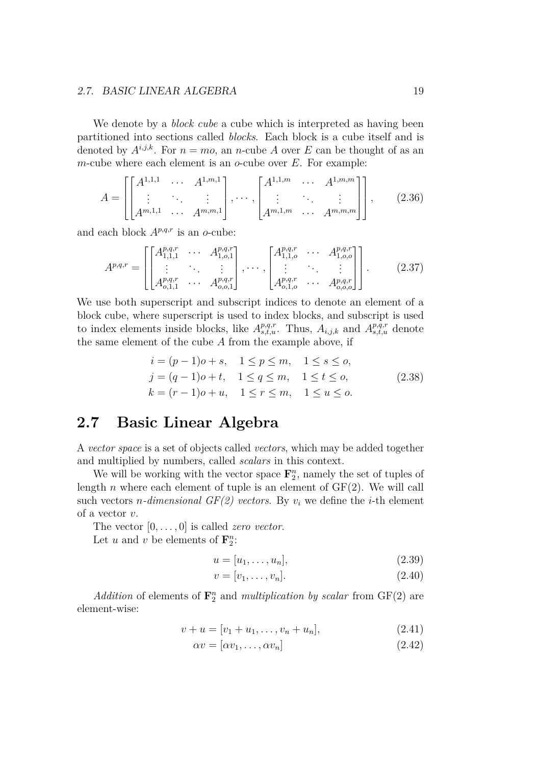We denote by a *block cube* a cube which is interpreted as having been partitioned into sections called *blocks*. Each block is a cube itself and is denoted by $A^{i,j,k}$. For $n = mo$, an $n$-cube $A$ over $E$ can be thought of as an $m$-cube where each element is an $o$-cube over $E$. For example:

$$A = \left[ \begin{bmatrix} A^{1,1,1} & \cdots & A^{1,m,1} \\ \vdots & \ddots & \vdots \\ A^{m,1,1} & \cdots & A^{m,m,1} \end{bmatrix}, \cdots, \begin{bmatrix} A^{1,1,m} & \cdots & A^{1,m,m} \\ \vdots & \ddots & \vdots \\ A^{m,1,m} & \cdots & A^{m,m,m} \end{bmatrix} \right], \tag{2.36}$$

and each block $A^{p,q,r}$ is an $o$-cube:

$$A^{p,q,r} = \left[ \begin{bmatrix} A^{p,q,r}_{1,1,1} & \cdots & A^{p,q,r}_{1,o,1} \\ \vdots & \ddots & \vdots \\ A^{p,q,r}_{o,1,1} & \cdots & A^{p,q,r}_{o,o,1} \end{bmatrix}, \cdots, \begin{bmatrix} A^{p,q,r}_{1,1,o} & \cdots & A^{p,q,r}_{1,o,o} \\ \vdots & \ddots & \vdots \\ A^{p,q,r}_{o,1,o} & \cdots & A^{p,q,r}_{o,o,o} \end{bmatrix} \right]. \tag{2.37}$$

We use both superscript and subscript indices to denote an element of a block cube, where superscript is used to index blocks, and subscript is used to index elements inside blocks, like $A^{p,q,r}_{s,t,u}$. Thus, $A_{i,j,k}$ and $A^{p,q,r}_{s,t,u}$ denote the same element of the cube $A$ from the example above, if

$$\begin{aligned} i &= (p-1)o + s, \quad 1 \le p \le m, \quad 1 \le s \le o, \\ j &= (q-1)o + t, \quad 1 \le q \le m, \quad 1 \le t \le o, \\ k &= (r-1)o + u, \quad 1 \le r \le m, \quad 1 \le u \le o. \end{aligned} \tag{2.38}$$

## 2.7 Basic Linear Algebra

A *vector space* is a set of objects called *vectors*, which may be added together and multiplied by numbers, called *scalars* in this context.

We will be working with the vector space $\mathbf{F}_2^n$, namely the set of tuples of length $n$ where each element of tuple is an element of GF(2). We will call such vectors *n-dimensional GF(2) vectors*. By $v_i$ we define the $i$-th element of a vector $v$.

The vector $[0, \ldots, 0]$ is called *zero vector*.

Let $u$ and $v$ be elements of $\mathbf{F}_2^n$:

$$u = [u_1, \ldots, u_n], \tag{2.39}$$

$$v = [v_1, \ldots, v_n]. \tag{2.40}$$

*Addition* of elements of $\mathbf{F}_2^n$ and *multiplication by scalar* from GF(2) are element-wise:

$$v + u = [v_1 + u_1, \ldots, v_n + u_n], \tag{2.41}$$

$$\alpha v = [\alpha v_1, \ldots, \alpha v_n] \tag{2.42}$$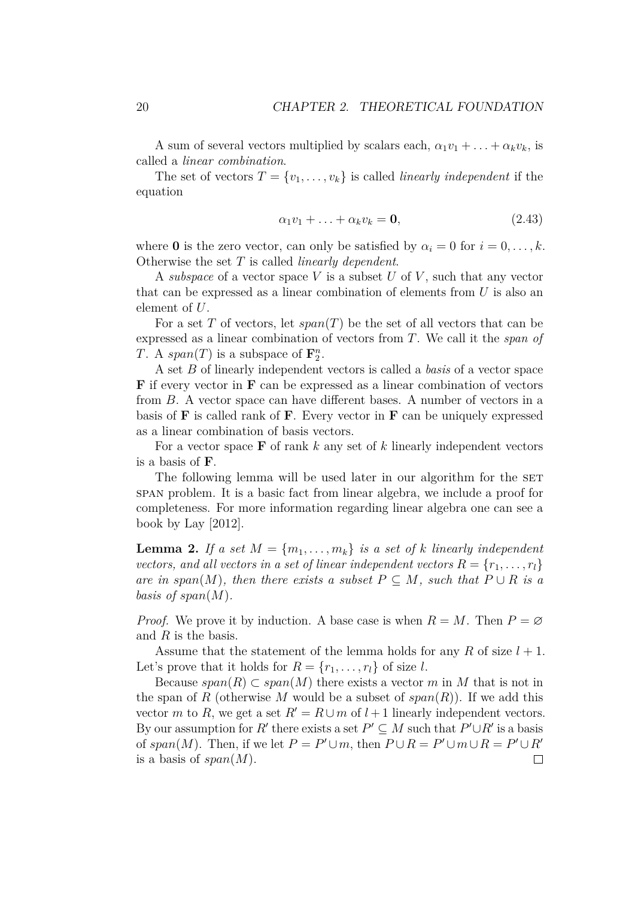A sum of several vectors multiplied by scalars each, $\alpha_1 v_1 + \ldots + \alpha_k v_k$, is called a *linear combination*.

The set of vectors $T = \{v_1, \ldots, v_k\}$ is called *linearly independent* if the equation

$$\alpha_1 v_1 + \ldots + \alpha_k v_k = \mathbf{0}, \tag{2.43}$$

where $\mathbf{0}$ is the zero vector, can only be satisfied by $\alpha_i = 0$ for $i = 0, \ldots, k$. Otherwise the set $T$ is called *linearly dependent*.

A *subspace* of a vector space $V$ is a subset $U$ of $V$, such that any vector that can be expressed as a linear combination of elements from $U$ is also an element of $U$.

For a set $T$ of vectors, let $span(T)$ be the set of all vectors that can be expressed as a linear combination of vectors from $T$. We call it the *span of* $T$. A $span(T)$ is a subspace of $\mathbf{F}_2^n$.

A set $B$ of linearly independent vectors is called a *basis* of a vector space $\mathbf{F}$ if every vector in $\mathbf{F}$ can be expressed as a linear combination of vectors from $B$. A vector space can have different bases. A number of vectors in a basis of $\mathbf{F}$ is called rank of $\mathbf{F}$. Every vector in $\mathbf{F}$ can be uniquely expressed as a linear combination of basis vectors.

For a vector space $\mathbf{F}$ of rank $k$ any set of $k$ linearly independent vectors is a basis of $\mathbf{F}$.

The following lemma will be used later in our algorithm for the SET SPAN problem. It is a basic fact from linear algebra, we include a proof for completeness. For more information regarding linear algebra one can see a book by Lay [2012].

**Lemma 2.** *If a set $M = \{m_1, \ldots, m_k\}$ is a set of $k$ linearly independent vectors, and all vectors in a set of linear independent vectors $R = \{r_1, \ldots, r_l\}$ are in $span(M)$, then there exists a subset $P \subseteq M$, such that $P \cup R$ is a basis of $span(M)$.*

*Proof.* We prove it by induction. A base case is when $R = M$. Then $P = \varnothing$ and $R$ is the basis.

Assume that the statement of the lemma holds for any $R$ of size $l + 1$. Let's prove that it holds for $R = \{r_1, \ldots, r_l\}$ of size $l$.

Because $span(R) \subset span(M)$ there exists a vector $m$ in $M$ that is not in the span of $R$ (otherwise $M$ would be a subset of $span(R)$). If we add this vector $m$ to $R$, we get a set $R' = R \cup m$ of $l + 1$ linearly independent vectors. By our assumption for $R'$ there exists a set $P' \subseteq M$ such that $P' \cup R'$ is a basis of $span(M)$. Then, if we let $P = P' \cup m$, then $P \cup R = P' \cup m \cup R = P' \cup R'$ is a basis of $span(M)$. □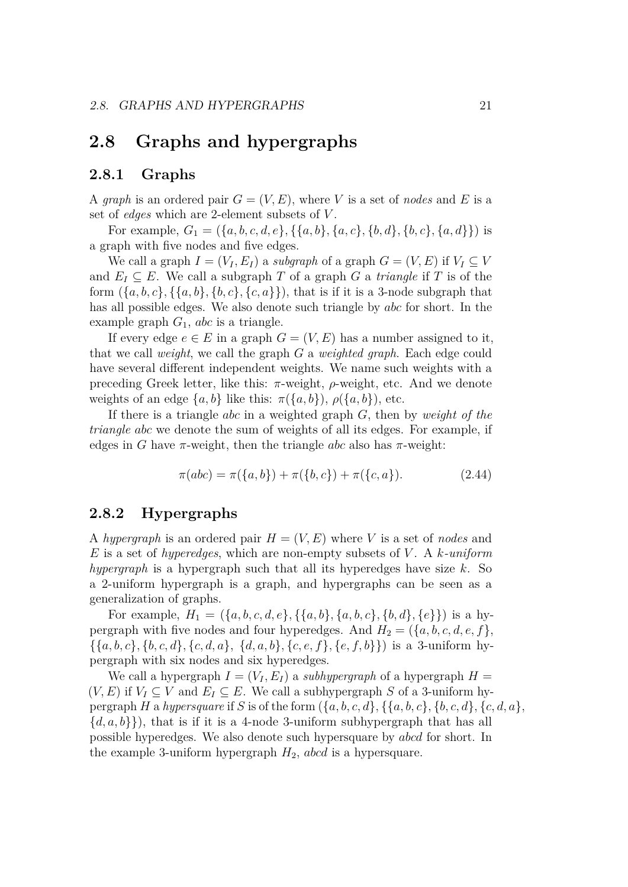## 2.8 Graphs and hypergraphs

### 2.8.1 Graphs

A *graph* is an ordered pair $G = (V, E)$, where $V$ is a set of *nodes* and $E$ is a set of *edges* which are 2-element subsets of $V$.

For example, $G_1 = (\{a, b, c, d, e\}, \{\{a, b\}, \{a, c\}, \{b, d\}, \{b, c\}, \{a, d\}\})$ is a graph with five nodes and five edges.

We call a graph $I = (V_I, E_I)$ a *subgraph* of a graph $G = (V, E)$ if $V_I \subseteq V$ and $E_I \subseteq E$. We call a subgraph $T$ of a graph $G$ a *triangle* if $T$ is of the form $(\{a, b, c\}, \{\{a, b\}, \{b, c\}, \{c, a\}\})$, that is if it is a 3-node subgraph that has all possible edges. We also denote such triangle by $abc$ for short. In the example graph $G_1$, $abc$ is a triangle.

If every edge $e \in E$ in a graph $G = (V, E)$ has a number assigned to it, that we call *weight*, we call the graph $G$ a *weighted graph*. Each edge could have several different independent weights. We name such weights with a preceding Greek letter, like this: $\pi$-weight, $\rho$-weight, etc. And we denote weights of an edge $\{a, b\}$ like this: $\pi(\{a, b\})$, $\rho(\{a, b\})$, etc.

If there is a triangle $abc$ in a weighted graph $G$, then by *weight of the triangle abc* we denote the sum of weights of all its edges. For example, if edges in $G$ have $\pi$-weight, then the triangle $abc$ also has $\pi$-weight:

$$\pi(abc) = \pi(\{a, b\}) + \pi(\{b, c\}) + \pi(\{c, a\}). \tag{2.44}$$

### 2.8.2 Hypergraphs

A *hypergraph* is an ordered pair $H = (V, E)$ where $V$ is a set of *nodes* and $E$ is a set of *hyperedges*, which are non-empty subsets of $V$. A *$k$-uniform hypergraph* is a hypergraph such that all its hyperedges have size $k$. So a 2-uniform hypergraph is a graph, and hypergraphs can be seen as a generalization of graphs.

For example, $H_1 = (\{a, b, c, d, e\}, \{\{a, b\}, \{a, b, c\}, \{b, d\}, \{e\}\})$ is a hypergraph with five nodes and four hyperedges. And $H_2 = (\{a, b, c, d, e, f\}, \{\{a, b, c\}, \{b, c, d\}, \{c, d, a\}, \{d, a, b\}, \{c, e, f\}, \{e, f, b\}\})$ is a 3-uniform hypergraph with six nodes and six hyperedges.

We call a hypergraph $I = (V_I, E_I)$ a *subhypergraph* of a hypergraph $H = (V, E)$ if $V_I \subseteq V$ and $E_I \subseteq E$. We call a subhypergraph $S$ of a 3-uniform hypergraph $H$ a *hypersquare* if $S$ is of the form $(\{a, b, c, d\}, \{\{a, b, c\}, \{b, c, d\}, \{c, d, a\}, \{d, a, b\}\})$, that is if it is a 4-node 3-uniform subhypergraph that has all possible hyperedges. We also denote such hypersquare by $abcd$ for short. In the example 3-uniform hypergraph $H_2$, $abcd$ is a hypersquare.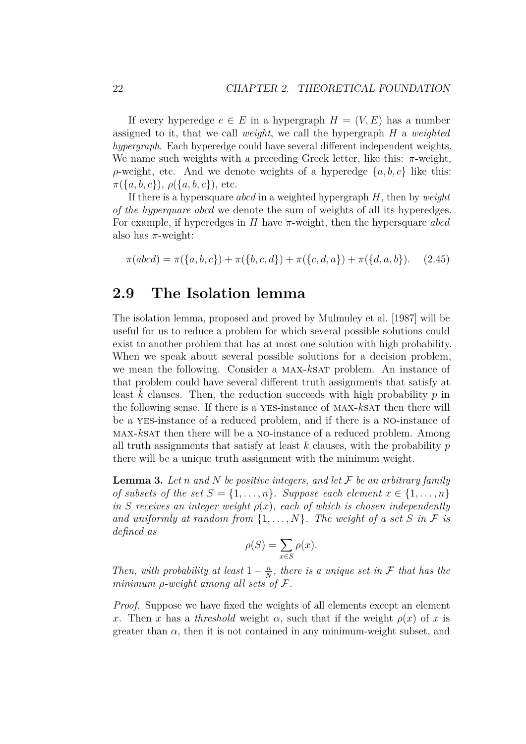If every hyperedge $e \in E$ in a hypergraph $H = (V, E)$ has a number assigned to it, that we call *weight*, we call the hypergraph $H$ a *weighted hypergraph*. Each hyperedge could have several different independent weights. We name such weights with a preceding Greek letter, like this: $\pi$-weight, $\rho$-weight, etc. And we denote weights of a hyperedge $\{a, b, c\}$ like this: $\pi(\{a, b, c\})$, $\rho(\{a, b, c\})$, etc.

If there is a hypersquare *abcd* in a weighted hypergraph $H$, then by *weight of the hyperquare abcd* we denote the sum of weights of all its hyperedges. For example, if hyperedges in $H$ have $\pi$-weight, then the hypersquare *abcd* also has $\pi$-weight:

$$\pi(abcd) = \pi(\{a, b, c\}) + \pi(\{b, c, d\}) + \pi(\{c, d, a\}) + \pi(\{d, a, b\}). \quad (2.45)$$

## 2.9 The Isolation lemma

The isolation lemma, proposed and proved by Mulmuley et al. [1987] will be useful for us to reduce a problem for which several possible solutions could exist to another problem that has at most one solution with high probability. When we speak about several possible solutions for a decision problem, we mean the following. Consider a MAX-$k$SAT problem. An instance of that problem could have several different truth assignments that satisfy at least $\tilde{k}$ clauses. Then, the reduction succeeds with high probability $p$ in the following sense. If there is a YES-instance of MAX-$k$SAT then there will be a YES-instance of a reduced problem, and if there is a NO-instance of MAX-$k$SAT then there will be a NO-instance of a reduced problem. Among all truth assignments that satisfy at least $k$ clauses, with the probability $p$ there will be a unique truth assignment with the minimum weight.

**Lemma 3.** *Let $n$ and $N$ be positive integers, and let $\mathcal{F}$ be an arbitrary family of subsets of the set $S = \{1, \dots, n\}$. Suppose each element $x \in \{1, \dots, n\}$ in $S$ receives an integer weight $\rho(x)$, each of which is chosen independently and uniformly at random from $\{1, \dots, N\}$. The weight of a set $S$ in $\mathcal{F}$ is defined as*

$$\rho(S) = \sum_{x \in S} \rho(x).$$

*Then, with probability at least $1 - \frac{n}{N}$, there is a unique set in $\mathcal{F}$ that has the minimum $\rho$-weight among all sets of $\mathcal{F}$.*

*Proof.* Suppose we have fixed the weights of all elements except an element $x$. Then $x$ has a *threshold* weight $\alpha$, such that if the weight $\rho(x)$ of $x$ is greater than $\alpha$, then it is not contained in any minimum-weight subset, and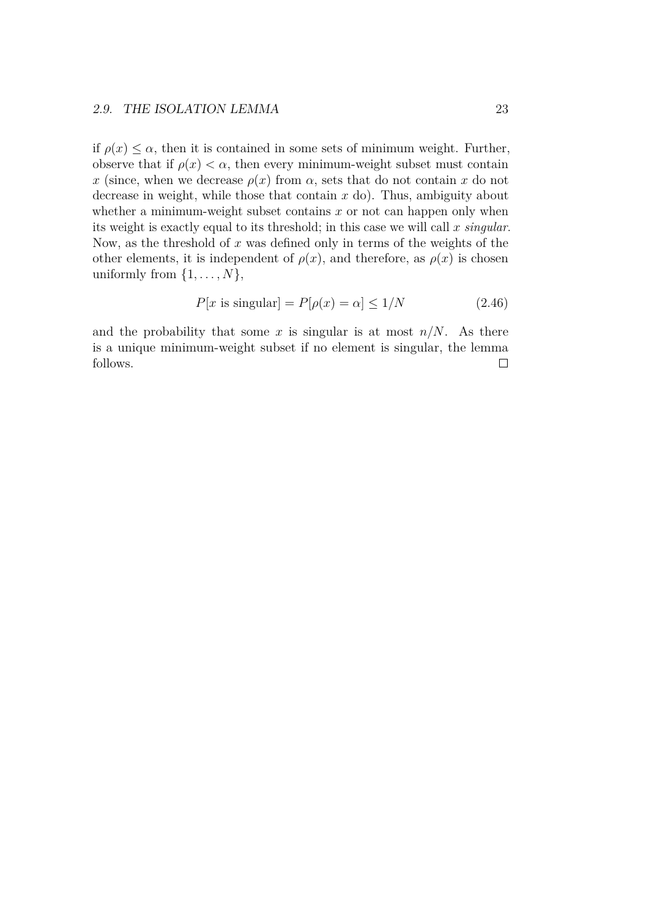if $\rho(x) \leq \alpha$, then it is contained in some sets of minimum weight. Further, observe that if $\rho(x) < \alpha$, then every minimum-weight subset must contain $x$ (since, when we decrease $\rho(x)$ from $\alpha$, sets that do not contain $x$ do not decrease in weight, while those that contain $x$ do). Thus, ambiguity about whether a minimum-weight subset contains $x$ or not can happen only when its weight is exactly equal to its threshold; in this case we will call $x$ *singular*. Now, as the threshold of $x$ was defined only in terms of the weights of the other elements, it is independent of $\rho(x)$, and therefore, as $\rho(x)$ is chosen uniformly from $\{1, \ldots, N\}$,

$$P[x \text{ is singular}] = P[\rho(x) = \alpha] \leq 1/N \tag{2.46}$$

and the probability that some $x$ is singular is at most $n/N$. As there is a unique minimum-weight subset if no element is singular, the lemma follows. □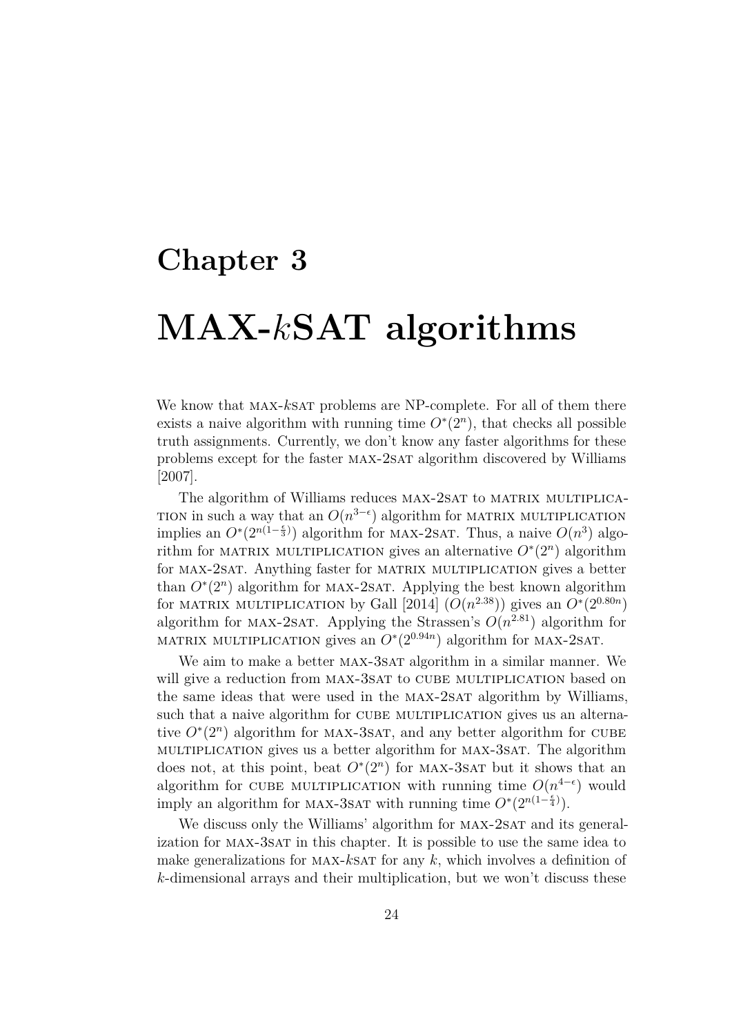# Chapter 3

# MAX-$k$SAT algorithms

We know that MAX-$k$SAT problems are NP-complete. For all of them there exists a naive algorithm with running time $O^*(2^n)$, that checks all possible truth assignments. Currently, we don't know any faster algorithms for these problems except for the faster MAX-2SAT algorithm discovered by Williams [2007].

The algorithm of Williams reduces MAX-2SAT to MATRIX MULTIPLICATION in such a way that an $O(n^{3-\epsilon})$ algorithm for MATRIX MULTIPLICATION implies an $O^*(2^{n(1-\frac{\epsilon}{3})})$ algorithm for MAX-2SAT. Thus, a naive $O(n^3)$ algorithm for MATRIX MULTIPLICATION gives an alternative $O^*(2^n)$ algorithm for MAX-2SAT. Anything faster for MATRIX MULTIPLICATION gives a better than $O^*(2^n)$ algorithm for MAX-2SAT. Applying the best known algorithm for MATRIX MULTIPLICATION by Gall [2014] ($O(n^{2.38})$) gives an $O^*(2^{0.80n})$ algorithm for MAX-2SAT. Applying the Strassen's $O(n^{2.81})$ algorithm for MATRIX MULTIPLICATION gives an $O^*(2^{0.94n})$ algorithm for MAX-2SAT.

We aim to make a better MAX-3SAT algorithm in a similar manner. We will give a reduction from MAX-3SAT to CUBE MULTIPLICATION based on the same ideas that were used in the MAX-2SAT algorithm by Williams, such that a naive algorithm for CUBE MULTIPLICATION gives us an alternative $O^*(2^n)$ algorithm for MAX-3SAT, and any better algorithm for CUBE MULTIPLICATION gives us a better algorithm for MAX-3SAT. The algorithm does not, at this point, beat $O^*(2^n)$ for MAX-3SAT but it shows that an algorithm for CUBE MULTIPLICATION with running time $O(n^{4-\epsilon})$ would imply an algorithm for MAX-3SAT with running time $O^*(2^{n(1-\frac{\epsilon}{4})})$.

We discuss only the Williams' algorithm for MAX-2SAT and its generalization for MAX-3SAT in this chapter. It is possible to use the same idea to make generalizations for MAX-$k$SAT for any $k$, which involves a definition of $k$-dimensional arrays and their multiplication, but we won't discuss these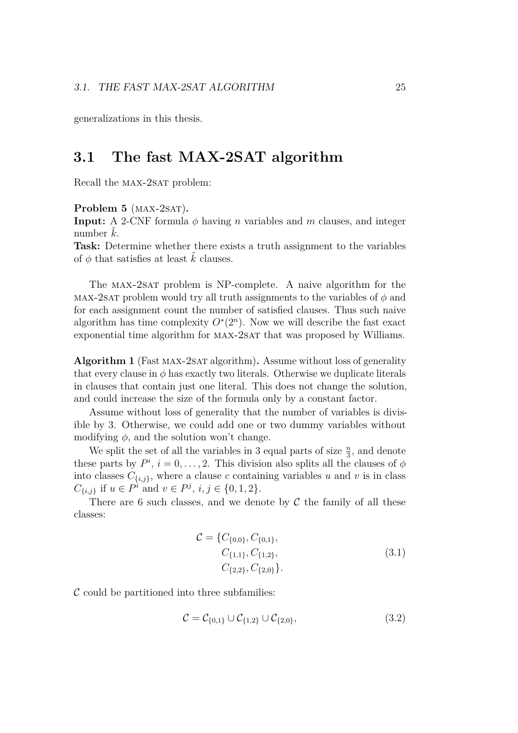generalizations in this thesis.

## 3.1 The fast MAX-2SAT algorithm

Recall the MAX-2SAT problem:

**Problem 5** (MAX-2SAT)**.**
**Input:** A 2-CNF formula $\phi$ having $n$ variables and $m$ clauses, and integer number $\tilde{k}$.
**Task:** Determine whether there exists a truth assignment to the variables of $\phi$ that satisfies at least $\tilde{k}$ clauses.

The MAX-2SAT problem is NP-complete. A naive algorithm for the MAX-2SAT problem would try all truth assignments to the variables of $\phi$ and for each assignment count the number of satisfied clauses. Thus such naive algorithm has time complexity $O^*(2^n)$. Now we will describe the fast exact exponential time algorithm for MAX-2SAT that was proposed by Williams.

**Algorithm 1** (Fast MAX-2SAT algorithm)**.** Assume without loss of generality that every clause in $\phi$ has exactly two literals. Otherwise we duplicate literals in clauses that contain just one literal. This does not change the solution, and could increase the size of the formula only by a constant factor.

Assume without loss of generality that the number of variables is divisible by 3. Otherwise, we could add one or two dummy variables without modifying $\phi$, and the solution won't change.

We split the set of all the variables in 3 equal parts of size $\frac{n}{3}$, and denote these parts by $P^i$, $i = 0, \ldots, 2$. This division also splits all the clauses of $\phi$ into classes $C_{\{i,j\}}$, where a clause $c$ containing variables $u$ and $v$ is in class $C_{\{i,j\}}$ if $u \in P^i$ and $v \in P^j$, $i, j \in \{0, 1, 2\}$.

There are 6 such classes, and we denote by $\mathcal{C}$ the family of all these classes:

$$\begin{aligned} \mathcal{C} = \{&C_{\{0,0\}}, C_{\{0,1\}}, \\ &C_{\{1,1\}}, C_{\{1,2\}}, \\ &C_{\{2,2\}}, C_{\{2,0\}}\}. \end{aligned} \tag{3.1}$$

$\mathcal{C}$ could be partitioned into three subfamilies:

$$\mathcal{C} = \mathcal{C}_{\{0,1\}} \cup \mathcal{C}_{\{1,2\}} \cup \mathcal{C}_{\{2,0\}}, \tag{3.2}$$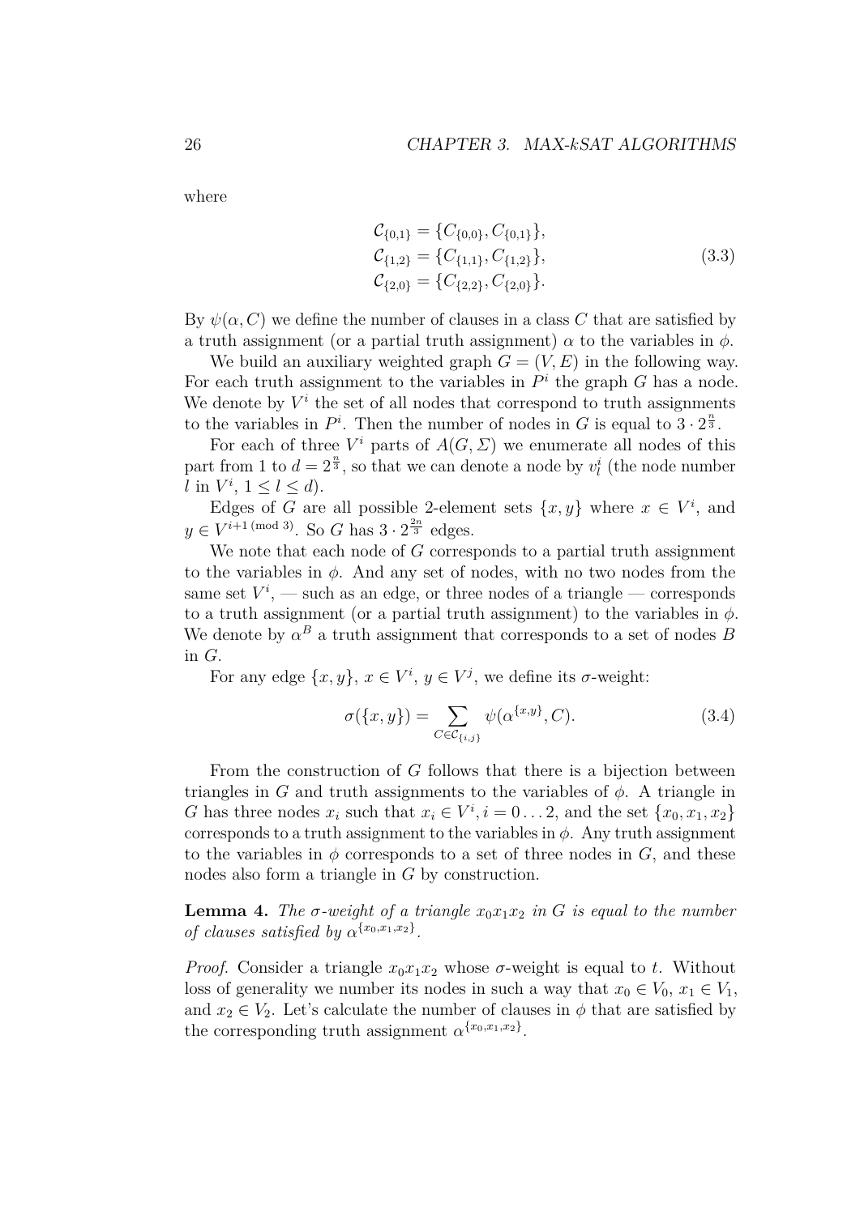where

$$
\begin{aligned}
\mathcal{C}_{\{0,1\}} &= \{C_{\{0,0\}}, C_{\{0,1\}}\}, \\
\mathcal{C}_{\{1,2\}} &= \{C_{\{1,1\}}, C_{\{1,2\}}\}, \\
\mathcal{C}_{\{2,0\}} &= \{C_{\{2,2\}}, C_{\{2,0\}}\}.
\end{aligned}
\tag{3.3}
$$

By $\psi(\alpha, C)$ we define the number of clauses in a class $C$ that are satisfied by a truth assignment (or a partial truth assignment) $\alpha$ to the variables in $\phi$.

We build an auxiliary weighted graph $G = (V, E)$ in the following way. For each truth assignment to the variables in $P^i$ the graph $G$ has a node. We denote by $V^i$ the set of all nodes that correspond to truth assignments to the variables in $P^i$. Then the number of nodes in $G$ is equal to $3 \cdot 2^{\frac{n}{3}}$.

For each of three $V^i$ parts of $A(G, \Sigma)$ we enumerate all nodes of this part from 1 to $d = 2^{\frac{n}{3}}$, so that we can denote a node by $v^i_l$ (the node number $l$ in $V^i$, $1 \leq l \leq d$).

Edges of $G$ are all possible 2-element sets $\{x, y\}$ where $x \in V^i$, and $y \in V^{i+1 \pmod 3}$. So $G$ has $3 \cdot 2^{\frac{2n}{3}}$ edges.

We note that each node of $G$ corresponds to a partial truth assignment to the variables in $\phi$. And any set of nodes, with no two nodes from the same set $V^i$, — such as an edge, or three nodes of a triangle — corresponds to a truth assignment (or a partial truth assignment) to the variables in $\phi$. We denote by $\alpha^B$ a truth assignment that corresponds to a set of nodes $B$ in $G$.

For any edge $\{x, y\}$, $x \in V^i$, $y \in V^j$, we define its $\sigma$-weight:

$$
\sigma(\{x, y\}) = \sum_{C \in \mathcal{C}_{\{i,j\}}} \psi(\alpha^{\{x,y\}}, C).
\tag{3.4}
$$

From the construction of $G$ follows that there is a bijection between triangles in $G$ and truth assignments to the variables of $\phi$. A triangle in $G$ has three nodes $x_i$ such that $x_i \in V^i, i = 0 \ldots 2$, and the set $\{x_0, x_1, x_2\}$ corresponds to a truth assignment to the variables in $\phi$. Any truth assignment to the variables in $\phi$ corresponds to a set of three nodes in $G$, and these nodes also form a triangle in $G$ by construction.

**Lemma 4.** *The $\sigma$-weight of a triangle $x_0x_1x_2$ in $G$ is equal to the number of clauses satisfied by $\alpha^{\{x_0,x_1,x_2\}}$.*

*Proof.* Consider a triangle $x_0x_1x_2$ whose $\sigma$-weight is equal to $t$. Without loss of generality we number its nodes in such a way that $x_0 \in V_0$, $x_1 \in V_1$, and $x_2 \in V_2$. Let's calculate the number of clauses in $\phi$ that are satisfied by the corresponding truth assignment $\alpha^{\{x_0,x_1,x_2\}}$.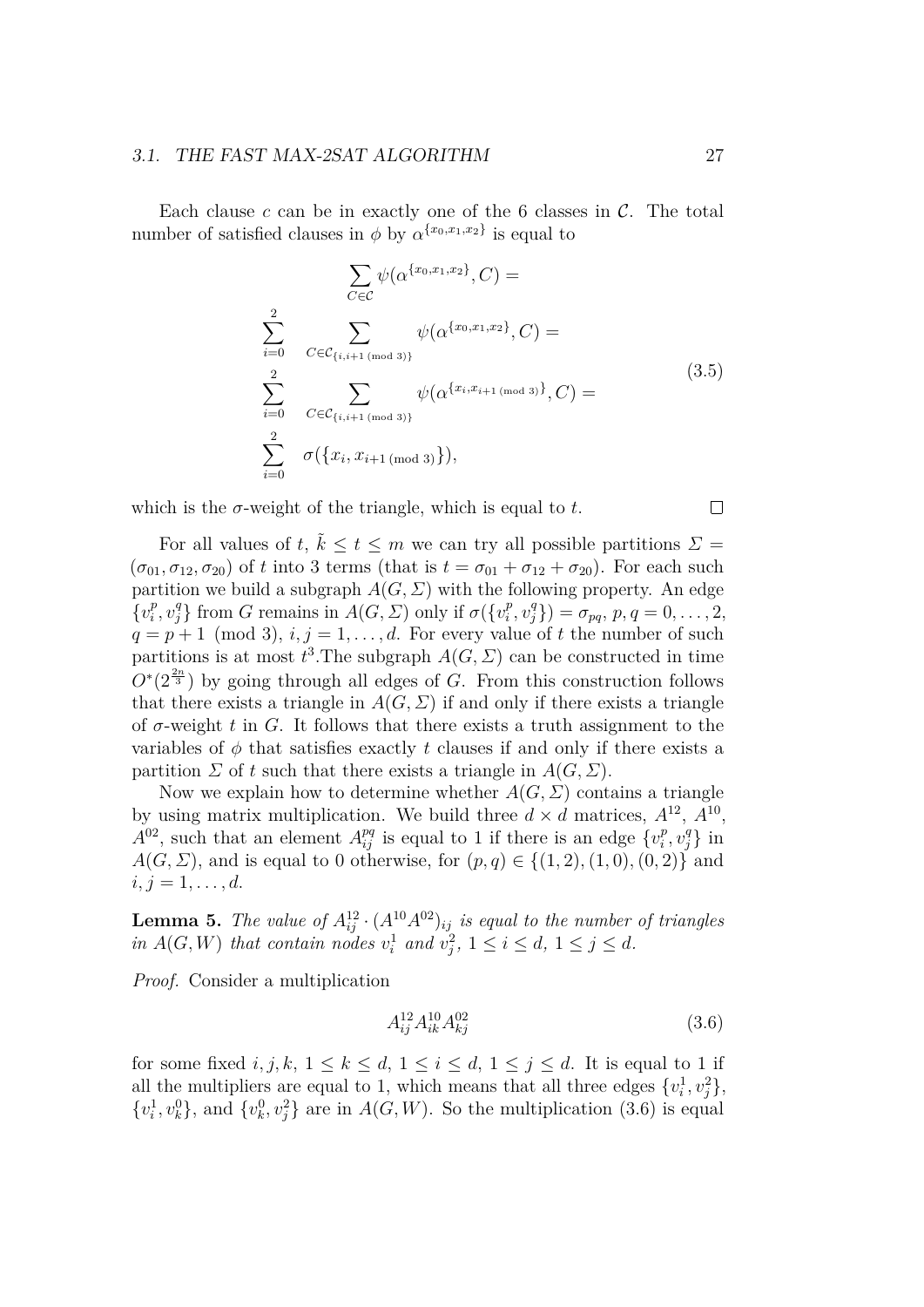Each clause $c$ can be in exactly one of the 6 classes in $\mathcal{C}$. The total number of satisfied clauses in $\phi$ by $\alpha^{\{x_0,x_1,x_2\}}$ is equal to

$$
\begin{aligned}
&\sum_{C\in\mathcal{C}} \psi(\alpha^{\{x_0,x_1,x_2\}}, C) = \\
&\sum_{i=0}^{2} \sum_{C\in\mathcal{C}_{\{i,i+1 \,(\mathrm{mod}\ 3)\}}} \psi(\alpha^{\{x_0,x_1,x_2\}}, C) = \\
&\sum_{i=0}^{2} \sum_{C\in\mathcal{C}_{\{i,i+1 \,(\mathrm{mod}\ 3)\}}} \psi(\alpha^{\{x_i,x_{i+1 \,(\mathrm{mod}\ 3)}\}}, C) = \\
&\sum_{i=0}^{2} \sigma(\{x_i, x_{i+1 \,(\mathrm{mod}\ 3)}\}),
\end{aligned}
\tag{3.5}
$$

which is the $\sigma$-weight of the triangle, which is equal to $t$. □

For all values of $t$, $\tilde{k} \le t \le m$ we can try all possible partitions $\Sigma = (\sigma_{01}, \sigma_{12}, \sigma_{20})$ of $t$ into 3 terms (that is $t = \sigma_{01} + \sigma_{12} + \sigma_{20}$). For each such partition we build a subgraph $A(G, \Sigma)$ with the following property. An edge $\{v_i^p, v_j^q\}$ from $G$ remains in $A(G, \Sigma)$ only if $\sigma(\{v_i^p, v_j^q\}) = \sigma_{pq}$, $p, q = 0, \ldots, 2$, $q = p + 1 \pmod 3$, $i, j = 1, \ldots, d$. For every value of $t$ the number of such partitions is at most $t^3$.The subgraph $A(G, \Sigma)$ can be constructed in time $O^*(2^{\frac{2n}{3}})$ by going through all edges of $G$. From this construction follows that there exists a triangle in $A(G, \Sigma)$ if and only if there exists a triangle of $\sigma$-weight $t$ in $G$. It follows that there exists a truth assignment to the variables of $\phi$ that satisfies exactly $t$ clauses if and only if there exists a partition $\Sigma$ of $t$ such that there exists a triangle in $A(G, \Sigma)$.

Now we explain how to determine whether $A(G, \Sigma)$ contains a triangle by using matrix multiplication. We build three $d \times d$ matrices, $A^{12}$, $A^{10}$, $A^{02}$, such that an element $A^{pq}_{ij}$ is equal to 1 if there is an edge $\{v_i^p, v_j^q\}$ in $A(G, \Sigma)$, and is equal to 0 otherwise, for $(p, q) \in \{(1, 2), (1, 0), (0, 2)\}$ and $i, j = 1, \ldots, d$.

**Lemma 5.** *The value of $A^{12}_{ij} \cdot (A^{10}A^{02})_{ij}$ is equal to the number of triangles in $A(G, W)$ that contain nodes $v_i^1$ and $v_j^2$, $1 \le i \le d$, $1 \le j \le d$.*

*Proof.* Consider a multiplication

$$
A^{12}_{ij} A^{10}_{ik} A^{02}_{kj}
\tag{3.6}
$$

for some fixed $i, j, k$, $1 \le k \le d$, $1 \le i \le d$, $1 \le j \le d$. It is equal to 1 if all the multipliers are equal to 1, which means that all three edges $\{v_i^1, v_j^2\}$, $\{v_i^1, v_k^0\}$, and $\{v_k^0, v_j^2\}$ are in $A(G, W)$. So the multiplication (3.6) is equal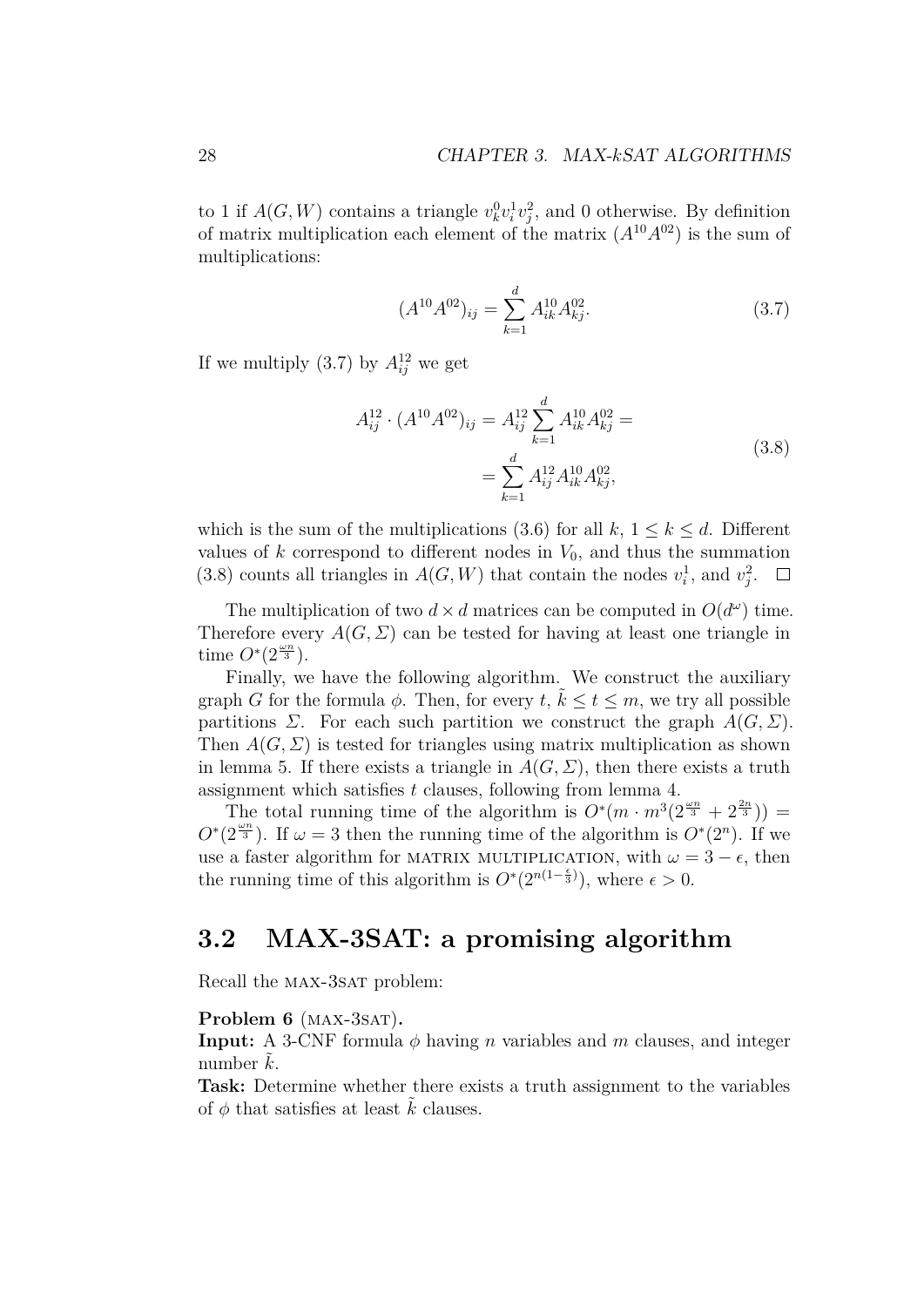to 1 if $A(G, W)$ contains a triangle $v_k^0 v_i^1 v_j^2$, and 0 otherwise. By definition of matrix multiplication each element of the matrix $(A^{10}A^{02})$ is the sum of multiplications:

$$(A^{10}A^{02})_{ij} = \sum_{k=1}^{d} A_{ik}^{10} A_{kj}^{02}. \tag{3.7}$$

If we multiply (3.7) by $A_{ij}^{12}$ we get

$$\begin{aligned} A_{ij}^{12} \cdot (A^{10}A^{02})_{ij} &= A_{ij}^{12} \sum_{k=1}^{d} A_{ik}^{10} A_{kj}^{02} = \\ &= \sum_{k=1}^{d} A_{ij}^{12} A_{ik}^{10} A_{kj}^{02}, \end{aligned} \tag{3.8}$$

which is the sum of the multiplications (3.6) for all $k$, $1 \le k \le d$. Different values of $k$ correspond to different nodes in $V_0$, and thus the summation (3.8) counts all triangles in $A(G, W)$ that contain the nodes $v_i^1$, and $v_j^2$. $\square$

The multiplication of two $d \times d$ matrices can be computed in $O(d^\omega)$ time. Therefore every $A(G, \Sigma)$ can be tested for having at least one triangle in time $O^*(2^{\frac{\omega n}{3}})$.

Finally, we have the following algorithm. We construct the auxiliary graph $G$ for the formula $\phi$. Then, for every $t$, $\tilde{k} \le t \le m$, we try all possible partitions $\Sigma$. For each such partition we construct the graph $A(G, \Sigma)$. Then $A(G, \Sigma)$ is tested for triangles using matrix multiplication as shown in lemma 5. If there exists a triangle in $A(G, \Sigma)$, then there exists a truth assignment which satisfies $t$ clauses, following from lemma 4.

The total running time of the algorithm is $O^*(m \cdot m^3(2^{\frac{\omega n}{3}} + 2^{\frac{2n}{3}})) = O^*(2^{\frac{\omega n}{3}})$. If $\omega = 3$ then the running time of the algorithm is $O^*(2^n)$. If we use a faster algorithm for MATRIX MULTIPLICATION, with $\omega = 3 - \epsilon$, then the running time of this algorithm is $O^*(2^{n(1-\frac{\epsilon}{3})})$, where $\epsilon > 0$.

## 3.2 MAX-3SAT: a promising algorithm

Recall the MAX-3SAT problem:

**Problem 6** (MAX-3SAT)**.**
**Input:** A 3-CNF formula $\phi$ having $n$ variables and $m$ clauses, and integer number $\tilde{k}$.
**Task:** Determine whether there exists a truth assignment to the variables of $\phi$ that satisfies at least $\tilde{k}$ clauses.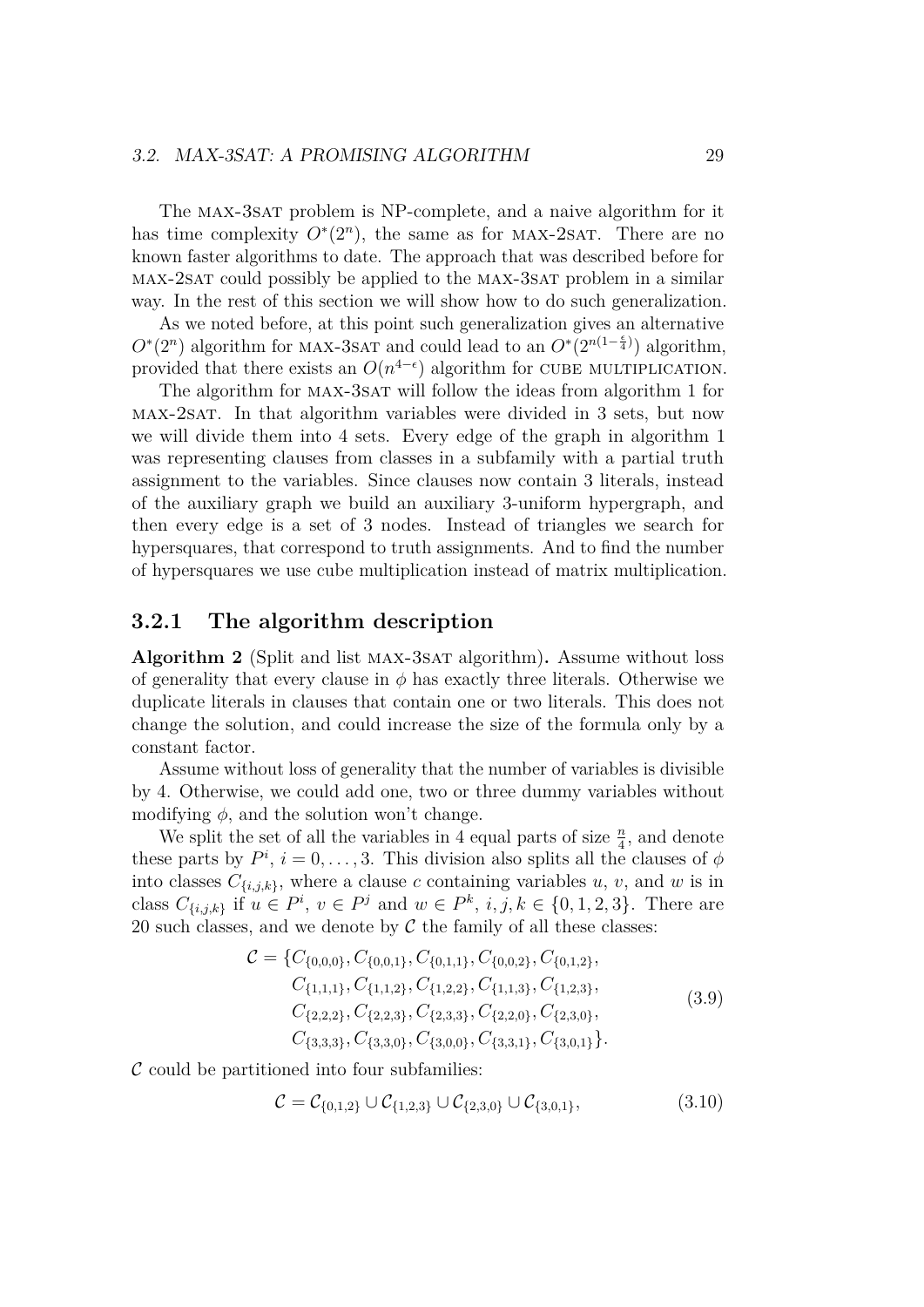The MAX-3SAT problem is NP-complete, and a naive algorithm for it has time complexity $O^*(2^n)$, the same as for MAX-2SAT. There are no known faster algorithms to date. The approach that was described before for MAX-2SAT could possibly be applied to the MAX-3SAT problem in a similar way. In the rest of this section we will show how to do such generalization.

As we noted before, at this point such generalization gives an alternative $O^*(2^n)$ algorithm for MAX-3SAT and could lead to an $O^*(2^{n(1-\frac{\epsilon}{4})})$ algorithm, provided that there exists an $O(n^{4-\epsilon})$ algorithm for CUBE MULTIPLICATION.

The algorithm for MAX-3SAT will follow the ideas from algorithm 1 for MAX-2SAT. In that algorithm variables were divided in 3 sets, but now we will divide them into 4 sets. Every edge of the graph in algorithm 1 was representing clauses from classes in a subfamily with a partial truth assignment to the variables. Since clauses now contain 3 literals, instead of the auxiliary graph we build an auxiliary 3-uniform hypergraph, and then every edge is a set of 3 nodes. Instead of triangles we search for hypersquares, that correspond to truth assignments. And to find the number of hypersquares we use cube multiplication instead of matrix multiplication.

### 3.2.1 The algorithm description

**Algorithm 2** (Split and list MAX-3SAT algorithm)**.** Assume without loss of generality that every clause in $\phi$ has exactly three literals. Otherwise we duplicate literals in clauses that contain one or two literals. This does not change the solution, and could increase the size of the formula only by a constant factor.

Assume without loss of generality that the number of variables is divisible by 4. Otherwise, we could add one, two or three dummy variables without modifying $\phi$, and the solution won't change.

We split the set of all the variables in 4 equal parts of size $\frac{n}{4}$, and denote these parts by $P^i$, $i = 0, \ldots, 3$. This division also splits all the clauses of $\phi$ into classes $C_{\{i,j,k\}}$, where a clause $c$ containing variables $u$, $v$, and $w$ is in class $C_{\{i,j,k\}}$ if $u \in P^i$, $v \in P^j$ and $w \in P^k$, $i, j, k \in \{0, 1, 2, 3\}$. There are 20 such classes, and we denote by $\mathcal{C}$ the family of all these classes:

$$
\begin{aligned}
\mathcal{C} = \{&C_{\{0,0,0\}}, C_{\{0,0,1\}}, C_{\{0,1,1\}}, C_{\{0,0,2\}}, C_{\{0,1,2\}}, \\
&C_{\{1,1,1\}}, C_{\{1,1,2\}}, C_{\{1,2,2\}}, C_{\{1,1,3\}}, C_{\{1,2,3\}}, \\
&C_{\{2,2,2\}}, C_{\{2,2,3\}}, C_{\{2,3,3\}}, C_{\{2,2,0\}}, C_{\{2,3,0\}}, \\
&C_{\{3,3,3\}}, C_{\{3,3,0\}}, C_{\{3,0,0\}}, C_{\{3,3,1\}}, C_{\{3,0,1\}}\}.
\end{aligned}
\tag{3.9}
$$

$\mathcal{C}$ could be partitioned into four subfamilies:

$$
\mathcal{C} = \mathcal{C}_{\{0,1,2\}} \cup \mathcal{C}_{\{1,2,3\}} \cup \mathcal{C}_{\{2,3,0\}} \cup \mathcal{C}_{\{3,0,1\}}, \tag{3.10}
$$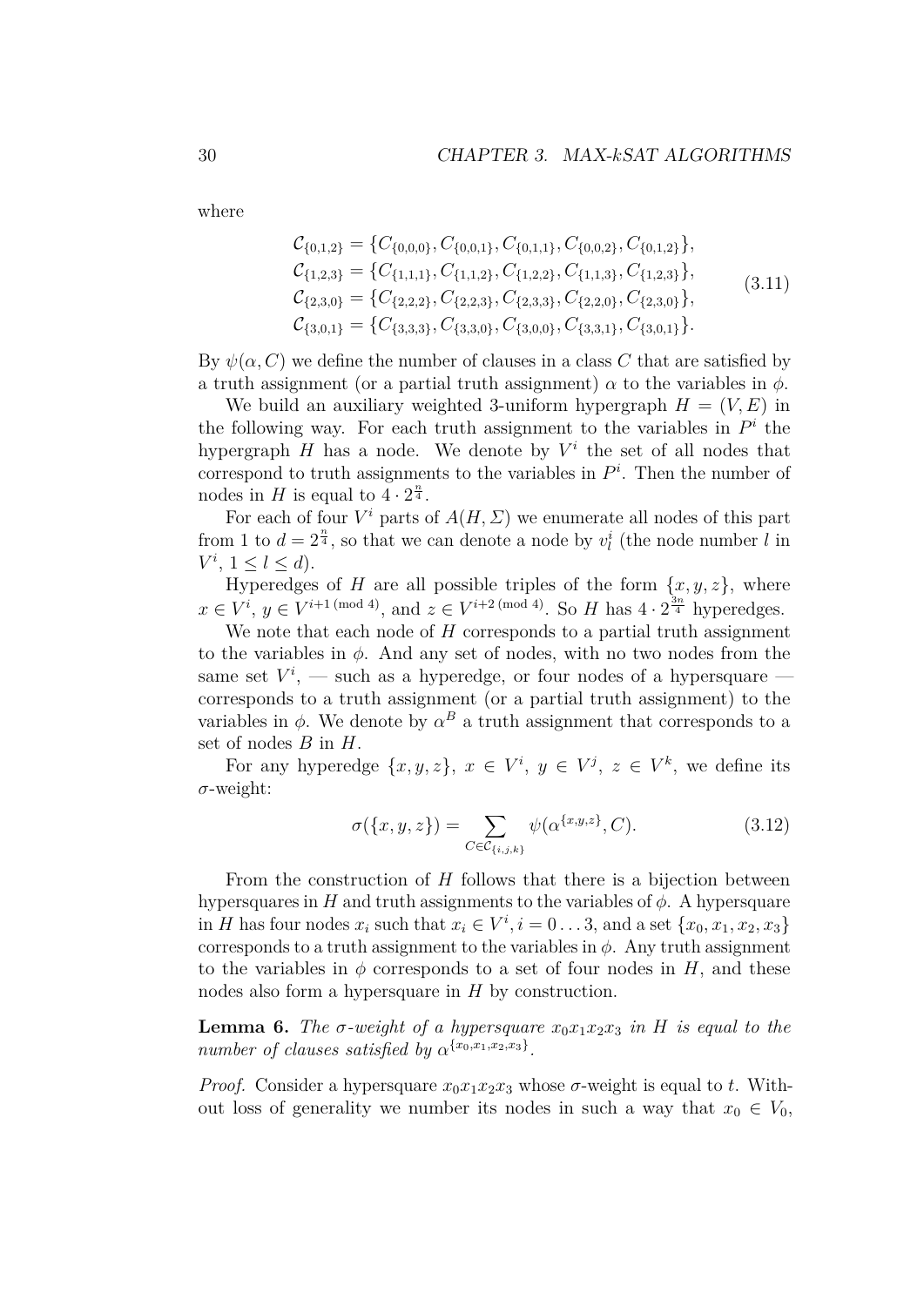where

$$
\begin{aligned}
\mathcal{C}_{\{0,1,2\}} &= \{C_{\{0,0,0\}}, C_{\{0,0,1\}}, C_{\{0,1,1\}}, C_{\{0,0,2\}}, C_{\{0,1,2\}}\}, \\
\mathcal{C}_{\{1,2,3\}} &= \{C_{\{1,1,1\}}, C_{\{1,1,2\}}, C_{\{1,2,2\}}, C_{\{1,1,3\}}, C_{\{1,2,3\}}\}, \\
\mathcal{C}_{\{2,3,0\}} &= \{C_{\{2,2,2\}}, C_{\{2,2,3\}}, C_{\{2,3,3\}}, C_{\{2,2,0\}}, C_{\{2,3,0\}}\}, \\
\mathcal{C}_{\{3,0,1\}} &= \{C_{\{3,3,3\}}, C_{\{3,3,0\}}, C_{\{3,0,0\}}, C_{\{3,3,1\}}, C_{\{3,0,1\}}\}.
\end{aligned}
\tag{3.11}
$$

By $\psi(\alpha, C)$ we define the number of clauses in a class $C$ that are satisfied by a truth assignment (or a partial truth assignment) $\alpha$ to the variables in $\phi$.

We build an auxiliary weighted 3-uniform hypergraph $H = (V, E)$ in the following way. For each truth assignment to the variables in $P^i$ the hypergraph $H$ has a node. We denote by $V^i$ the set of all nodes that correspond to truth assignments to the variables in $P^i$. Then the number of nodes in $H$ is equal to $4 \cdot 2^{\frac{n}{4}}$.

For each of four $V^i$ parts of $A(H, \Sigma)$ we enumerate all nodes of this part from 1 to $d = 2^{\frac{n}{4}}$, so that we can denote a node by $v^i_l$ (the node number $l$ in $V^i$, $1 \leq l \leq d$).

Hyperedges of $H$ are all possible triples of the form $\{x, y, z\}$, where $x \in V^i$, $y \in V^{i+1 \,(\mathrm{mod}\ 4)}$, and $z \in V^{i+2 \,(\mathrm{mod}\ 4)}$. So $H$ has $4 \cdot 2^{\frac{3n}{4}}$ hyperedges.

We note that each node of $H$ corresponds to a partial truth assignment to the variables in $\phi$. And any set of nodes, with no two nodes from the same set $V^i$, — such as a hyperedge, or four nodes of a hypersquare — corresponds to a truth assignment (or a partial truth assignment) to the variables in $\phi$. We denote by $\alpha^B$ a truth assignment that corresponds to a set of nodes $B$ in $H$.

For any hyperedge $\{x, y, z\}$, $x \in V^i$, $y \in V^j$, $z \in V^k$, we define its $\sigma$-weight:

$$
\sigma(\{x, y, z\}) = \sum_{C \in \mathcal{C}_{\{i,j,k\}}} \psi(\alpha^{\{x,y,z\}}, C). \tag{3.12}
$$

From the construction of $H$ follows that there is a bijection between hypersquares in $H$ and truth assignments to the variables of $\phi$. A hypersquare in $H$ has four nodes $x_i$ such that $x_i \in V^i, i = 0 \ldots 3$, and a set $\{x_0, x_1, x_2, x_3\}$ corresponds to a truth assignment to the variables in $\phi$. Any truth assignment to the variables in $\phi$ corresponds to a set of four nodes in $H$, and these nodes also form a hypersquare in $H$ by construction.

**Lemma 6.** *The $\sigma$-weight of a hypersquare $x_0x_1x_2x_3$ in $H$ is equal to the number of clauses satisfied by $\alpha^{\{x_0,x_1,x_2,x_3\}}$.*

*Proof.* Consider a hypersquare $x_0x_1x_2x_3$ whose $\sigma$-weight is equal to $t$. Without loss of generality we number its nodes in such a way that $x_0 \in V_0$,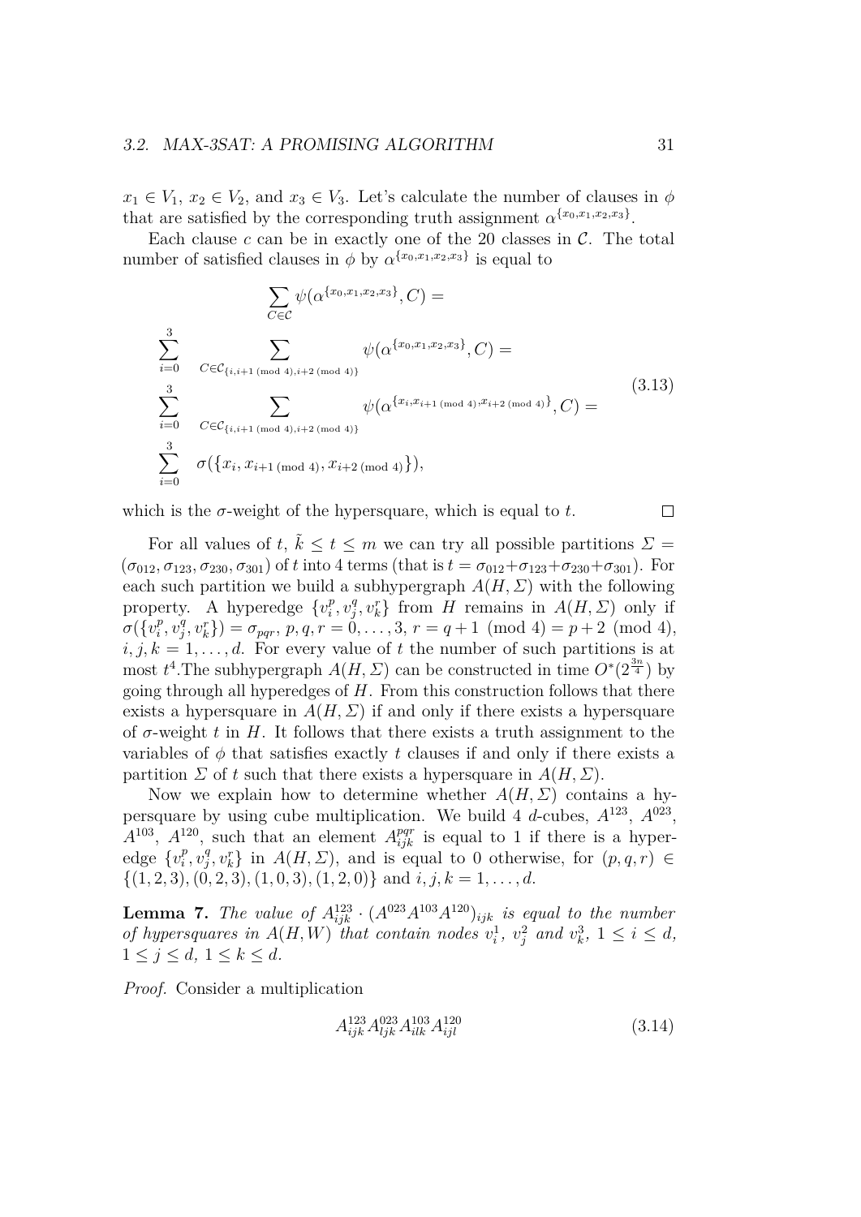$x_1 \in V_1$, $x_2 \in V_2$, and $x_3 \in V_3$. Let's calculate the number of clauses in $\phi$ that are satisfied by the corresponding truth assignment $\alpha^{\{x_0,x_1,x_2,x_3\}}$.

Each clause $c$ can be in exactly one of the 20 classes in $\mathcal{C}$. The total number of satisfied clauses in $\phi$ by $\alpha^{\{x_0,x_1,x_2,x_3\}}$ is equal to

$$
\begin{aligned}
&\sum_{C \in \mathcal{C}} \psi(\alpha^{\{x_0,x_1,x_2,x_3\}}, C) = \\
&\sum_{i=0}^{3} \sum_{C \in \mathcal{C}_{\{i, i+1 \pmod 4), i+2 \pmod 4)\}}} \psi(\alpha^{\{x_0,x_1,x_2,x_3\}}, C) = \\
&\sum_{i=0}^{3} \sum_{C \in \mathcal{C}_{\{i, i+1 \pmod 4), i+2 \pmod 4)\}}} \psi(\alpha^{\{x_i, x_{i+1 \pmod 4)}, x_{i+2 \pmod 4)}\}}, C) = \\
&\sum_{i=0}^{3} \sigma(\{x_i, x_{i+1 \pmod 4)}, x_{i+2 \pmod 4)}\}),
\end{aligned}
\tag{3.13}
$$

which is the $\sigma$-weight of the hypersquare, which is equal to $t$. □

For all values of $t$, $\tilde{k} \leq t \leq m$ we can try all possible partitions $\Sigma = (\sigma_{012}, \sigma_{123}, \sigma_{230}, \sigma_{301})$ of $t$ into 4 terms (that is $t = \sigma_{012} + \sigma_{123} + \sigma_{230} + \sigma_{301}$). For each such partition we build a subhypergraph $A(H, \Sigma)$ with the following property. A hyperedge $\{v_i^p, v_j^q, v_k^r\}$ from $H$ remains in $A(H, \Sigma)$ only if $\sigma(\{v_i^p, v_j^q, v_k^r\}) = \sigma_{pqr}$, $p, q, r = 0, \ldots, 3$, $r = q + 1 \pmod 4) = p + 2 \pmod 4)$, $i, j, k = 1, \ldots, d$. For every value of $t$ the number of such partitions is at most $t^4$.The subhypergraph $A(H, \Sigma)$ can be constructed in time $O^*(2^{\frac{3n}{4}})$ by going through all hyperedges of $H$. From this construction follows that there exists a hypersquare in $A(H, \Sigma)$ if and only if there exists a hypersquare of $\sigma$-weight $t$ in $H$. It follows that there exists a truth assignment to the variables of $\phi$ that satisfies exactly $t$ clauses if and only if there exists a partition $\Sigma$ of $t$ such that there exists a hypersquare in $A(H, \Sigma)$.

Now we explain how to determine whether $A(H, \Sigma)$ contains a hypersquare by using cube multiplication. We build 4 $d$-cubes, $A^{123}$, $A^{023}$, $A^{103}$, $A^{120}$, such that an element $A_{ijk}^{pqr}$ is equal to 1 if there is a hyperedge $\{v_i^p, v_j^q, v_k^r\}$ in $A(H, \Sigma)$, and is equal to 0 otherwise, for $(p, q, r) \in \{(1,2,3), (0,2,3), (1,0,3), (1,2,0)\}$ and $i, j, k = 1, \ldots, d$.

**Lemma 7.** *The value of $A_{ijk}^{123} \cdot (A^{023} A^{103} A^{120})_{ijk}$ is equal to the number of hypersquares in $A(H, W)$ that contain nodes $v_i^1$, $v_j^2$ and $v_k^3$, $1 \leq i \leq d$, $1 \leq j \leq d$, $1 \leq k \leq d$.*

*Proof.* Consider a multiplication

$$
A_{ijk}^{123} A_{ljk}^{023} A_{ilk}^{103} A_{ijl}^{120} \tag{3.14}
$$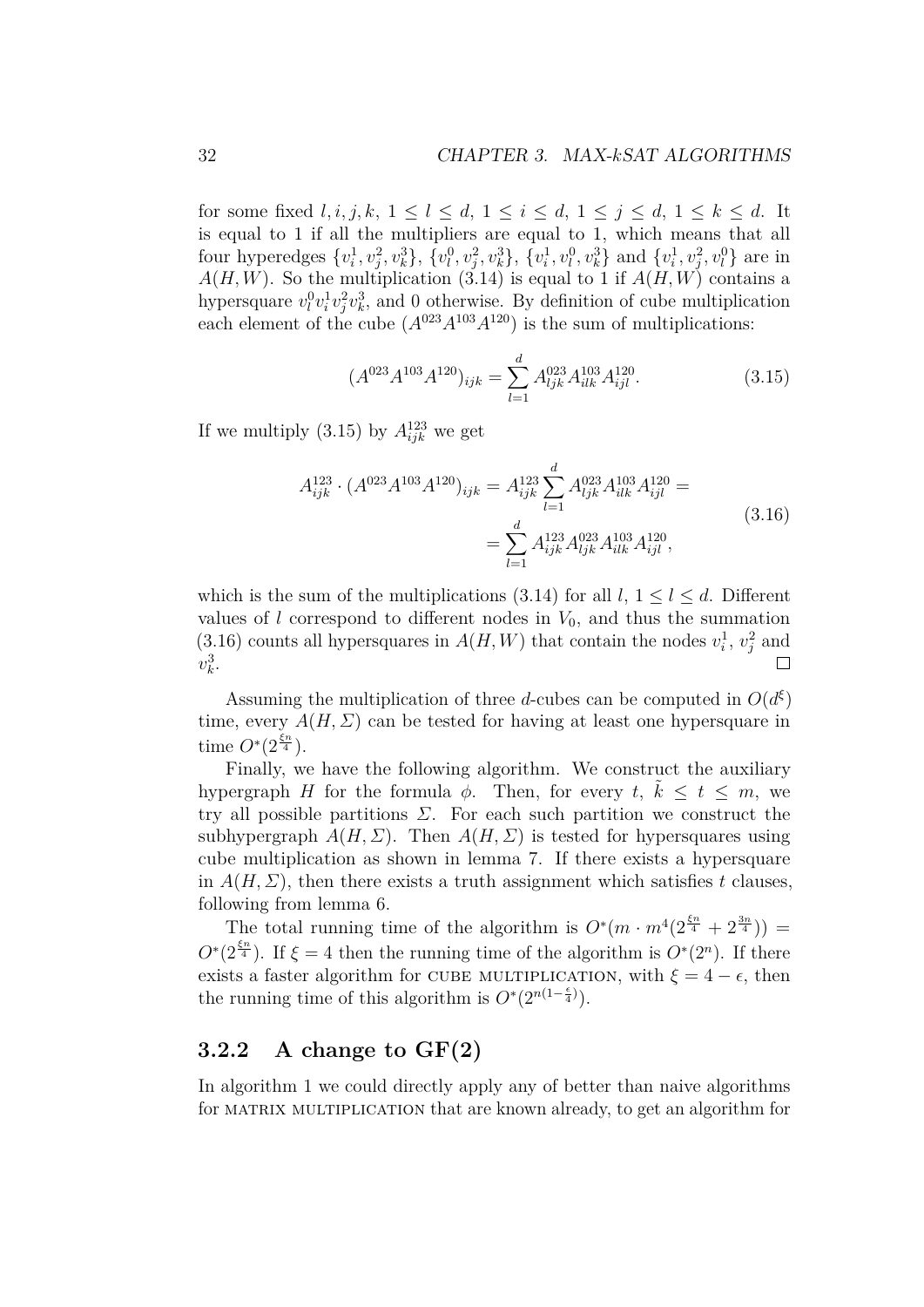for some fixed $l, i, j, k$, $1 \le l \le d$, $1 \le i \le d$, $1 \le j \le d$, $1 \le k \le d$. It is equal to 1 if all the multipliers are equal to 1, which means that all four hyperedges $\{v_i^1, v_j^2, v_k^3\}$, $\{v_l^0, v_j^2, v_k^3\}$, $\{v_i^1, v_l^0, v_k^3\}$ and $\{v_i^1, v_j^2, v_l^0\}$ are in $A(H, W)$. So the multiplication (3.14) is equal to 1 if $A(H, W)$ contains a hypersquare $v_l^0 v_i^1 v_j^2 v_k^3$, and 0 otherwise. By definition of cube multiplication each element of the cube $(A^{023} A^{103} A^{120})$ is the sum of multiplications:

$$(A^{023} A^{103} A^{120})_{ijk} = \sum_{l=1}^{d} A_{ljk}^{023} A_{ilk}^{103} A_{ijl}^{120}. \tag{3.15}$$

If we multiply (3.15) by $A_{ijk}^{123}$ we get

$$\begin{aligned} A_{ijk}^{123} \cdot (A^{023} A^{103} A^{120})_{ijk} = A_{ijk}^{123} \sum_{l=1}^{d} A_{ljk}^{023} A_{ilk}^{103} A_{ijl}^{120} = \\ = \sum_{l=1}^{d} A_{ijk}^{123} A_{ljk}^{023} A_{ilk}^{103} A_{ijl}^{120}, \end{aligned} \tag{3.16}$$

which is the sum of the multiplications (3.14) for all $l$, $1 \le l \le d$. Different values of $l$ correspond to different nodes in $V_0$, and thus the summation (3.16) counts all hypersquares in $A(H, W)$ that contain the nodes $v_i^1$, $v_j^2$ and $v_k^3$. □

Assuming the multiplication of three $d$-cubes can be computed in $O(d^{\xi})$ time, every $A(H, \Sigma)$ can be tested for having at least one hypersquare in time $O^*(2^{\frac{\xi n}{4}})$.

Finally, we have the following algorithm. We construct the auxiliary hypergraph $H$ for the formula $\phi$. Then, for every $t$, $\tilde{k} \le t \le m$, we try all possible partitions $\Sigma$. For each such partition we construct the subhypergraph $A(H, \Sigma)$. Then $A(H, \Sigma)$ is tested for hypersquares using cube multiplication as shown in lemma 7. If there exists a hypersquare in $A(H, \Sigma)$, then there exists a truth assignment which satisfies $t$ clauses, following from lemma 6.

The total running time of the algorithm is $O^*(m \cdot m^4(2^{\frac{\xi n}{4}} + 2^{\frac{3n}{4}})) = O^*(2^{\frac{\xi n}{4}})$. If $\xi = 4$ then the running time of the algorithm is $O^*(2^n)$. If there exists a faster algorithm for CUBE MULTIPLICATION, with $\xi = 4 - \epsilon$, then the running time of this algorithm is $O^*(2^{n(1-\frac{\epsilon}{4})})$.

### 3.2.2 A change to GF(2)

In algorithm 1 we could directly apply any of better than naive algorithms for MATRIX MULTIPLICATION that are known already, to get an algorithm for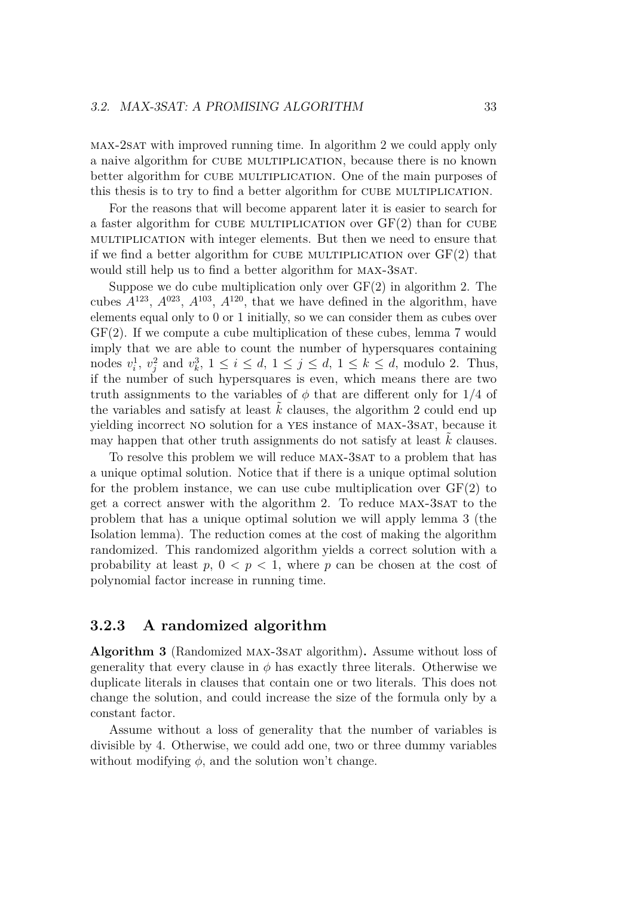MAX-2SAT with improved running time. In algorithm 2 we could apply only a naive algorithm for CUBE MULTIPLICATION, because there is no known better algorithm for CUBE MULTIPLICATION. One of the main purposes of this thesis is to try to find a better algorithm for CUBE MULTIPLICATION.

For the reasons that will become apparent later it is easier to search for a faster algorithm for CUBE MULTIPLICATION over GF(2) than for CUBE MULTIPLICATION with integer elements. But then we need to ensure that if we find a better algorithm for CUBE MULTIPLICATION over GF(2) that would still help us to find a better algorithm for MAX-3SAT.

Suppose we do cube multiplication only over GF(2) in algorithm 2. The cubes $A^{123}$, $A^{023}$, $A^{103}$, $A^{120}$, that we have defined in the algorithm, have elements equal only to 0 or 1 initially, so we can consider them as cubes over GF(2). If we compute a cube multiplication of these cubes, lemma 7 would imply that we are able to count the number of hypersquares containing nodes $v_i^1$, $v_j^2$ and $v_k^3$, $1 \le i \le d$, $1 \le j \le d$, $1 \le k \le d$, modulo 2. Thus, if the number of such hypersquares is even, which means there are two truth assignments to the variables of $\phi$ that are different only for $1/4$ of the variables and satisfy at least $\tilde{k}$ clauses, the algorithm 2 could end up yielding incorrect NO solution for a YES instance of MAX-3SAT, because it may happen that other truth assignments do not satisfy at least $\tilde{k}$ clauses.

To resolve this problem we will reduce MAX-3SAT to a problem that has a unique optimal solution. Notice that if there is a unique optimal solution for the problem instance, we can use cube multiplication over GF(2) to get a correct answer with the algorithm 2. To reduce MAX-3SAT to the problem that has a unique optimal solution we will apply lemma 3 (the Isolation lemma). The reduction comes at the cost of making the algorithm randomized. This randomized algorithm yields a correct solution with a probability at least $p$, $0 < p < 1$, where $p$ can be chosen at the cost of polynomial factor increase in running time.

### 3.2.3 A randomized algorithm

**Algorithm 3** (Randomized MAX-3SAT algorithm)**.** Assume without loss of generality that every clause in $\phi$ has exactly three literals. Otherwise we duplicate literals in clauses that contain one or two literals. This does not change the solution, and could increase the size of the formula only by a constant factor.

Assume without a loss of generality that the number of variables is divisible by 4. Otherwise, we could add one, two or three dummy variables without modifying $\phi$, and the solution won't change.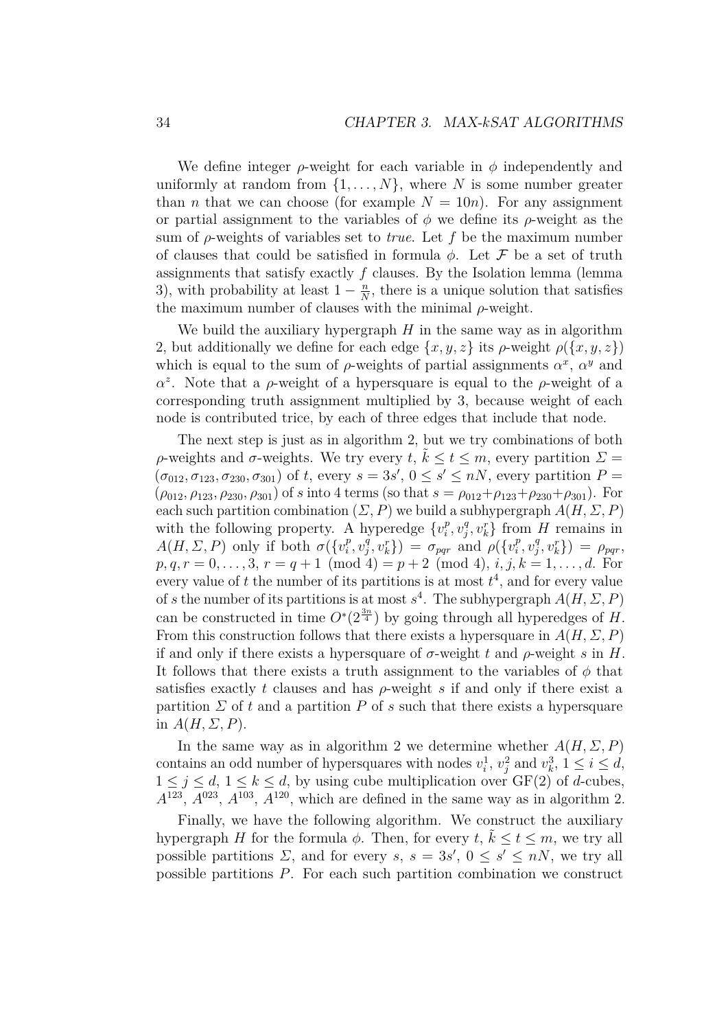We define integer $\rho$-weight for each variable in $\phi$ independently and uniformly at random from $\{1, \ldots, N\}$, where $N$ is some number greater than $n$ that we can choose (for example $N = 10n$). For any assignment or partial assignment to the variables of $\phi$ we define its $\rho$-weight as the sum of $\rho$-weights of variables set to *true*. Let $f$ be the maximum number of clauses that could be satisfied in formula $\phi$. Let $\mathcal{F}$ be a set of truth assignments that satisfy exactly $f$ clauses. By the Isolation lemma (lemma 3), with probability at least $1 - \frac{n}{N}$, there is a unique solution that satisfies the maximum number of clauses with the minimal $\rho$-weight.

We build the auxiliary hypergraph $H$ in the same way as in algorithm 2, but additionally we define for each edge $\{x, y, z\}$ its $\rho$-weight $\rho(\{x, y, z\})$ which is equal to the sum of $\rho$-weights of partial assignments $\alpha^x$, $\alpha^y$ and $\alpha^z$. Note that a $\rho$-weight of a hypersquare is equal to the $\rho$-weight of a corresponding truth assignment multiplied by 3, because weight of each node is contributed trice, by each of three edges that include that node.

The next step is just as in algorithm 2, but we try combinations of both $\rho$-weights and $\sigma$-weights. We try every $t$, $\tilde{k} \leq t \leq m$, every partition $\Sigma = (\sigma_{012}, \sigma_{123}, \sigma_{230}, \sigma_{301})$ of $t$, every $s = 3s'$, $0 \leq s' \leq nN$, every partition $P = (\rho_{012}, \rho_{123}, \rho_{230}, \rho_{301})$ of $s$ into 4 terms (so that $s = \rho_{012} + \rho_{123} + \rho_{230} + \rho_{301}$). For each such partition combination $(\Sigma, P)$ we build a subhypergraph $A(H, \Sigma, P)$ with the following property. A hyperedge $\{v_i^p, v_j^q, v_k^r\}$ from $H$ remains in $A(H, \Sigma, P)$ only if both $\sigma(\{v_i^p, v_j^q, v_k^r\}) = \sigma_{pqr}$ and $\rho(\{v_i^p, v_j^q, v_k^r\}) = \rho_{pqr}$, $p, q, r = 0, \ldots, 3$, $r = q + 1 \pmod 4 = p + 2 \pmod 4$, $i, j, k = 1, \ldots, d$. For every value of $t$ the number of its partitions is at most $t^4$, and for every value of $s$ the number of its partitions is at most $s^4$. The subhypergraph $A(H, \Sigma, P)$ can be constructed in time $O^*(2^{\frac{3n}{4}})$ by going through all hyperedges of $H$. From this construction follows that there exists a hypersquare in $A(H, \Sigma, P)$ if and only if there exists a hypersquare of $\sigma$-weight $t$ and $\rho$-weight $s$ in $H$. It follows that there exists a truth assignment to the variables of $\phi$ that satisfies exactly $t$ clauses and has $\rho$-weight $s$ if and only if there exist a partition $\Sigma$ of $t$ and a partition $P$ of $s$ such that there exists a hypersquare in $A(H, \Sigma, P)$.

In the same way as in algorithm 2 we determine whether $A(H, \Sigma, P)$ contains an odd number of hypersquares with nodes $v_i^1$, $v_j^2$ and $v_k^3$, $1 \leq i \leq d$, $1 \leq j \leq d$, $1 \leq k \leq d$, by using cube multiplication over GF(2) of $d$-cubes, $A^{123}$, $A^{023}$, $A^{103}$, $A^{120}$, which are defined in the same way as in algorithm 2.

Finally, we have the following algorithm. We construct the auxiliary hypergraph $H$ for the formula $\phi$. Then, for every $t$, $\tilde{k} \leq t \leq m$, we try all possible partitions $\Sigma$, and for every $s$, $s = 3s'$, $0 \leq s' \leq nN$, we try all possible partitions $P$. For each such partition combination we construct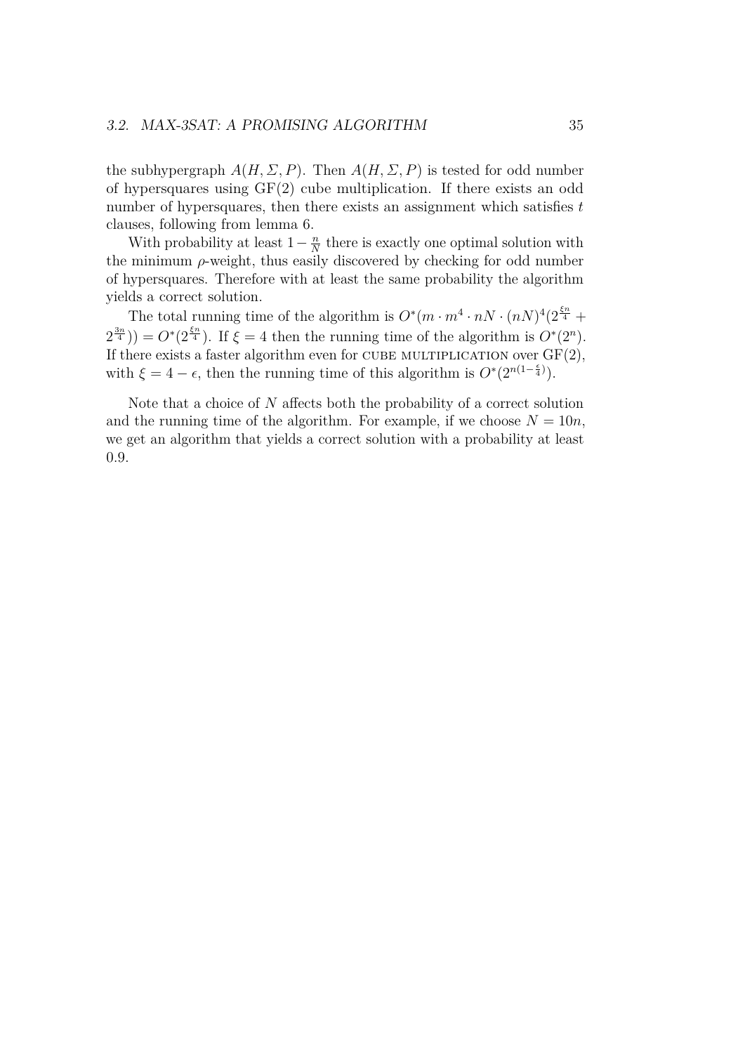the subhypergraph $A(H, \Sigma, P)$. Then $A(H, \Sigma, P)$ is tested for odd number of hypersquares using GF(2) cube multiplication. If there exists an odd number of hypersquares, then there exists an assignment which satisfies $t$ clauses, following from lemma 6.

With probability at least $1 - \frac{n}{N}$ there is exactly one optimal solution with the minimum $\rho$-weight, thus easily discovered by checking for odd number of hypersquares. Therefore with at least the same probability the algorithm yields a correct solution.

The total running time of the algorithm is $O^*(m \cdot m^4 \cdot nN \cdot (nN)^4(2^{\frac{\xi n}{4}} + 2^{\frac{3n}{4}})) = O^*(2^{\frac{\xi n}{4}})$. If $\xi = 4$ then the running time of the algorithm is $O^*(2^n)$. If there exists a faster algorithm even for CUBE MULTIPLICATION over GF(2), with $\xi = 4 - \epsilon$, then the running time of this algorithm is $O^*(2^{n(1-\frac{\epsilon}{4})})$.

Note that a choice of $N$ affects both the probability of a correct solution and the running time of the algorithm. For example, if we choose $N = 10n$, we get an algorithm that yields a correct solution with a probability at least 0.9.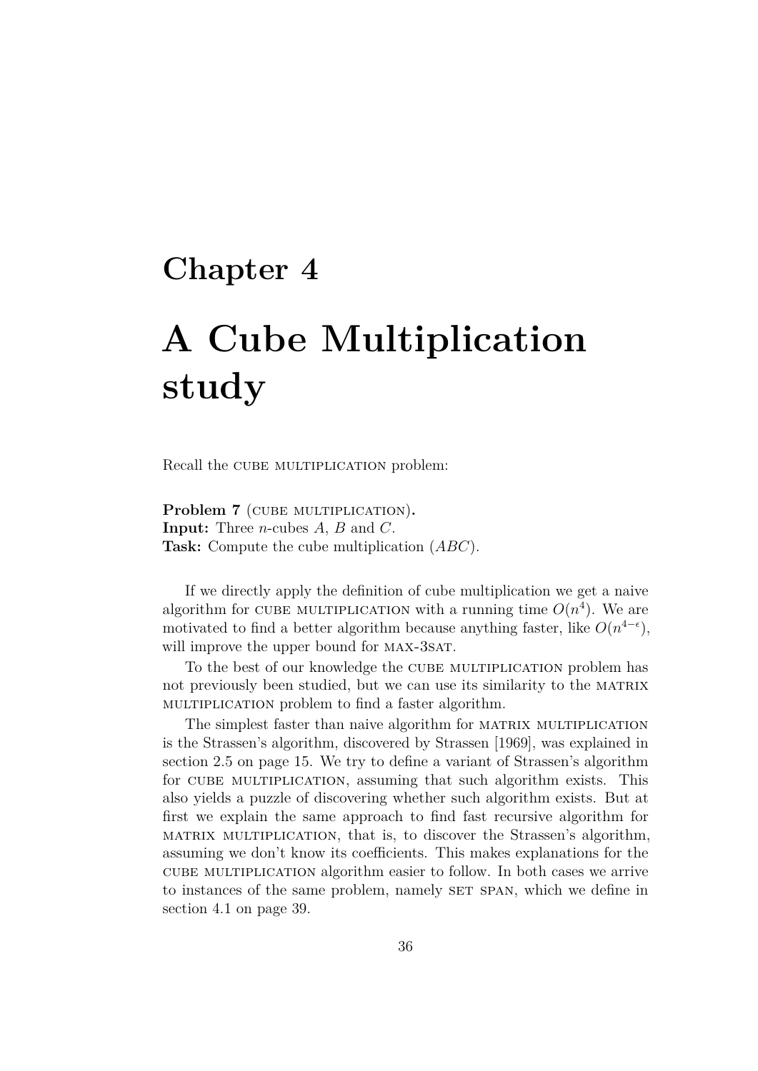# Chapter 4

# A Cube Multiplication study

Recall the CUBE MULTIPLICATION problem:

**Problem 7** (CUBE MULTIPLICATION)**.**
**Input:** Three $n$-cubes $A$, $B$ and $C$.
**Task:** Compute the cube multiplication $(ABC)$.

If we directly apply the definition of cube multiplication we get a naive algorithm for CUBE MULTIPLICATION with a running time $O(n^4)$. We are motivated to find a better algorithm because anything faster, like $O(n^{4-\epsilon})$, will improve the upper bound for MAX-3SAT.

To the best of our knowledge the CUBE MULTIPLICATION problem has not previously been studied, but we can use its similarity to the MATRIX MULTIPLICATION problem to find a faster algorithm.

The simplest faster than naive algorithm for MATRIX MULTIPLICATION is the Strassen's algorithm, discovered by Strassen [1969], was explained in section 2.5 on page 15. We try to define a variant of Strassen's algorithm for CUBE MULTIPLICATION, assuming that such algorithm exists. This also yields a puzzle of discovering whether such algorithm exists. But at first we explain the same approach to find fast recursive algorithm for MATRIX MULTIPLICATION, that is, to discover the Strassen's algorithm, assuming we don't know its coefficients. This makes explanations for the CUBE MULTIPLICATION algorithm easier to follow. In both cases we arrive to instances of the same problem, namely SET SPAN, which we define in section 4.1 on page 39.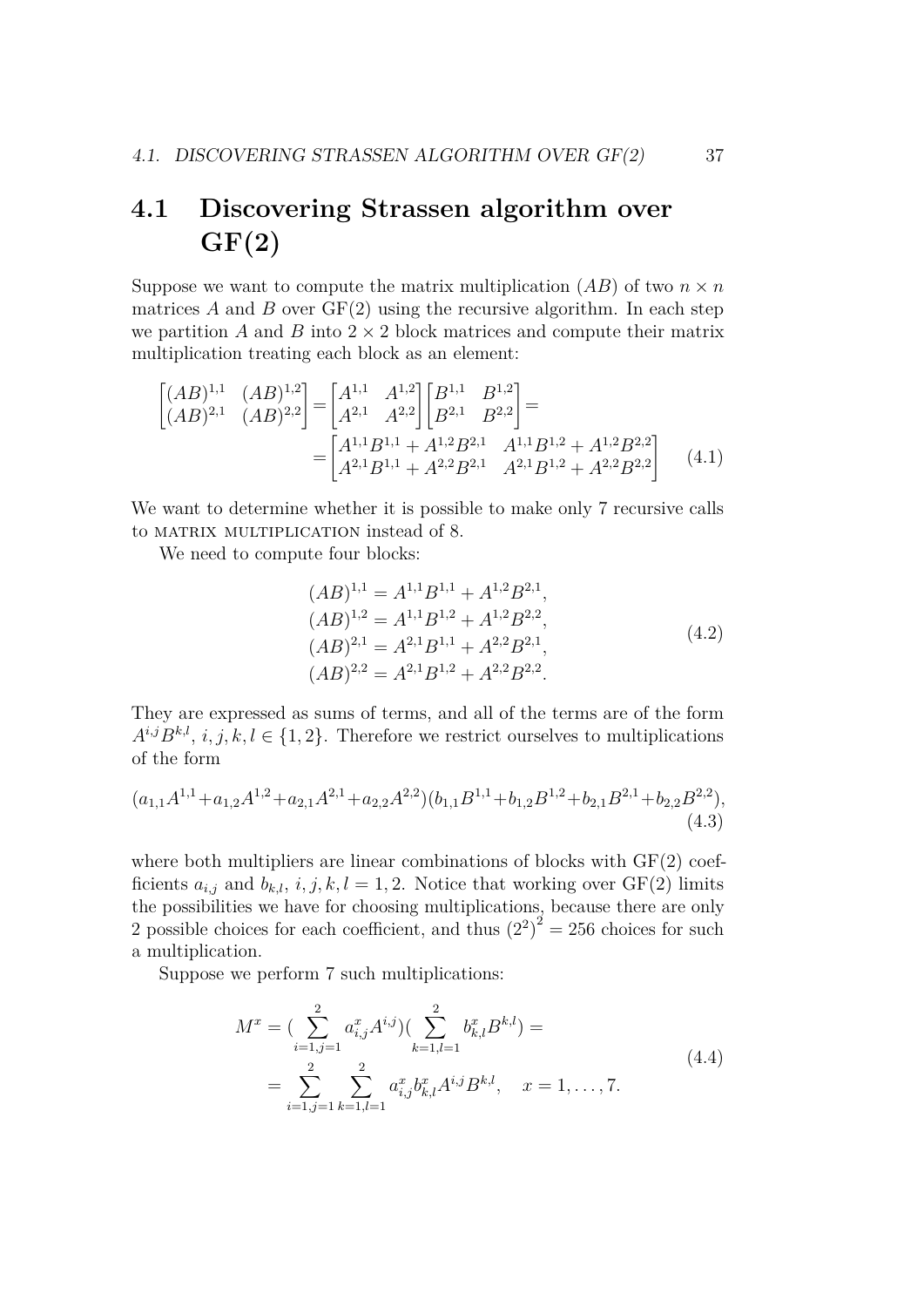## 4.1 Discovering Strassen algorithm over GF(2)

Suppose we want to compute the matrix multiplication $(AB)$ of two $n \times n$ matrices $A$ and $B$ over GF(2) using the recursive algorithm. In each step we partition $A$ and $B$ into $2 \times 2$ block matrices and compute their matrix multiplication treating each block as an element:

$$
\begin{bmatrix} (AB)^{1,1} & (AB)^{1,2} \\ (AB)^{2,1} & (AB)^{2,2} \end{bmatrix} = \begin{bmatrix} A^{1,1} & A^{1,2} \\ A^{2,1} & A^{2,2} \end{bmatrix} \begin{bmatrix} B^{1,1} & B^{1,2} \\ B^{2,1} & B^{2,2} \end{bmatrix} = 
$$
$$
= \begin{bmatrix} A^{1,1}B^{1,1} + A^{1,2}B^{2,1} & A^{1,1}B^{1,2} + A^{1,2}B^{2,2} \\ A^{2,1}B^{1,1} + A^{2,2}B^{2,1} & A^{2,1}B^{1,2} + A^{2,2}B^{2,2} \end{bmatrix} \tag{4.1}
$$

We want to determine whether it is possible to make only 7 recursive calls to MATRIX MULTIPLICATION instead of 8.

We need to compute four blocks:

$$
\begin{aligned}
(AB)^{1,1} &= A^{1,1}B^{1,1} + A^{1,2}B^{2,1}, \\
(AB)^{1,2} &= A^{1,1}B^{1,2} + A^{1,2}B^{2,2}, \\
(AB)^{2,1} &= A^{2,1}B^{1,1} + A^{2,2}B^{2,1}, \\
(AB)^{2,2} &= A^{2,1}B^{1,2} + A^{2,2}B^{2,2}.
\end{aligned} \tag{4.2}
$$

They are expressed as sums of terms, and all of the terms are of the form $A^{i,j}B^{k,l}$, $i, j, k, l \in \{1, 2\}$. Therefore we restrict ourselves to multiplications of the form

$$
(a_{1,1}A^{1,1}+a_{1,2}A^{1,2}+a_{2,1}A^{2,1}+a_{2,2}A^{2,2})(b_{1,1}B^{1,1}+b_{1,2}B^{1,2}+b_{2,1}B^{2,1}+b_{2,2}B^{2,2}), \tag{4.3}
$$

where both multipliers are linear combinations of blocks with GF(2) coefficients $a_{i,j}$ and $b_{k,l}$, $i, j, k, l = 1, 2$. Notice that working over GF(2) limits the possibilities we have for choosing multiplications, because there are only 2 possible choices for each coefficient, and thus $\left(2^2\right)^2 = 256$ choices for such a multiplication.

Suppose we perform 7 such multiplications:

$$
\begin{aligned}
M^x &= (\sum_{i=1,j=1}^{2} a^x_{i,j}A^{i,j})(\sum_{k=1,l=1}^{2} b^x_{k,l}B^{k,l}) = \\
&= \sum_{i=1,j=1}^{2} \sum_{k=1,l=1}^{2} a^x_{i,j}b^x_{k,l}A^{i,j}B^{k,l}, \quad x = 1, \ldots, 7.
\end{aligned} \tag{4.4}
$$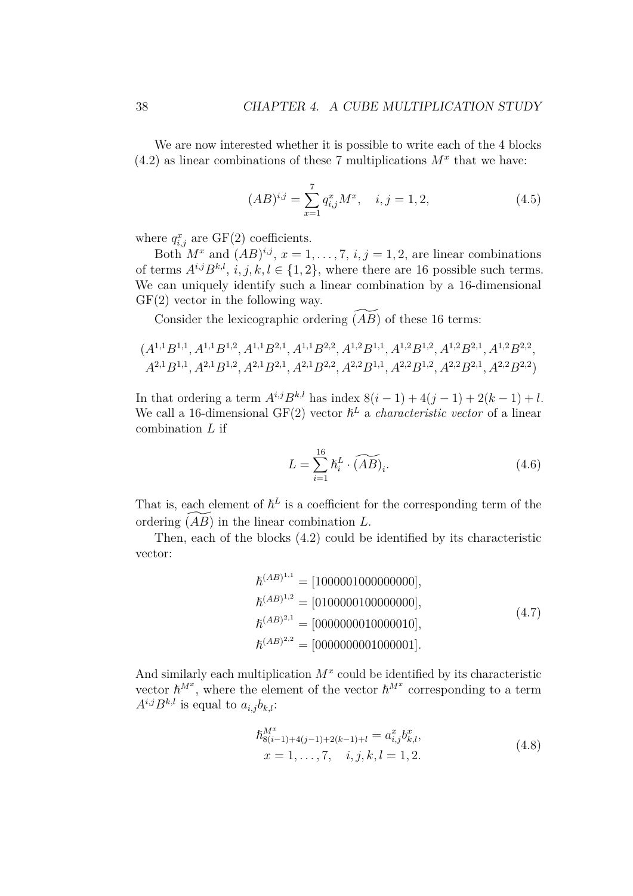We are now interested whether it is possible to write each of the 4 blocks (4.2) as linear combinations of these 7 multiplications $M^x$ that we have:

$$(AB)^{i,j} = \sum_{x=1}^{7} q_{i,j}^x M^x, \quad i,j = 1,2, \tag{4.5}$$

where $q_{i,j}^x$ are GF(2) coefficients.

Both $M^x$ and $(AB)^{i,j}$, $x = 1, \ldots, 7$, $i,j = 1,2$, are linear combinations of terms $A^{i,j}B^{k,l}$, $i,j,k,l \in \{1,2\}$, where there are 16 possible such terms. We can uniquely identify such a linear combination by a 16-dimensional GF(2) vector in the following way.

Consider the lexicographic ordering $\widetilde{(AB)}$ of these 16 terms:

$$(A^{1,1}B^{1,1}, A^{1,1}B^{1,2}, A^{1,1}B^{2,1}, A^{1,1}B^{2,2}, A^{1,2}B^{1,1}, A^{1,2}B^{1,2}, A^{1,2}B^{2,1}, A^{1,2}B^{2,2},$$
$$A^{2,1}B^{1,1}, A^{2,1}B^{1,2}, A^{2,1}B^{2,1}, A^{2,1}B^{2,2}, A^{2,2}B^{1,1}, A^{2,2}B^{1,2}, A^{2,2}B^{2,1}, A^{2,2}B^{2,2})$$

In that ordering a term $A^{i,j}B^{k,l}$ has index $8(i-1) + 4(j-1) + 2(k-1) + l$. We call a 16-dimensional GF(2) vector $\hbar^L$ a *characteristic vector* of a linear combination $L$ if

$$L = \sum_{i=1}^{16} \hbar_i^L \cdot \widetilde{(AB)}_i. \tag{4.6}$$

That is, each element of $\hbar^L$ is a coefficient for the corresponding term of the ordering $\widetilde{(AB)}$ in the linear combination $L$.

Then, each of the blocks (4.2) could be identified by its characteristic vector:

$$\begin{aligned}
\hbar^{(AB)^{1,1}} &= [1000001000000000], \\
\hbar^{(AB)^{1,2}} &= [0100000100000000], \\
\hbar^{(AB)^{2,1}} &= [0000000010000010], \\
\hbar^{(AB)^{2,2}} &= [0000000001000001].
\end{aligned} \tag{4.7}$$

And similarly each multiplication $M^x$ could be identified by its characteristic vector $\hbar^{M^x}$, where the element of the vector $\hbar^{M^x}$ corresponding to a term $A^{i,j}B^{k,l}$ is equal to $a_{i,j}b_{k,l}$:

$$\begin{aligned}
\hbar_{8(i-1)+4(j-1)+2(k-1)+l}^{M^x} &= a_{i,j}^x b_{k,l}^x, \\
x = 1, \ldots, 7, \quad & i,j,k,l = 1,2.
\end{aligned} \tag{4.8}$$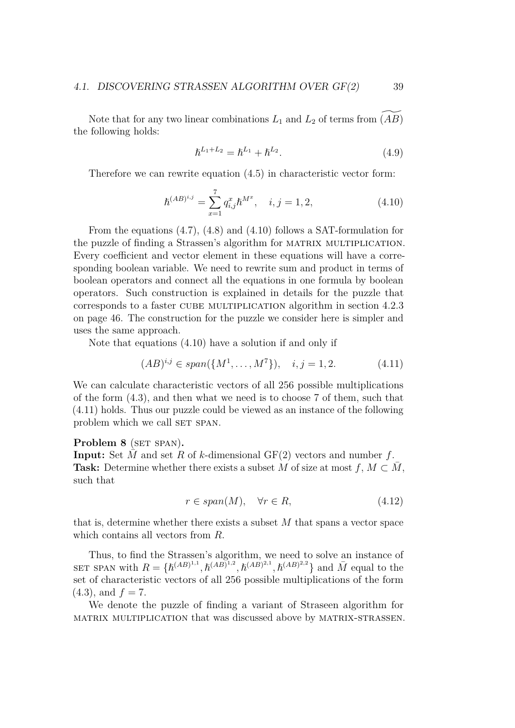Note that for any two linear combinations $L_1$ and $L_2$ of terms from $\widetilde{(AB)}$ the following holds:

$$\hbar^{L_1+L_2} = \hbar^{L_1} + \hbar^{L_2}. \tag{4.9}$$

Therefore we can rewrite equation (4.5) in characteristic vector form:

$$\hbar^{(AB)^{i,j}} = \sum_{x=1}^{7} q_{i,j}^{x} \hbar^{M^x}, \quad i,j = 1,2, \tag{4.10}$$

From the equations (4.7), (4.8) and (4.10) follows a SAT-formulation for the puzzle of finding a Strassen's algorithm for MATRIX MULTIPLICATION. Every coefficient and vector element in these equations will have a corresponding boolean variable. We need to rewrite sum and product in terms of boolean operators and connect all the equations in one formula by boolean operators. Such construction is explained in details for the puzzle that corresponds to a faster CUBE MULTIPLICATION algorithm in section 4.2.3 on page 46. The construction for the puzzle we consider here is simpler and uses the same approach.

Note that equations (4.10) have a solution if and only if

$$(AB)^{i,j} \in span(\{M^1, \ldots, M^7\}), \quad i,j = 1,2. \tag{4.11}$$

We can calculate characteristic vectors of all 256 possible multiplications of the form (4.3), and then what we need is to choose 7 of them, such that (4.11) holds. Thus our puzzle could be viewed as an instance of the following problem which we call SET SPAN.

**Problem 8** (SET SPAN)**.**
**Input:** Set $\bar{M}$ and set $R$ of $k$-dimensional GF(2) vectors and number $f$.
**Task:** Determine whether there exists a subset $M$ of size at most $f$, $M \subset \bar{M}$, such that

$$r \in span(M), \quad \forall r \in R, \tag{4.12}$$

that is, determine whether there exists a subset $M$ that spans a vector space which contains all vectors from $R$.

Thus, to find the Strassen's algorithm, we need to solve an instance of SET SPAN with $R = \{\hbar^{(AB)^{1,1}}, \hbar^{(AB)^{1,2}}, \hbar^{(AB)^{2,1}}, \hbar^{(AB)^{2,2}}\}$ and $\bar{M}$ equal to the set of characteristic vectors of all 256 possible multiplications of the form (4.3), and $f = 7$.

We denote the puzzle of finding a variant of Straseen algorithm for MATRIX MULTIPLICATION that was discussed above by MATRIX-STRASSEN.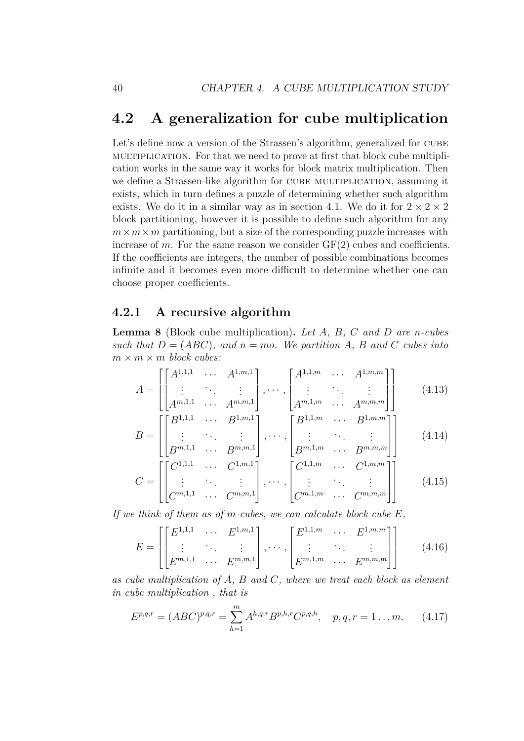## 4.2 A generalization for cube multiplication

Let's define now a version of the Strassen's algorithm, generalized for CUBE MULTIPLICATION. For that we need to prove at first that block cube multiplication works in the same way it works for block matrix multiplication. Then we define a Strassen-like algorithm for CUBE MULTIPLICATION, assuming it exists, which in turn defines a puzzle of determining whether such algorithm exists. We do it in a similar way as in section 4.1. We do it for $2 \times 2 \times 2$ block partitioning, however it is possible to define such algorithm for any $m \times m \times m$ partitioning, but a size of the corresponding puzzle increases with increase of $m$. For the same reason we consider GF(2) cubes and coefficients. If the coefficients are integers, the number of possible combinations becomes infinite and it becomes even more difficult to determine whether one can choose proper coefficients.

### 4.2.1 A recursive algorithm

**Lemma 8** (Block cube multiplication)**.** *Let $A$, $B$, $C$ and $D$ are $n$-cubes such that $D = (ABC)$, and $n = mo$. We partition $A$, $B$ and $C$ cubes into $m \times m \times m$ block cubes:*

$$A = \left[ \begin{bmatrix} A^{1,1,1} & \cdots & A^{1,m,1} \\ \vdots & \ddots & \vdots \\ A^{m,1,1} & \cdots & A^{m,m,1} \end{bmatrix}, \cdots, \begin{bmatrix} A^{1,1,m} & \cdots & A^{1,m,m} \\ \vdots & \ddots & \vdots \\ A^{m,1,m} & \cdots & A^{m,m,m} \end{bmatrix} \right] \tag{4.13}$$

$$B = \left[ \begin{bmatrix} B^{1,1,1} & \cdots & B^{1,m,1} \\ \vdots & \ddots & \vdots \\ B^{m,1,1} & \cdots & B^{m,m,1} \end{bmatrix}, \cdots, \begin{bmatrix} B^{1,1,m} & \cdots & B^{1,m,m} \\ \vdots & \ddots & \vdots \\ B^{m,1,m} & \cdots & B^{m,m,m} \end{bmatrix} \right] \tag{4.14}$$

$$C = \left[ \begin{bmatrix} C^{1,1,1} & \cdots & C^{1,m,1} \\ \vdots & \ddots & \vdots \\ C^{m,1,1} & \cdots & C^{m,m,1} \end{bmatrix}, \cdots, \begin{bmatrix} C^{1,1,m} & \cdots & C^{1,m,m} \\ \vdots & \ddots & \vdots \\ C^{m,1,m} & \cdots & C^{m,m,m} \end{bmatrix} \right] \tag{4.15}$$

*If we think of them as of $m$-cubes, we can calculate block cube $E$,*

$$E = \left[ \begin{bmatrix} E^{1,1,1} & \cdots & E^{1,m,1} \\ \vdots & \ddots & \vdots \\ E^{m,1,1} & \cdots & E^{m,m,1} \end{bmatrix}, \cdots, \begin{bmatrix} E^{1,1,m} & \cdots & E^{1,m,m} \\ \vdots & \ddots & \vdots \\ E^{m,1,m} & \cdots & E^{m,m,m} \end{bmatrix} \right] \tag{4.16}$$

*as cube multiplication of $A$, $B$ and $C$, where we treat each block as element in cube multiplication , that is*

$$E^{p,q,r} = (ABC)^{p,q,r} = \sum_{h=1}^{m} A^{h,q,r} B^{p,h,r} C^{p,q,h}, \quad p, q, r = 1 \ldots m. \tag{4.17}$$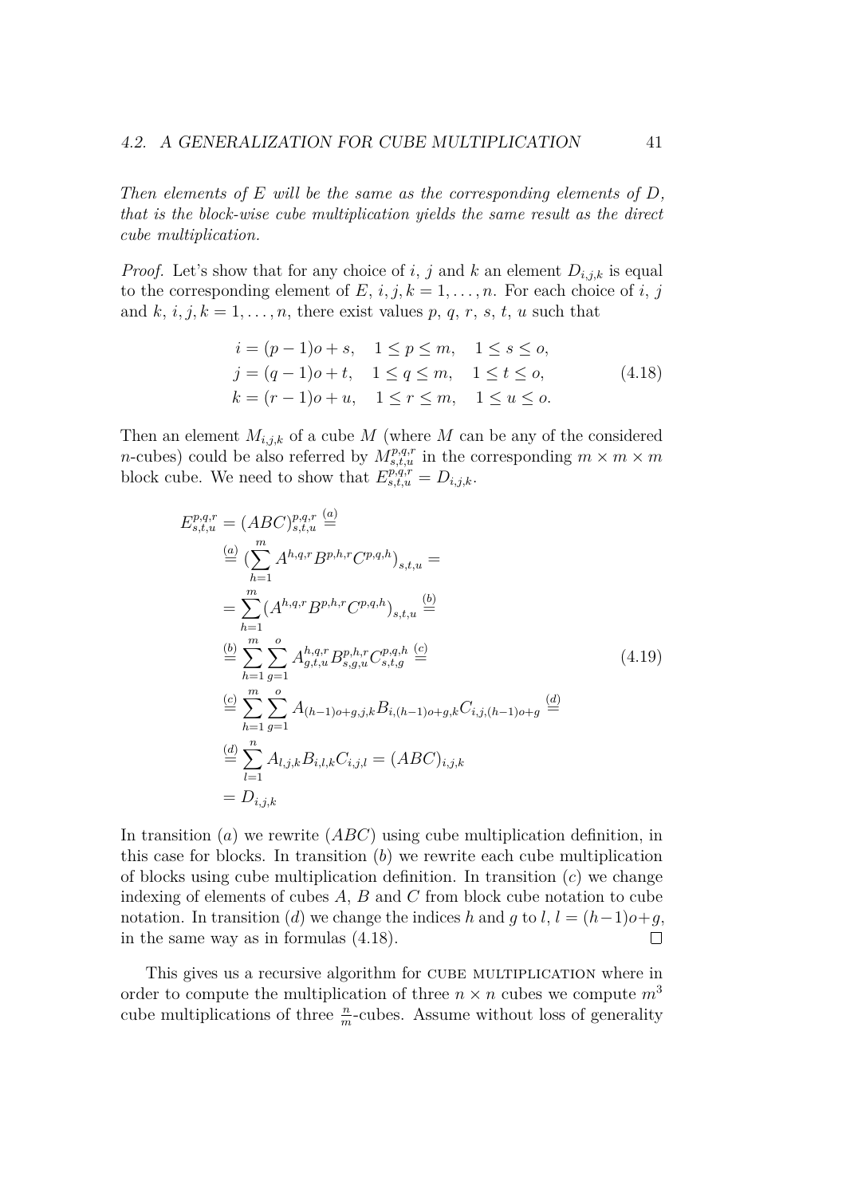*Then elements of $E$ will be the same as the corresponding elements of $D$, that is the block-wise cube multiplication yields the same result as the direct cube multiplication.*

*Proof.* Let's show that for any choice of $i$, $j$ and $k$ an element $D_{i,j,k}$ is equal to the corresponding element of $E$, $i, j, k = 1, \ldots, n$. For each choice of $i$, $j$ and $k$, $i, j, k = 1, \ldots, n$, there exist values $p$, $q$, $r$, $s$, $t$, $u$ such that

$$\begin{aligned} i &= (p-1)o + s, \quad 1 \leq p \leq m, \quad 1 \leq s \leq o, \\ j &= (q-1)o + t, \quad 1 \leq q \leq m, \quad 1 \leq t \leq o, \\ k &= (r-1)o + u, \quad 1 \leq r \leq m, \quad 1 \leq u \leq o. \end{aligned} \tag{4.18}$$

Then an element $M_{i,j,k}$ of a cube $M$ (where $M$ can be any of the considered $n$-cubes) could be also referred by $M^{p,q,r}_{s,t,u}$ in the corresponding $m \times m \times m$ block cube. We need to show that $E^{p,q,r}_{s,t,u} = D_{i,j,k}$.

$$\begin{aligned} E^{p,q,r}_{s,t,u} &= (ABC)^{p,q,r}_{s,t,u} \stackrel{(a)}{=} \\ &\stackrel{(a)}{=} \Big(\sum_{h=1}^{m} A^{h,q,r} B^{p,h,r} C^{p,q,h}\Big)_{s,t,u} = \\ &= \sum_{h=1}^{m} (A^{h,q,r} B^{p,h,r} C^{p,q,h})_{s,t,u} \stackrel{(b)}{=} \\ &\stackrel{(b)}{=} \sum_{h=1}^{m} \sum_{g=1}^{o} A^{h,q,r}_{g,t,u} B^{p,h,r}_{s,g,u} C^{p,q,h}_{s,t,g} \stackrel{(c)}{=} \\ &\stackrel{(c)}{=} \sum_{h=1}^{m} \sum_{g=1}^{o} A_{(h-1)o+g,j,k} B_{i,(h-1)o+g,k} C_{i,j,(h-1)o+g} \stackrel{(d)}{=} \\ &\stackrel{(d)}{=} \sum_{l=1}^{n} A_{l,j,k} B_{i,l,k} C_{i,j,l} = (ABC)_{i,j,k} \\ &= D_{i,j,k} \end{aligned} \tag{4.19}$$

In transition $(a)$ we rewrite $(ABC)$ using cube multiplication definition, in this case for blocks. In transition $(b)$ we rewrite each cube multiplication of blocks using cube multiplication definition. In transition $(c)$ we change indexing of elements of cubes $A$, $B$ and $C$ from block cube notation to cube notation. In transition $(d)$ we change the indices $h$ and $g$ to $l$, $l = (h-1)o+g$, in the same way as in formulas (4.18). □

This gives us a recursive algorithm for CUBE MULTIPLICATION where in order to compute the multiplication of three $n \times n$ cubes we compute $m^3$ cube multiplications of three $\frac{n}{m}$-cubes. Assume without loss of generality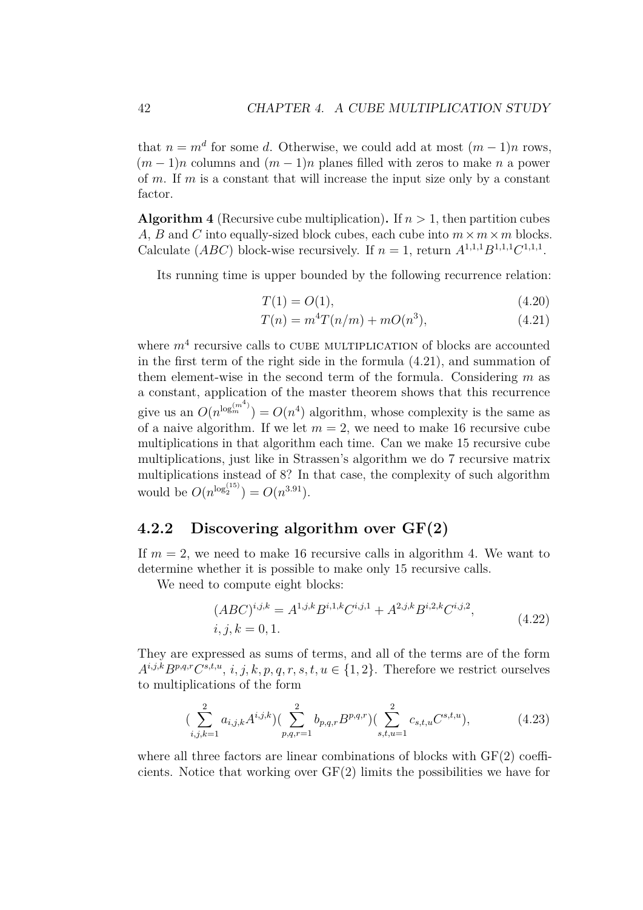that $n = m^d$ for some $d$. Otherwise, we could add at most $(m-1)n$ rows, $(m-1)n$ columns and $(m-1)n$ planes filled with zeros to make $n$ a power of $m$. If $m$ is a constant that will increase the input size only by a constant factor.

**Algorithm 4** (Recursive cube multiplication)**.** If $n > 1$, then partition cubes $A$, $B$ and $C$ into equally-sized block cubes, each cube into $m \times m \times m$ blocks. Calculate $(ABC)$ block-wise recursively. If $n = 1$, return $A^{1,1,1}B^{1,1,1}C^{1,1,1}$.

Its running time is upper bounded by the following recurrence relation:

$$T(1) = O(1), \tag{4.20}$$

$$T(n) = m^4 T(n/m) + mO(n^3), \tag{4.21}$$

where $m^4$ recursive calls to CUBE MULTIPLICATION of blocks are accounted in the first term of the right side in the formula (4.21), and summation of them element-wise in the second term of the formula. Considering $m$ as a constant, application of the master theorem shows that this recurrence give us an $O(n^{\log_m^{(m^4)}}) = O(n^4)$ algorithm, whose complexity is the same as of a naive algorithm. If we let $m = 2$, we need to make 16 recursive cube multiplications in that algorithm each time. Can we make 15 recursive cube multiplications, just like in Strassen's algorithm we do 7 recursive matrix multiplications instead of 8? In that case, the complexity of such algorithm would be $O(n^{\log_2^{(15)}}) = O(n^{3.91})$.

### 4.2.2 Discovering algorithm over GF(2)

If $m = 2$, we need to make 16 recursive calls in algorithm 4. We want to determine whether it is possible to make only 15 recursive calls.

We need to compute eight blocks:

$$\begin{aligned} &(ABC)^{i,j,k} = A^{1,j,k}B^{i,1,k}C^{i,j,1} + A^{2,j,k}B^{i,2,k}C^{i,j,2}, \\ &i, j, k = 0, 1. \end{aligned} \tag{4.22}$$

They are expressed as sums of terms, and all of the terms are of the form $A^{i,j,k}B^{p,q,r}C^{s,t,u}$, $i, j, k, p, q, r, s, t, u \in \{1, 2\}$. Therefore we restrict ourselves to multiplications of the form

$$\left(\sum_{i,j,k=1}^{2} a_{i,j,k}A^{i,j,k}\right)\left(\sum_{p,q,r=1}^{2} b_{p,q,r}B^{p,q,r}\right)\left(\sum_{s,t,u=1}^{2} c_{s,t,u}C^{s,t,u}\right), \tag{4.23}$$

where all three factors are linear combinations of blocks with GF(2) coefficients. Notice that working over GF(2) limits the possibilities we have for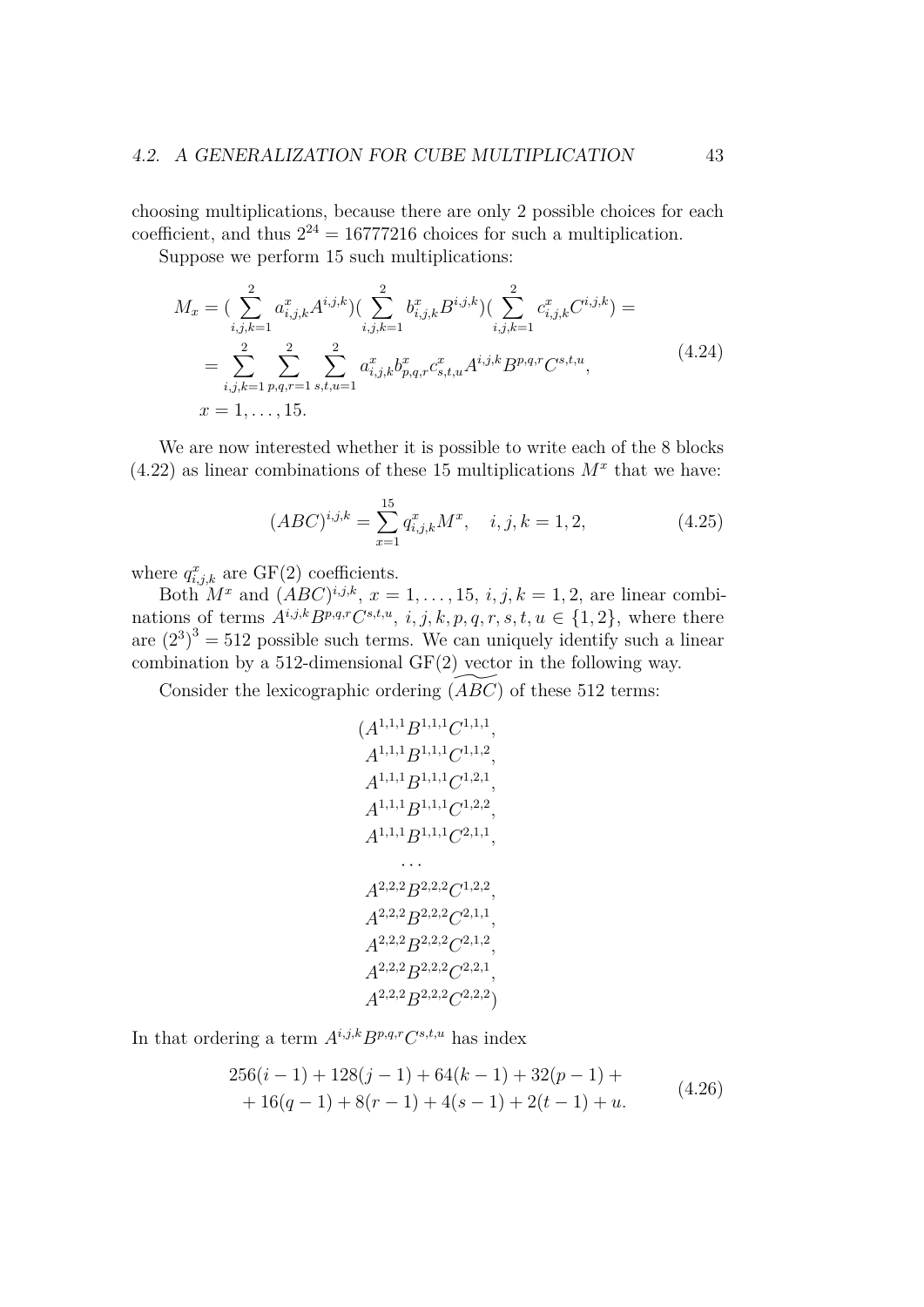choosing multiplications, because there are only 2 possible choices for each coefficient, and thus $2^{24} = 16777216$ choices for such a multiplication.

Suppose we perform 15 such multiplications:

$$
\begin{aligned}
M_x &= (\sum_{i,j,k=1}^{2} a^x_{i,j,k} A^{i,j,k})(\sum_{i,j,k=1}^{2} b^x_{i,j,k} B^{i,j,k})(\sum_{i,j,k=1}^{2} c^x_{i,j,k} C^{i,j,k}) = \\
&= \sum_{i,j,k=1}^{2} \sum_{p,q,r=1}^{2} \sum_{s,t,u=1}^{2} a^x_{i,j,k} b^x_{p,q,r} c^x_{s,t,u} A^{i,j,k} B^{p,q,r} C^{s,t,u}, \\
& x = 1, \ldots, 15.
\end{aligned}
\tag{4.24}
$$

We are now interested whether it is possible to write each of the 8 blocks (4.22) as linear combinations of these 15 multiplications $M^x$ that we have:

$$
(ABC)^{i,j,k} = \sum_{x=1}^{15} q^x_{i,j,k} M^x, \quad i,j,k = 1,2, \tag{4.25}
$$

where $q^x_{i,j,k}$ are GF(2) coefficients.

Both $M^x$ and $(ABC)^{i,j,k}$, $x = 1, \ldots, 15$, $i,j,k = 1,2$, are linear combinations of terms $A^{i,j,k} B^{p,q,r} C^{s,t,u}$, $i,j,k,p,q,r,s,t,u \in \{1,2\}$, where there are $(2^3)^3 = 512$ possible such terms. We can uniquely identify such a linear combination by a 512-dimensional GF(2) vector in the following way.

Consider the lexicographic ordering $(\widetilde{ABC})$ of these 512 terms:

$$
\begin{aligned}
(&A^{1,1,1} B^{1,1,1} C^{1,1,1}, \\
&A^{1,1,1} B^{1,1,1} C^{1,1,2}, \\
&A^{1,1,1} B^{1,1,1} C^{1,2,1}, \\
&A^{1,1,1} B^{1,1,1} C^{1,2,2}, \\
&A^{1,1,1} B^{1,1,1} C^{2,1,1}, \\
&\ldots \\
&A^{2,2,2} B^{2,2,2} C^{1,2,2}, \\
&A^{2,2,2} B^{2,2,2} C^{2,1,1}, \\
&A^{2,2,2} B^{2,2,2} C^{2,1,2}, \\
&A^{2,2,2} B^{2,2,2} C^{2,2,1}, \\
&A^{2,2,2} B^{2,2,2} C^{2,2,2})
\end{aligned}
$$

In that ordering a term $A^{i,j,k} B^{p,q,r} C^{s,t,u}$ has index

$$
\begin{aligned}
&256(i-1) + 128(j-1) + 64(k-1) + 32(p-1) + \\
&+ 16(q-1) + 8(r-1) + 4(s-1) + 2(t-1) + u.
\end{aligned}
\tag{4.26}
$$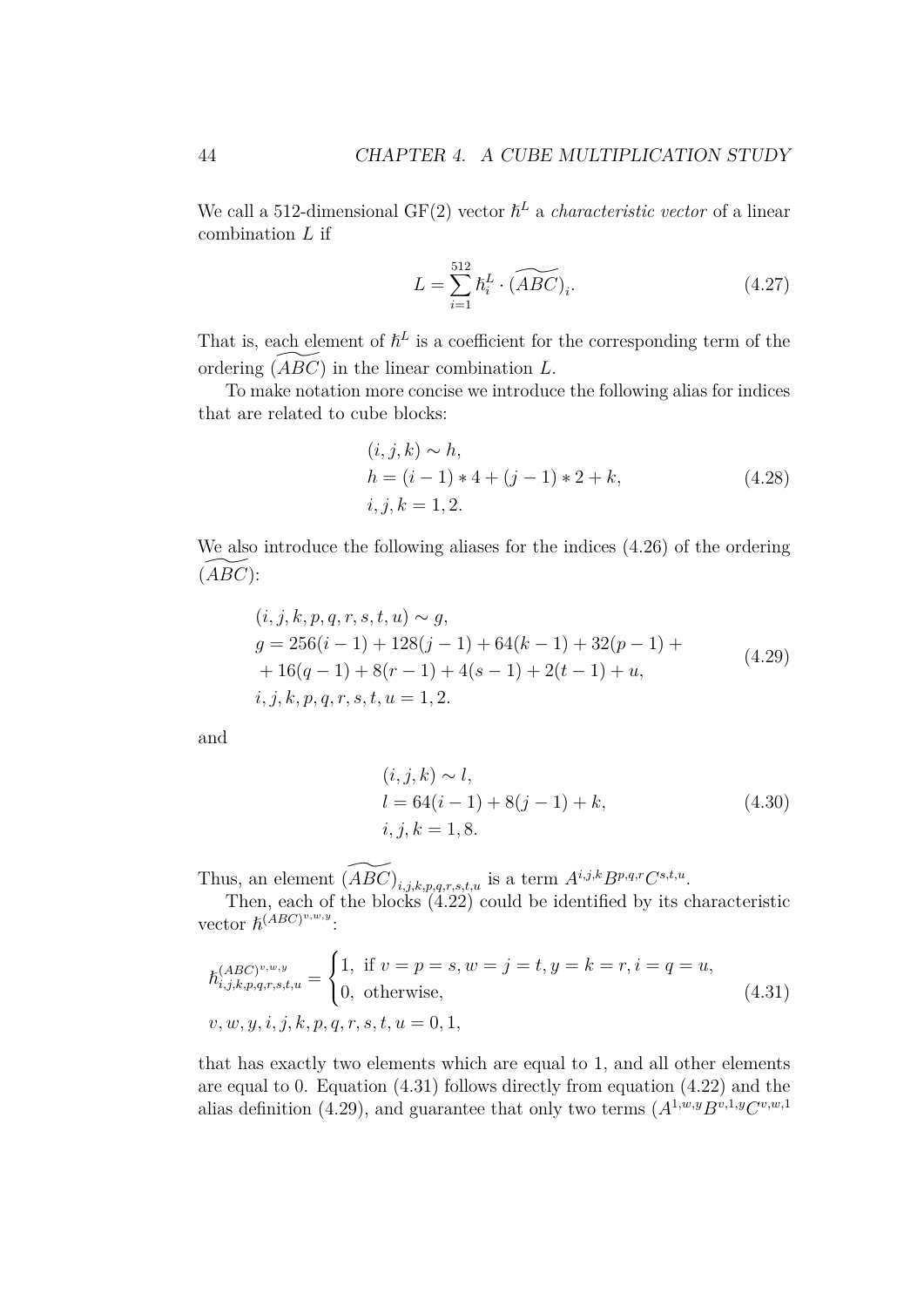We call a 512-dimensional GF(2) vector $\hbar^L$ a *characteristic vector* of a linear combination $L$ if

$$L = \sum_{i=1}^{512} \hbar^L_i \cdot \widetilde{(ABC)}_i. \tag{4.27}$$

That is, each element of $\hbar^L$ is a coefficient for the corresponding term of the ordering $\widetilde{(ABC)}$ in the linear combination $L$.

To make notation more concise we introduce the following alias for indices that are related to cube blocks:

$$\begin{aligned}
&(i, j, k) \sim h, \\
&h = (i-1) * 4 + (j-1) * 2 + k, \\
&i, j, k = 1, 2.
\end{aligned} \tag{4.28}$$

We also introduce the following aliases for the indices (4.26) of the ordering $\widetilde{(ABC)}$:

$$\begin{aligned}
&(i, j, k, p, q, r, s, t, u) \sim g, \\
&g = 256(i-1) + 128(j-1) + 64(k-1) + 32(p-1) + \\
&+ 16(q-1) + 8(r-1) + 4(s-1) + 2(t-1) + u, \\
&i, j, k, p, q, r, s, t, u = 1, 2.
\end{aligned} \tag{4.29}$$

and

$$\begin{aligned}
&(i, j, k) \sim l, \\
&l = 64(i-1) + 8(j-1) + k, \\
&i, j, k = 1, 8.
\end{aligned} \tag{4.30}$$

Thus, an element $\widetilde{(ABC)}_{i,j,k,p,q,r,s,t,u}$ is a term $A^{i,j,k}B^{p,q,r}C^{s,t,u}$.

Then, each of the blocks (4.22) could be identified by its characteristic vector $\hbar^{(ABC)^{v,w,y}}$:

$$\begin{aligned}
&\hbar^{(ABC)^{v,w,y}}_{i,j,k,p,q,r,s,t,u} = \begin{cases} 1, & \text{if } v = p = s, w = j = t, y = k = r, i = q = u, \\ 0, & \text{otherwise,} \end{cases} \\
&v, w, y, i, j, k, p, q, r, s, t, u = 0, 1,
\end{aligned} \tag{4.31}$$

that has exactly two elements which are equal to 1, and all other elements are equal to 0. Equation (4.31) follows directly from equation (4.22) and the alias definition (4.29), and guarantee that only two terms ($A^{1,w,y}B^{v,1,y}C^{v,w,1}$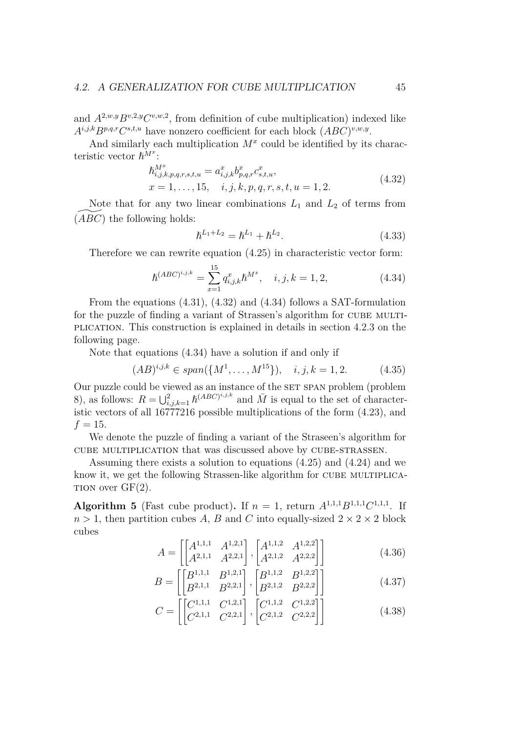and $A^{2,w,y}B^{v,2,y}C^{v,w,2}$, from definition of cube multiplication) indexed like $A^{i,j,k}B^{p,q,r}C^{s,t,u}$ have nonzero coefficient for each block $(ABC)^{v,w,y}$.

And similarly each multiplication $M^x$ could be identified by its characteristic vector $\hbar^{M^x}$:

$$
\begin{aligned}
&\hbar^{M^x}_{i,j,k,p,q,r,s,t,u} = a^x_{i,j,k} b^x_{p,q,r} c^x_{s,t,u}, \\
&x = 1, \ldots, 15, \quad i, j, k, p, q, r, s, t, u = 1, 2.
\end{aligned}
\tag{4.32}
$$

Note that for any two linear combinations $L_1$ and $L_2$ of terms from $\widetilde{(ABC)}$ the following holds:

$$
\hbar^{L_1 + L_2} = \hbar^{L_1} + \hbar^{L_2}. \tag{4.33}
$$

Therefore we can rewrite equation (4.25) in characteristic vector form:

$$
\hbar^{(ABC)^{i,j,k}} = \sum_{x=1}^{15} q^x_{i,j,k} \hbar^{M^x}, \quad i, j, k = 1, 2, \tag{4.34}
$$

From the equations (4.31), (4.32) and (4.34) follows a SAT-formulation for the puzzle of finding a variant of Strassen's algorithm for CUBE MULTIPLICATION. This construction is explained in details in section 4.2.3 on the following page.

Note that equations (4.34) have a solution if and only if

$$
(AB)^{i,j,k} \in span(\{M^1, \ldots, M^{15}\}), \quad i, j, k = 1, 2. \tag{4.35}
$$

Our puzzle could be viewed as an instance of the SET SPAN problem (problem 8), as follows: $R = \bigcup_{i,j,k=1}^{2} \hbar^{(ABC)^{i,j,k}}$ and $\bar{M}$ is equal to the set of characteristic vectors of all 16777216 possible multiplications of the form (4.23), and $f = 15$.

We denote the puzzle of finding a variant of the Straseen's algorithm for CUBE MULTIPLICATION that was discussed above by CUBE-STRASSEN.

Assuming there exists a solution to equations (4.25) and (4.24) and we know it, we get the following Strassen-like algorithm for CUBE MULTIPLICATION over GF(2).

**Algorithm 5** (Fast cube product)**.** If $n = 1$, return $A^{1,1,1}B^{1,1,1}C^{1,1,1}$. If $n > 1$, then partition cubes $A$, $B$ and $C$ into equally-sized $2 \times 2 \times 2$ block cubes

$$
A = \left[ \begin{bmatrix} A^{1,1,1} & A^{1,2,1} \\ A^{2,1,1} & A^{2,2,1} \end{bmatrix}, \begin{bmatrix} A^{1,1,2} & A^{1,2,2} \\ A^{2,1,2} & A^{2,2,2} \end{bmatrix} \right] \tag{4.36}
$$

$$
B = \left[ \begin{bmatrix} B^{1,1,1} & B^{1,2,1} \\ B^{2,1,1} & B^{2,2,1} \end{bmatrix}, \begin{bmatrix} B^{1,1,2} & B^{1,2,2} \\ B^{2,1,2} & B^{2,2,2} \end{bmatrix} \right] \tag{4.37}
$$

$$
C = \left[ \begin{bmatrix} C^{1,1,1} & C^{1,2,1} \\ C^{2,1,1} & C^{2,2,1} \end{bmatrix}, \begin{bmatrix} C^{1,1,2} & C^{1,2,2} \\ C^{2,1,2} & C^{2,2,2} \end{bmatrix} \right] \tag{4.38}
$$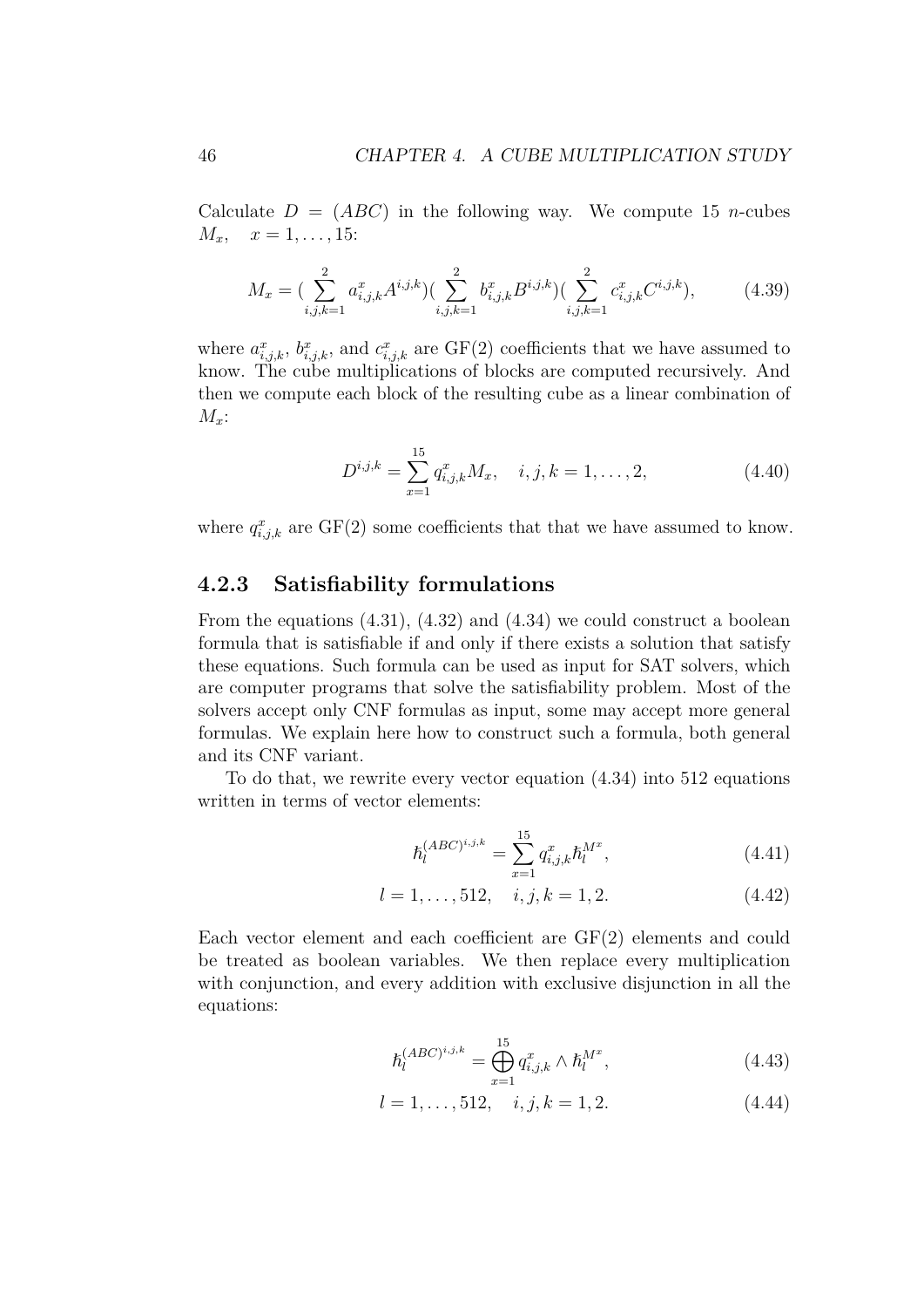Calculate $D = (ABC)$ in the following way. We compute 15 $n$-cubes $M_x, \quad x = 1, \ldots, 15$:

$$M_x = (\sum_{i,j,k=1}^{2} a^x_{i,j,k} A^{i,j,k})(\sum_{i,j,k=1}^{2} b^x_{i,j,k} B^{i,j,k})(\sum_{i,j,k=1}^{2} c^x_{i,j,k} C^{i,j,k}), \tag{4.39}$$

where $a^x_{i,j,k}$, $b^x_{i,j,k}$, and $c^x_{i,j,k}$ are GF(2) coefficients that we have assumed to know. The cube multiplications of blocks are computed recursively. And then we compute each block of the resulting cube as a linear combination of $M_x$:

$$D^{i,j,k} = \sum_{x=1}^{15} q^x_{i,j,k} M_x, \quad i,j,k = 1, \ldots, 2, \tag{4.40}$$

where $q^x_{i,j,k}$ are GF(2) some coefficients that that we have assumed to know.

### 4.2.3 Satisfiability formulations

From the equations (4.31), (4.32) and (4.34) we could construct a boolean formula that is satisfiable if and only if there exists a solution that satisfy these equations. Such formula can be used as input for SAT solvers, which are computer programs that solve the satisfiability problem. Most of the solvers accept only CNF formulas as input, some may accept more general formulas. We explain here how to construct such a formula, both general and its CNF variant.

To do that, we rewrite every vector equation (4.34) into 512 equations written in terms of vector elements:

$$\hbar_l^{(ABC)^{i,j,k}} = \sum_{x=1}^{15} q^x_{i,j,k} \hbar_l^{M^x}, \tag{4.41}$$

$$l = 1, \ldots, 512, \quad i,j,k = 1, 2. \tag{4.42}$$

Each vector element and each coefficient are GF(2) elements and could be treated as boolean variables. We then replace every multiplication with conjunction, and every addition with exclusive disjunction in all the equations:

$$\hbar_l^{(ABC)^{i,j,k}} = \bigoplus_{x=1}^{15} q^x_{i,j,k} \wedge \hbar_l^{M^x}, \tag{4.43}$$

$$l = 1, \ldots, 512, \quad i,j,k = 1, 2. \tag{4.44}$$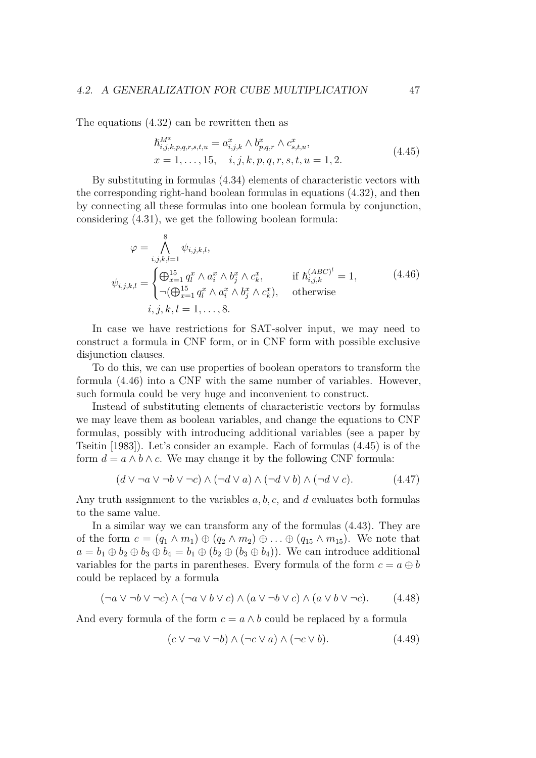The equations (4.32) can be rewritten then as

$$
\begin{aligned}
&\hbar^{M^x}_{i,j,k,p,q,r,s,t,u} = a^x_{i,j,k} \wedge b^x_{p,q,r} \wedge c^x_{s,t,u}, \\
&x = 1, \ldots, 15, \quad i,j,k,p,q,r,s,t,u = 1,2.
\end{aligned}
\tag{4.45}
$$

By substituting in formulas (4.34) elements of characteristic vectors with the corresponding right-hand boolean formulas in equations (4.32), and then by connecting all these formulas into one boolean formula by conjunction, considering (4.31), we get the following boolean formula:

$$
\begin{aligned}
\varphi &= \bigwedge_{i,j,k,l=1}^{8} \psi_{i,j,k,l}, \\
\psi_{i,j,k,l} &= \begin{cases} \bigoplus_{x=1}^{15} q^x_l \wedge a^x_i \wedge b^x_j \wedge c^x_k, & \text{if } \hbar^{(ABC)^l}_{i,j,k} = 1, \\ \neg(\bigoplus_{x=1}^{15} q^x_l \wedge a^x_i \wedge b^x_j \wedge c^x_k), & \text{otherwise} \end{cases} \\
& i,j,k,l = 1, \ldots, 8.
\end{aligned}
\tag{4.46}
$$

In case we have restrictions for SAT-solver input, we may need to construct a formula in CNF form, or in CNF form with possible exclusive disjunction clauses.

To do this, we can use properties of boolean operators to transform the formula (4.46) into a CNF with the same number of variables. However, such formula could be very huge and inconvenient to construct.

Instead of substituting elements of characteristic vectors by formulas we may leave them as boolean variables, and change the equations to CNF formulas, possibly with introducing additional variables (see a paper by Tseitin [1983]). Let's consider an example. Each of formulas (4.45) is of the form $d = a \wedge b \wedge c$. We may change it by the following CNF formula:

$$
(d \vee \neg a \vee \neg b \vee \neg c) \wedge (\neg d \vee a) \wedge (\neg d \vee b) \wedge (\neg d \vee c). \tag{4.47}
$$

Any truth assignment to the variables $a, b, c$, and $d$ evaluates both formulas to the same value.

In a similar way we can transform any of the formulas (4.43). They are of the form $c = (q_1 \wedge m_1) \oplus (q_2 \wedge m_2) \oplus \ldots \oplus (q_{15} \wedge m_{15})$. We note that $a = b_1 \oplus b_2 \oplus b_3 \oplus b_4 = b_1 \oplus (b_2 \oplus (b_3 \oplus b_4))$. We can introduce additional variables for the parts in parentheses. Every formula of the form $c = a \oplus b$ could be replaced by a formula

$$
(\neg a \vee \neg b \vee \neg c) \wedge (\neg a \vee b \vee c) \wedge (a \vee \neg b \vee c) \wedge (a \vee b \vee \neg c). \tag{4.48}
$$

And every formula of the form $c = a \wedge b$ could be replaced by a formula

$$
(c \vee \neg a \vee \neg b) \wedge (\neg c \vee a) \wedge (\neg c \vee b). \tag{4.49}
$$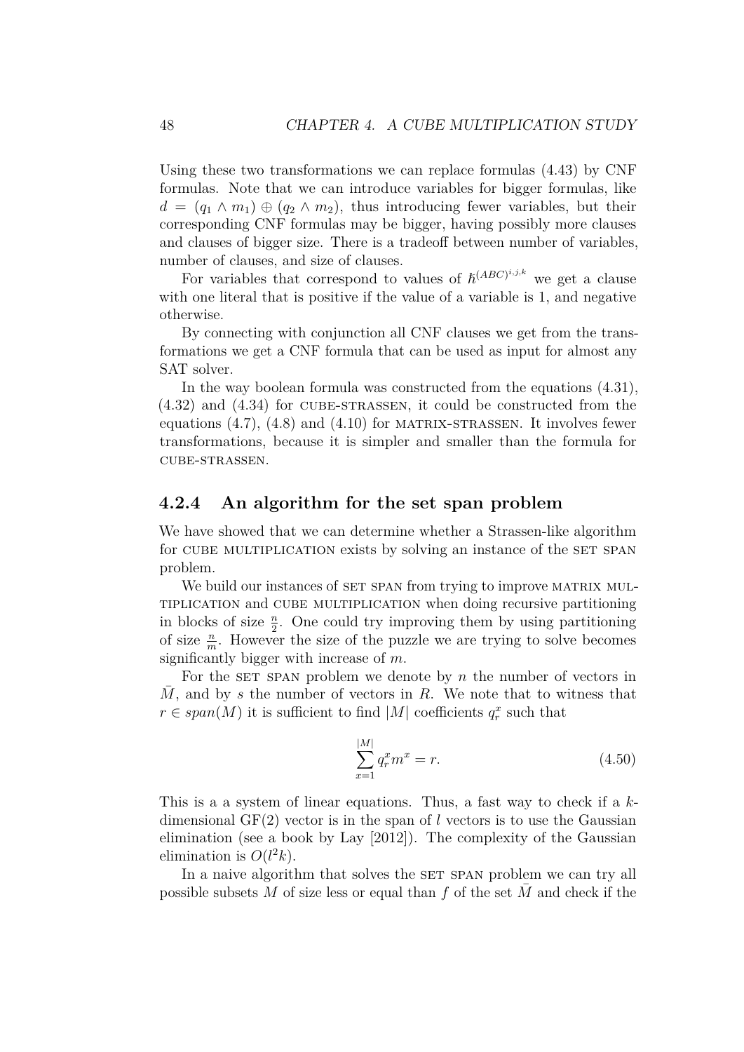Using these two transformations we can replace formulas (4.43) by CNF formulas. Note that we can introduce variables for bigger formulas, like $d = (q_1 \wedge m_1) \oplus (q_2 \wedge m_2)$, thus introducing fewer variables, but their corresponding CNF formulas may be bigger, having possibly more clauses and clauses of bigger size. There is a tradeoff between number of variables, number of clauses, and size of clauses.

For variables that correspond to values of $\hbar^{(ABC)^{i,j,k}}$ we get a clause with one literal that is positive if the value of a variable is 1, and negative otherwise.

By connecting with conjunction all CNF clauses we get from the transformations we get a CNF formula that can be used as input for almost any SAT solver.

In the way boolean formula was constructed from the equations (4.31), (4.32) and (4.34) for CUBE-STRASSEN, it could be constructed from the equations (4.7), (4.8) and (4.10) for MATRIX-STRASSEN. It involves fewer transformations, because it is simpler and smaller than the formula for CUBE-STRASSEN.

### 4.2.4 An algorithm for the set span problem

We have showed that we can determine whether a Strassen-like algorithm for CUBE MULTIPLICATION exists by solving an instance of the SET SPAN problem.

We build our instances of SET SPAN from trying to improve MATRIX MULTIPLICATION and CUBE MULTIPLICATION when doing recursive partitioning in blocks of size $\frac{n}{2}$. One could try improving them by using partitioning of size $\frac{n}{m}$. However the size of the puzzle we are trying to solve becomes significantly bigger with increase of $m$.

For the SET SPAN problem we denote by $n$ the number of vectors in $\bar{M}$, and by $s$ the number of vectors in $R$. We note that to witness that $r \in span(M)$ it is sufficient to find $|M|$ coefficients $q_r^x$ such that

$$\sum_{x=1}^{|M|} q_r^x m^x = r. \tag{4.50}$$

This is a a system of linear equations. Thus, a fast way to check if a $k$-dimensional GF(2) vector is in the span of $l$ vectors is to use the Gaussian elimination (see a book by Lay [2012]). The complexity of the Gaussian elimination is $O(l^2k)$.

In a naive algorithm that solves the SET SPAN problem we can try all possible subsets $M$ of size less or equal than $f$ of the set $\bar{M}$ and check if the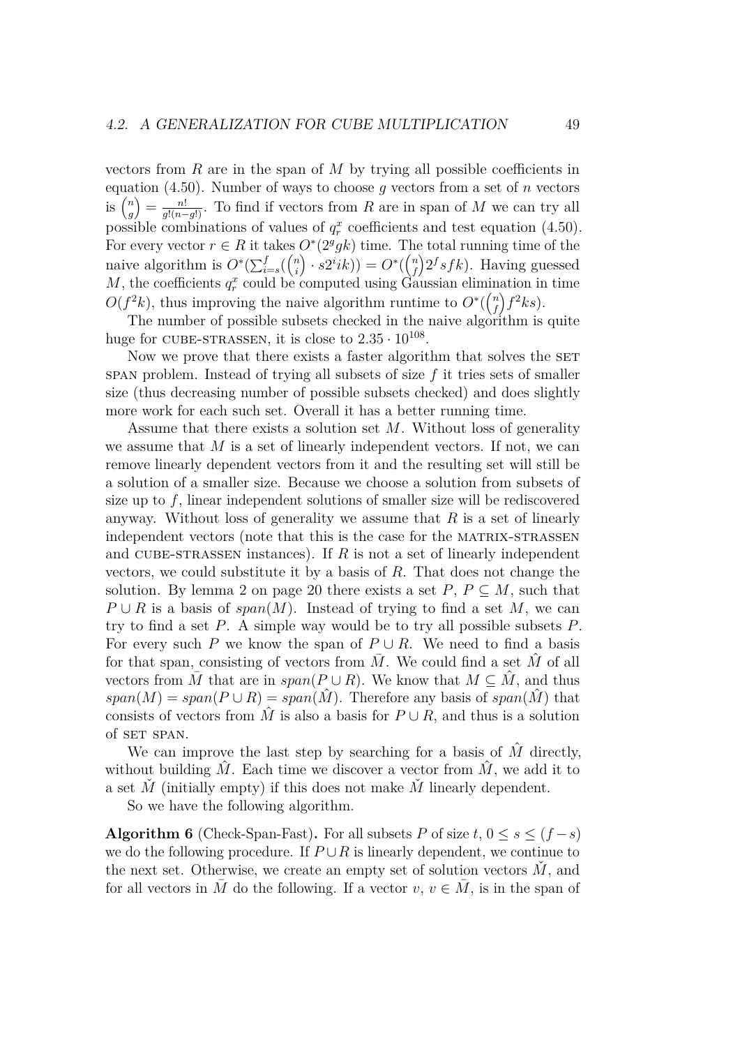vectors from $R$ are in the span of $M$ by trying all possible coefficients in equation (4.50). Number of ways to choose $g$ vectors from a set of $n$ vectors is $\binom{n}{g} = \frac{n!}{g!(n-g!)}$. To find if vectors from $R$ are in span of $M$ we can try all possible combinations of values of $q_r^x$ coefficients and test equation (4.50). For every vector $r \in R$ it takes $O^*(2^g gk)$ time. The total running time of the naive algorithm is $O^*(\sum_{i=s}^{f}(\binom{n}{i} \cdot s2^i ik)) = O^*(\binom{n}{f} 2^f sfk)$. Having guessed $M$, the coefficients $q_r^x$ could be computed using Gaussian elimination in time $O(f^2 k)$, thus improving the naive algorithm runtime to $O^*(\binom{n}{f} f^2 ks)$.

The number of possible subsets checked in the naive algorithm is quite huge for CUBE-STRASSEN, it is close to $2.35 \cdot 10^{108}$.

Now we prove that there exists a faster algorithm that solves the SET SPAN problem. Instead of trying all subsets of size $f$ it tries sets of smaller size (thus decreasing number of possible subsets checked) and does slightly more work for each such set. Overall it has a better running time.

Assume that there exists a solution set $M$. Without loss of generality we assume that $M$ is a set of linearly independent vectors. If not, we can remove linearly dependent vectors from it and the resulting set will still be a solution of a smaller size. Because we choose a solution from subsets of size up to $f$, linear independent solutions of smaller size will be rediscovered anyway. Without loss of generality we assume that $R$ is a set of linearly independent vectors (note that this is the case for the MATRIX-STRASSEN and CUBE-STRASSEN instances). If $R$ is not a set of linearly independent vectors, we could substitute it by a basis of $R$. That does not change the solution. By lemma 2 on page 20 there exists a set $P$, $P \subseteq M$, such that $P \cup R$ is a basis of $span(M)$. Instead of trying to find a set $M$, we can try to find a set $P$. A simple way would be to try all possible subsets $P$. For every such $P$ we know the span of $P \cup R$. We need to find a basis for that span, consisting of vectors from $\bar{M}$. We could find a set $\hat{M}$ of all vectors from $\bar{M}$ that are in $span(P \cup R)$. We know that $M \subseteq \hat{M}$, and thus $span(M) = span(P \cup R) = span(\hat{M})$. Therefore any basis of $span(\hat{M})$ that consists of vectors from $\hat{M}$ is also a basis for $P \cup R$, and thus is a solution of SET SPAN.

We can improve the last step by searching for a basis of $\hat{M}$ directly, without building $\hat{M}$. Each time we discover a vector from $\hat{M}$, we add it to a set $\check{M}$ (initially empty) if this does not make $\check{M}$ linearly dependent.

So we have the following algorithm.

**Algorithm 6** (Check-Span-Fast)**.** For all subsets $P$ of size $t$, $0 \leq s \leq (f-s)$ we do the following procedure. If $P \cup R$ is linearly dependent, we continue to the next set. Otherwise, we create an empty set of solution vectors $\check{M}$, and for all vectors in $\bar{M}$ do the following. If a vector $v$, $v \in \bar{M}$, is in the span of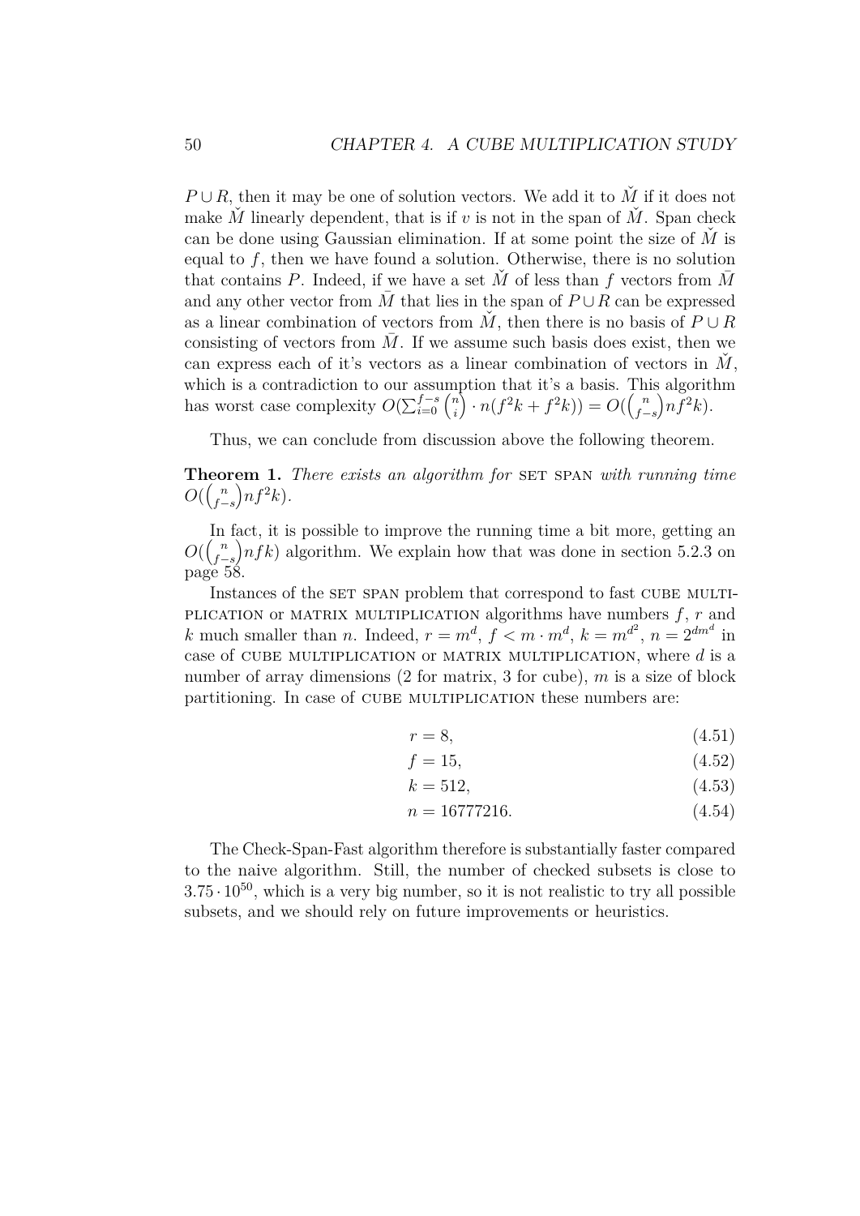$P \cup R$, then it may be one of solution vectors. We add it to $\check{M}$ if it does not make $\check{M}$ linearly dependent, that is if $v$ is not in the span of $\check{M}$. Span check can be done using Gaussian elimination. If at some point the size of $\check{M}$ is equal to $f$, then we have found a solution. Otherwise, there is no solution that contains $P$. Indeed, if we have a set $\check{M}$ of less than $f$ vectors from $\bar{M}$ and any other vector from $\bar{M}$ that lies in the span of $P \cup R$ can be expressed as a linear combination of vectors from $\check{M}$, then there is no basis of $P \cup R$ consisting of vectors from $\bar{M}$. If we assume such basis does exist, then we can express each of it's vectors as a linear combination of vectors in $\check{M}$, which is a contradiction to our assumption that it's a basis. This algorithm has worst case complexity $O(\sum_{i=0}^{f-s} \binom{n}{i} \cdot n(f^2k + f^2k)) = O(\binom{n}{f-s} nf^2k)$.

Thus, we can conclude from discussion above the following theorem.

**Theorem 1.** *There exists an algorithm for* SET SPAN *with running time* $O(\binom{n}{f-s} nf^2k)$.

In fact, it is possible to improve the running time a bit more, getting an $O(\binom{n}{f-s} nfk)$ algorithm. We explain how that was done in section 5.2.3 on page 58.

Instances of the SET SPAN problem that correspond to fast CUBE MULTIPLICATION or MATRIX MULTIPLICATION algorithms have numbers $f$, $r$ and $k$ much smaller than $n$. Indeed, $r = m^d$, $f < m \cdot m^d$, $k = m^{d^2}$, $n = 2^{dm^d}$ in case of CUBE MULTIPLICATION or MATRIX MULTIPLICATION, where $d$ is a number of array dimensions (2 for matrix, 3 for cube), $m$ is a size of block partitioning. In case of CUBE MULTIPLICATION these numbers are:

$$r = 8, \tag{4.51}$$

$$f = 15, \tag{4.52}$$

$$k = 512, \tag{4.53}$$

$$n = 16777216. \tag{4.54}$$

The Check-Span-Fast algorithm therefore is substantially faster compared to the naive algorithm. Still, the number of checked subsets is close to $3.75 \cdot 10^{50}$, which is a very big number, so it is not realistic to try all possible subsets, and we should rely on future improvements or heuristics.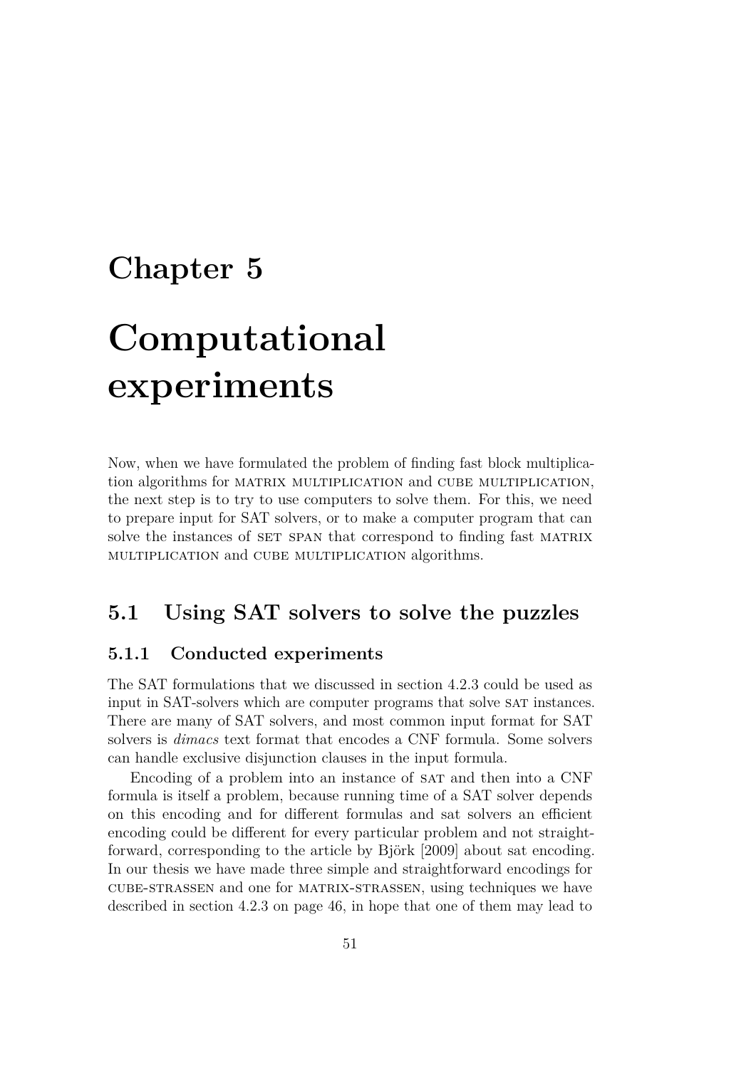# Chapter 5

# Computational experiments

Now, when we have formulated the problem of finding fast block multiplication algorithms for MATRIX MULTIPLICATION and CUBE MULTIPLICATION, the next step is to try to use computers to solve them. For this, we need to prepare input for SAT solvers, or to make a computer program that can solve the instances of SET SPAN that correspond to finding fast MATRIX MULTIPLICATION and CUBE MULTIPLICATION algorithms.

## 5.1 Using SAT solvers to solve the puzzles

### 5.1.1 Conducted experiments

The SAT formulations that we discussed in section 4.2.3 could be used as input in SAT-solvers which are computer programs that solve SAT instances. There are many of SAT solvers, and most common input format for SAT solvers is *dimacs* text format that encodes a CNF formula. Some solvers can handle exclusive disjunction clauses in the input formula.

Encoding of a problem into an instance of SAT and then into a CNF formula is itself a problem, because running time of a SAT solver depends on this encoding and for different formulas and sat solvers an efficient encoding could be different for every particular problem and not straightforward, corresponding to the article by Björk [2009] about sat encoding. In our thesis we have made three simple and straightforward encodings for CUBE-STRASSEN and one for MATRIX-STRASSEN, using techniques we have described in section 4.2.3 on page 46, in hope that one of them may lead to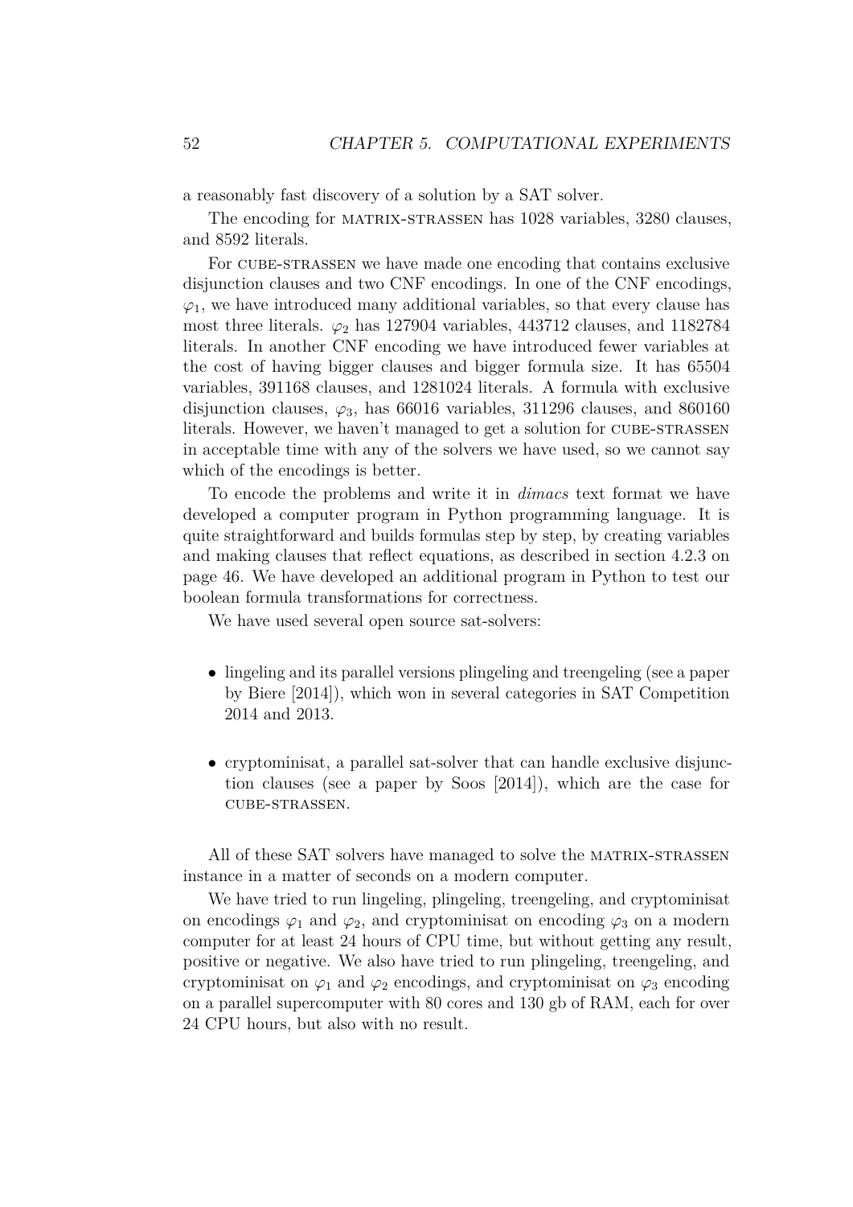a reasonably fast discovery of a solution by a SAT solver.

The encoding for MATRIX-STRASSEN has 1028 variables, 3280 clauses, and 8592 literals.

For CUBE-STRASSEN we have made one encoding that contains exclusive disjunction clauses and two CNF encodings. In one of the CNF encodings, $\varphi_1$, we have introduced many additional variables, so that every clause has most three literals. $\varphi_2$ has 127904 variables, 443712 clauses, and 1182784 literals. In another CNF encoding we have introduced fewer variables at the cost of having bigger clauses and bigger formula size. It has 65504 variables, 391168 clauses, and 1281024 literals. A formula with exclusive disjunction clauses, $\varphi_3$, has 66016 variables, 311296 clauses, and 860160 literals. However, we haven't managed to get a solution for CUBE-STRASSEN in acceptable time with any of the solvers we have used, so we cannot say which of the encodings is better.

To encode the problems and write it in *dimacs* text format we have developed a computer program in Python programming language. It is quite straightforward and builds formulas step by step, by creating variables and making clauses that reflect equations, as described in section 4.2.3 on page 46. We have developed an additional program in Python to test our boolean formula transformations for correctness.

We have used several open source sat-solvers:

- lingeling and its parallel versions plingeling and treengeling (see a paper by Biere [2014]), which won in several categories in SAT Competition 2014 and 2013.

- cryptominisat, a parallel sat-solver that can handle exclusive disjunction clauses (see a paper by Soos [2014]), which are the case for CUBE-STRASSEN.

All of these SAT solvers have managed to solve the MATRIX-STRASSEN instance in a matter of seconds on a modern computer.

We have tried to run lingeling, plingeling, treengeling, and cryptominisat on encodings $\varphi_1$ and $\varphi_2$, and cryptominisat on encoding $\varphi_3$ on a modern computer for at least 24 hours of CPU time, but without getting any result, positive or negative. We also have tried to run plingeling, treengeling, and cryptominisat on $\varphi_1$ and $\varphi_2$ encodings, and cryptominisat on $\varphi_3$ encoding on a parallel supercomputer with 80 cores and 130 gb of RAM, each for over 24 CPU hours, but also with no result.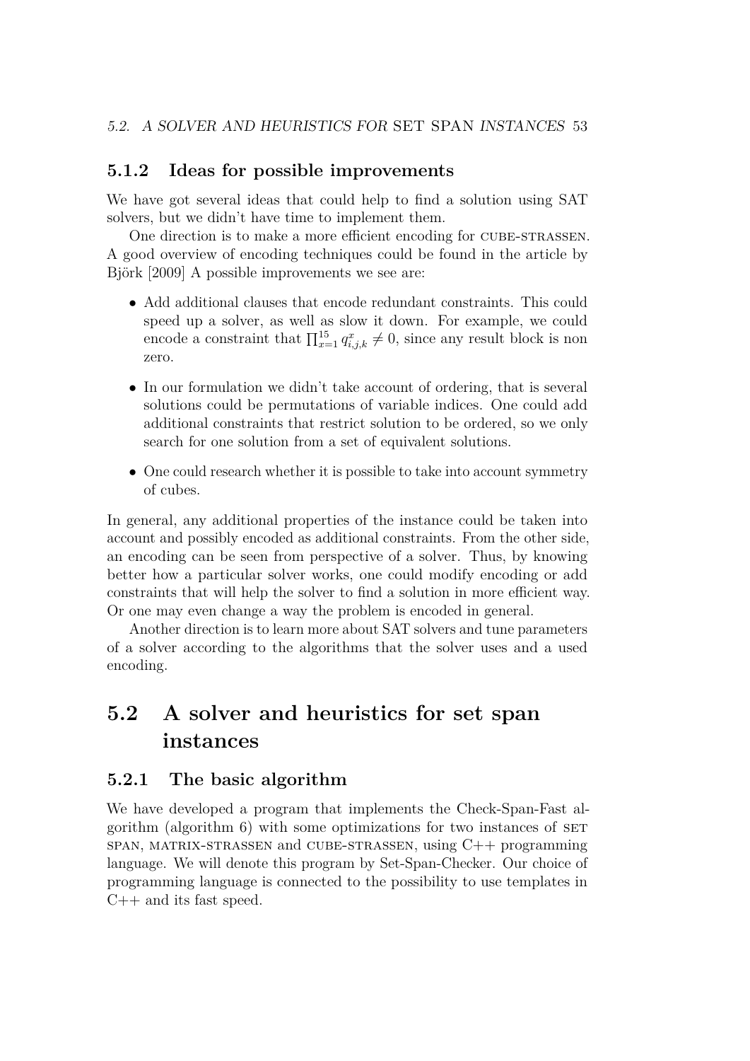### 5.1.2 Ideas for possible improvements

We have got several ideas that could help to find a solution using SAT solvers, but we didn't have time to implement them.

One direction is to make a more efficient encoding for CUBE-STRASSEN. A good overview of encoding techniques could be found in the article by Björk [2009] A possible improvements we see are:

- Add additional clauses that encode redundant constraints. This could speed up a solver, as well as slow it down. For example, we could encode a constraint that $\prod_{x=1}^{15} q^x_{i,j,k} \neq 0$, since any result block is non zero.
- In our formulation we didn't take account of ordering, that is several solutions could be permutations of variable indices. One could add additional constraints that restrict solution to be ordered, so we only search for one solution from a set of equivalent solutions.
- One could research whether it is possible to take into account symmetry of cubes.

In general, any additional properties of the instance could be taken into account and possibly encoded as additional constraints. From the other side, an encoding can be seen from perspective of a solver. Thus, by knowing better how a particular solver works, one could modify encoding or add constraints that will help the solver to find a solution in more efficient way. Or one may even change a way the problem is encoded in general.

Another direction is to learn more about SAT solvers and tune parameters of a solver according to the algorithms that the solver uses and a used encoding.

## 5.2 A solver and heuristics for set span instances

### 5.2.1 The basic algorithm

We have developed a program that implements the Check-Span-Fast algorithm (algorithm 6) with some optimizations for two instances of SET SPAN, MATRIX-STRASSEN and CUBE-STRASSEN, using C++ programming language. We will denote this program by Set-Span-Checker. Our choice of programming language is connected to the possibility to use templates in C++ and its fast speed.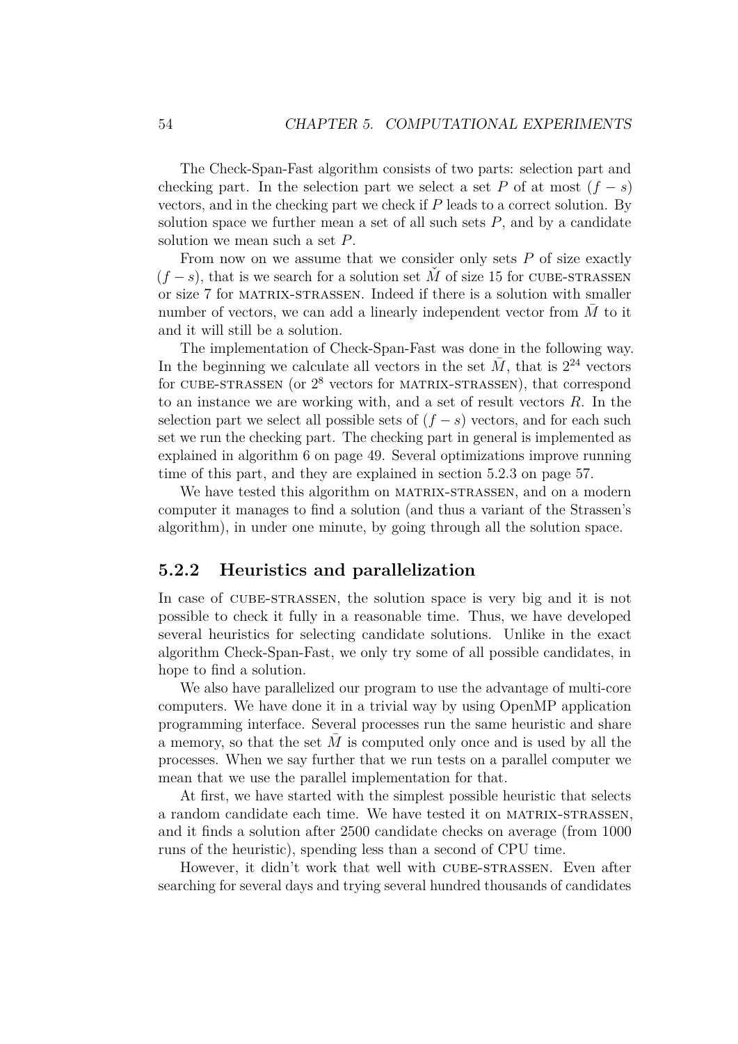The Check-Span-Fast algorithm consists of two parts: selection part and checking part. In the selection part we select a set $P$ of at most $(f - s)$ vectors, and in the checking part we check if $P$ leads to a correct solution. By solution space we further mean a set of all such sets $P$, and by a candidate solution we mean such a set $P$.

From now on we assume that we consider only sets $P$ of size exactly $(f - s)$, that is we search for a solution set $\check{M}$ of size 15 for CUBE-STRASSEN or size 7 for MATRIX-STRASSEN. Indeed if there is a solution with smaller number of vectors, we can add a linearly independent vector from $\bar{M}$ to it and it will still be a solution.

The implementation of Check-Span-Fast was done in the following way. In the beginning we calculate all vectors in the set $\bar{M}$, that is $2^{24}$ vectors for CUBE-STRASSEN (or $2^8$ vectors for MATRIX-STRASSEN), that correspond to an instance we are working with, and a set of result vectors $R$. In the selection part we select all possible sets of $(f - s)$ vectors, and for each such set we run the checking part. The checking part in general is implemented as explained in algorithm 6 on page 49. Several optimizations improve running time of this part, and they are explained in section 5.2.3 on page 57.

We have tested this algorithm on MATRIX-STRASSEN, and on a modern computer it manages to find a solution (and thus a variant of the Strassen's algorithm), in under one minute, by going through all the solution space.

### 5.2.2 Heuristics and parallelization

In case of CUBE-STRASSEN, the solution space is very big and it is not possible to check it fully in a reasonable time. Thus, we have developed several heuristics for selecting candidate solutions. Unlike in the exact algorithm Check-Span-Fast, we only try some of all possible candidates, in hope to find a solution.

We also have parallelized our program to use the advantage of multi-core computers. We have done it in a trivial way by using OpenMP application programming interface. Several processes run the same heuristic and share a memory, so that the set $\bar{M}$ is computed only once and is used by all the processes. When we say further that we run tests on a parallel computer we mean that we use the parallel implementation for that.

At first, we have started with the simplest possible heuristic that selects a random candidate each time. We have tested it on MATRIX-STRASSEN, and it finds a solution after 2500 candidate checks on average (from 1000 runs of the heuristic), spending less than a second of CPU time.

However, it didn't work that well with CUBE-STRASSEN. Even after searching for several days and trying several hundred thousands of candidates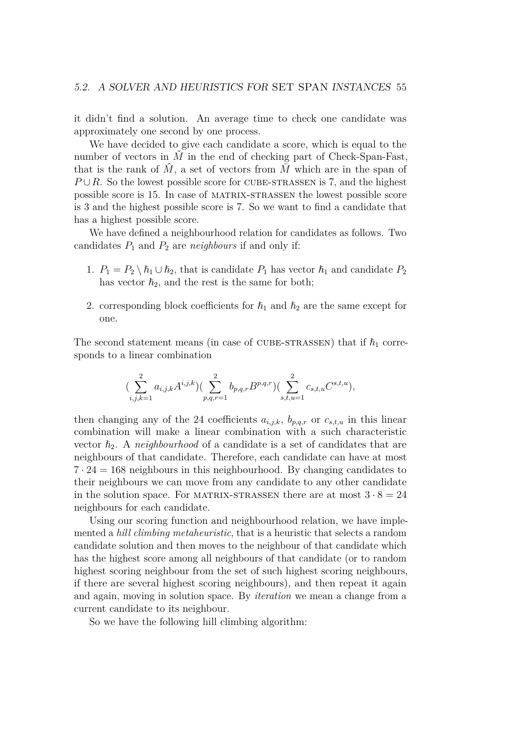it didn't find a solution. An average time to check one candidate was approximately one second by one process.

We have decided to give each candidate a score, which is equal to the number of vectors in $\check{M}$ in the end of checking part of Check-Span-Fast, that is the rank of $\hat{M}$, a set of vectors from $\bar{M}$ which are in the span of $P \cup R$. So the lowest possible score for CUBE-STRASSEN is 7, and the highest possible score is 15. In case of MATRIX-STRASSEN the lowest possible score is 3 and the highest possible score is 7. So we want to find a candidate that has a highest possible score.

We have defined a neighbourhood relation for candidates as follows. Two candidates $P_1$ and $P_2$ are *neighbours* if and only if:

1. $P_1 = P_2 \setminus \hbar_1 \cup \hbar_2$, that is candidate $P_1$ has vector $\hbar_1$ and candidate $P_2$ has vector $\hbar_2$, and the rest is the same for both;
2. corresponding block coefficients for $\hbar_1$ and $\hbar_2$ are the same except for one.

The second statement means (in case of CUBE-STRASSEN) that if $\hbar_1$ corresponds to a linear combination

$$(\sum_{i,j,k=1}^{2} a_{i,j,k} A^{i,j,k})(\sum_{p,q,r=1}^{2} b_{p,q,r} B^{p,q,r})(\sum_{s,t,u=1}^{2} c_{s,t,u} C^{s,t,u}),$$

then changing any of the 24 coefficients $a_{i,j,k}$, $b_{p,q,r}$ or $c_{s,t,u}$ in this linear combination will make a linear combination with a such characteristic vector $\hbar_2$. A *neighbourhood* of a candidate is a set of candidates that are neighbours of that candidate. Therefore, each candidate can have at most $7 \cdot 24 = 168$ neighbours in this neighbourhood. By changing candidates to their neighbours we can move from any candidate to any other candidate in the solution space. For MATRIX-STRASSEN there are at most $3 \cdot 8 = 24$ neighbours for each candidate.

Using our scoring function and neighbourhood relation, we have implemented a *hill climbing metaheuristic*, that is a heuristic that selects a random candidate solution and then moves to the neighbour of that candidate which has the highest score among all neighbours of that candidate (or to random highest scoring neighbour from the set of such highest scoring neighbours, if there are several highest scoring neighbours), and then repeat it again and again, moving in solution space. By *iteration* we mean a change from a current candidate to its neighbour.

So we have the following hill climbing algorithm: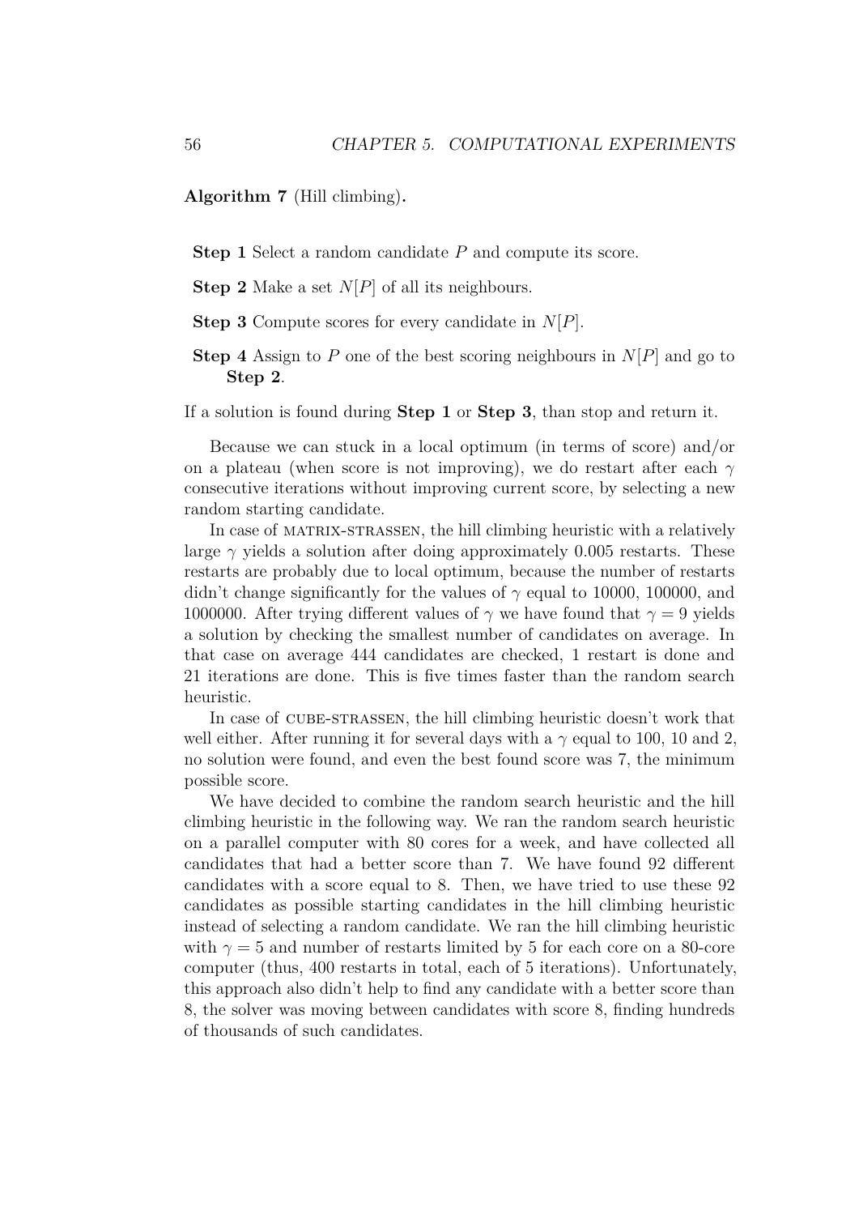**Algorithm 7** (Hill climbing)**.**

**Step 1** Select a random candidate $P$ and compute its score.

**Step 2** Make a set $N[P]$ of all its neighbours.

**Step 3** Compute scores for every candidate in $N[P]$.

**Step 4** Assign to $P$ one of the best scoring neighbours in $N[P]$ and go to **Step 2**.

If a solution is found during **Step 1** or **Step 3**, than stop and return it.

Because we can stuck in a local optimum (in terms of score) and/or on a plateau (when score is not improving), we do restart after each $\gamma$ consecutive iterations without improving current score, by selecting a new random starting candidate.

In case of MATRIX-STRASSEN, the hill climbing heuristic with a relatively large $\gamma$ yields a solution after doing approximately 0.005 restarts. These restarts are probably due to local optimum, because the number of restarts didn't change significantly for the values of $\gamma$ equal to 10000, 100000, and 1000000. After trying different values of $\gamma$ we have found that $\gamma = 9$ yields a solution by checking the smallest number of candidates on average. In that case on average 444 candidates are checked, 1 restart is done and 21 iterations are done. This is five times faster than the random search heuristic.

In case of CUBE-STRASSEN, the hill climbing heuristic doesn't work that well either. After running it for several days with a $\gamma$ equal to 100, 10 and 2, no solution were found, and even the best found score was 7, the minimum possible score.

We have decided to combine the random search heuristic and the hill climbing heuristic in the following way. We ran the random search heuristic on a parallel computer with 80 cores for a week, and have collected all candidates that had a better score than 7. We have found 92 different candidates with a score equal to 8. Then, we have tried to use these 92 candidates as possible starting candidates in the hill climbing heuristic instead of selecting a random candidate. We ran the hill climbing heuristic with $\gamma = 5$ and number of restarts limited by 5 for each core on a 80-core computer (thus, 400 restarts in total, each of 5 iterations). Unfortunately, this approach also didn't help to find any candidate with a better score than 8, the solver was moving between candidates with score 8, finding hundreds of thousands of such candidates.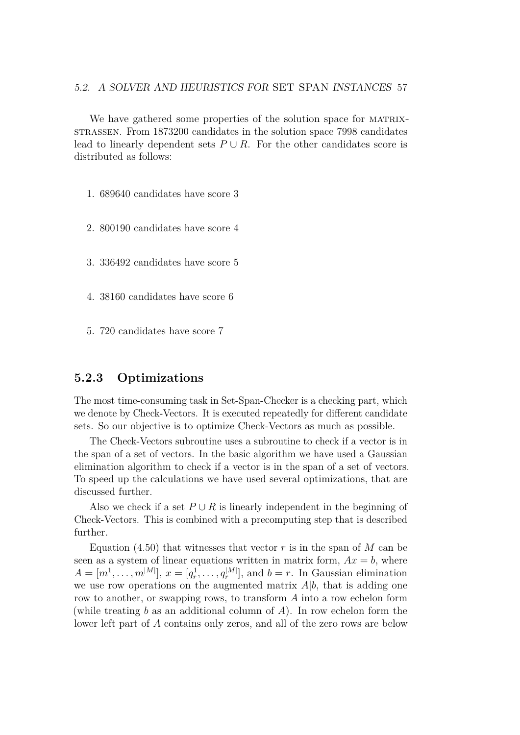We have gathered some properties of the solution space for MATRIX-STRASSEN. From 1873200 candidates in the solution space 7998 candidates lead to linearly dependent sets $P \cup R$. For the other candidates score is distributed as follows:

1. 689640 candidates have score 3
2. 800190 candidates have score 4
3. 336492 candidates have score 5
4. 38160 candidates have score 6
5. 720 candidates have score 7

### 5.2.3 Optimizations

The most time-consuming task in Set-Span-Checker is a checking part, which we denote by Check-Vectors. It is executed repeatedly for different candidate sets. So our objective is to optimize Check-Vectors as much as possible.

The Check-Vectors subroutine uses a subroutine to check if a vector is in the span of a set of vectors. In the basic algorithm we have used a Gaussian elimination algorithm to check if a vector is in the span of a set of vectors. To speed up the calculations we have used several optimizations, that are discussed further.

Also we check if a set $P \cup R$ is linearly independent in the beginning of Check-Vectors. This is combined with a precomputing step that is described further.

Equation (4.50) that witnesses that vector $r$ is in the span of $M$ can be seen as a system of linear equations written in matrix form, $Ax = b$, where $A = [m^1, \ldots, m^{|M|}]$, $x = [q_r^1, \ldots, q_r^{|M|}]$, and $b = r$. In Gaussian elimination we use row operations on the augmented matrix $A|b$, that is adding one row to another, or swapping rows, to transform $A$ into a row echelon form (while treating $b$ as an additional column of $A$). In row echelon form the lower left part of $A$ contains only zeros, and all of the zero rows are below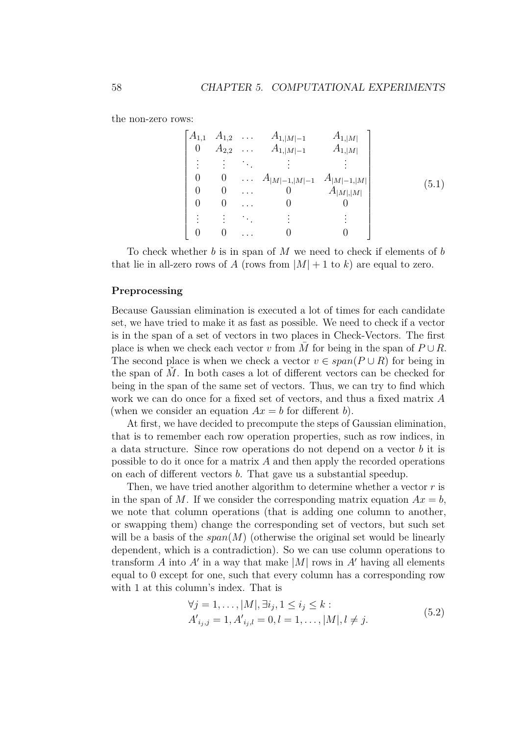the non-zero rows:

$$
\begin{bmatrix}
A_{1,1} & A_{1,2} & \dots & A_{1,|M|-1} & A_{1,|M|} \\
0 & A_{2,2} & \dots & A_{1,|M|-1} & A_{1,|M|} \\
\vdots & \vdots & \ddots & \vdots & \vdots \\
0 & 0 & \dots & A_{|M|-1,|M|-1} & A_{|M|-1,|M|} \\
0 & 0 & \dots & 0 & A_{|M|,|M|} \\
0 & 0 & \dots & 0 & 0 \\
\vdots & \vdots & \ddots & \vdots & \vdots \\
0 & 0 & \dots & 0 & 0
\end{bmatrix}
\tag{5.1}
$$

To check whether $b$ is in span of $M$ we need to check if elements of $b$ that lie in all-zero rows of $A$ (rows from $|M|+1$ to $k$) are equal to zero.

**Preprocessing**

Because Gaussian elimination is executed a lot of times for each candidate set, we have tried to make it as fast as possible. We need to check if a vector is in the span of a set of vectors in two places in Check-Vectors. The first place is when we check each vector $v$ from $\bar{M}$ for being in the span of $P \cup R$. The second place is when we check a vector $v \in span(P \cup R)$ for being in the span of $\check{M}$. In both cases a lot of different vectors can be checked for being in the span of the same set of vectors. Thus, we can try to find which work we can do once for a fixed set of vectors, and thus a fixed matrix $A$ (when we consider an equation $Ax = b$ for different $b$).

At first, we have decided to precompute the steps of Gaussian elimination, that is to remember each row operation properties, such as row indices, in a data structure. Since row operations do not depend on a vector $b$ it is possible to do it once for a matrix $A$ and then apply the recorded operations on each of different vectors $b$. That gave us a substantial speedup.

Then, we have tried another algorithm to determine whether a vector $r$ is in the span of $M$. If we consider the corresponding matrix equation $Ax = b$, we note that column operations (that is adding one column to another, or swapping them) change the corresponding set of vectors, but such set will be a basis of the $span(M)$ (otherwise the original set would be linearly dependent, which is a contradiction). So we can use column operations to transform $A$ into $A'$ in a way that make $|M|$ rows in $A'$ having all elements equal to 0 except for one, such that every column has a corresponding row with 1 at this column's index. That is

$$
\begin{aligned}
&\forall j = 1, \dots, |M|, \exists i_j, 1 \leq i_j \leq k : \\
&{A'}_{i_j,j} = 1, {A'}_{i_j,l} = 0, l = 1, \dots, |M|, l \neq j.
\end{aligned}
\tag{5.2}
$$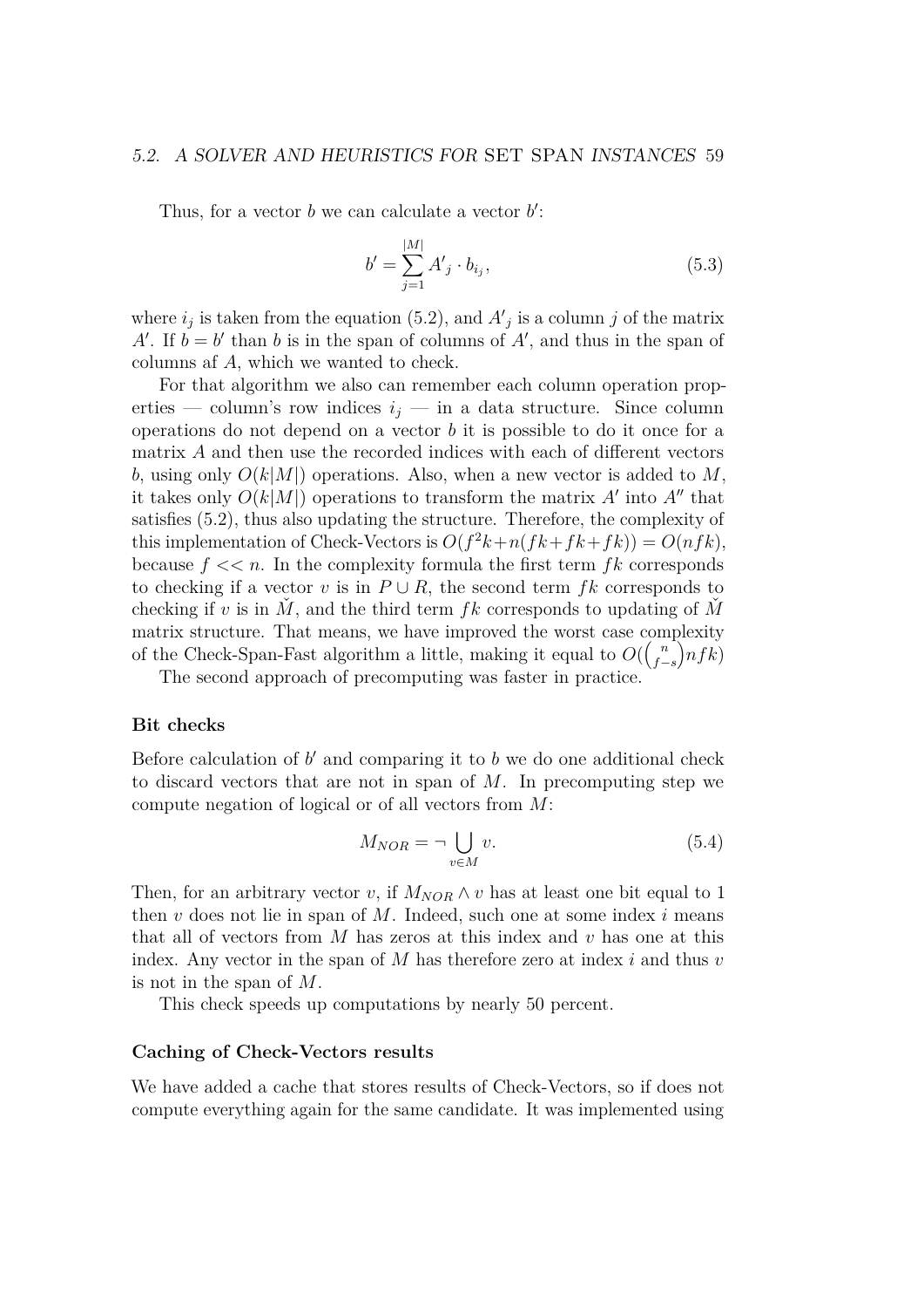Thus, for a vector $b$ we can calculate a vector $b'$:

$$b' = \sum_{j=1}^{|M|} A'_j \cdot b_{i_j}, \tag{5.3}$$

where $i_j$ is taken from the equation (5.2), and $A'_j$ is a column $j$ of the matrix $A'$. If $b = b'$ than $b$ is in the span of columns of $A'$, and thus in the span of columns af $A$, which we wanted to check.

For that algorithm we also can remember each column operation properties — column's row indices $i_j$ — in a data structure. Since column operations do not depend on a vector $b$ it is possible to do it once for a matrix $A$ and then use the recorded indices with each of different vectors $b$, using only $O(k|M|)$ operations. Also, when a new vector is added to $M$, it takes only $O(k|M|)$ operations to transform the matrix $A'$ into $A''$ that satisfies (5.2), thus also updating the structure. Therefore, the complexity of this implementation of Check-Vectors is $O(f^2k + n(fk + fk + fk)) = O(nfk)$, because $f << n$. In the complexity formula the first term $fk$ corresponds to checking if a vector $v$ is in $P \cup R$, the second term $fk$ corresponds to checking if $v$ is in $\check{M}$, and the third term $fk$ corresponds to updating of $\check{M}$ matrix structure. That means, we have improved the worst case complexity of the Check-Span-Fast algorithm a little, making it equal to $O(\binom{n}{f-s}nfk)$

The second approach of precomputing was faster in practice.

#### Bit checks

Before calculation of $b'$ and comparing it to $b$ we do one additional check to discard vectors that are not in span of $M$. In precomputing step we compute negation of logical or of all vectors from $M$:

$$M_{NOR} = \neg \bigcup_{v \in M} v. \tag{5.4}$$

Then, for an arbitrary vector $v$, if $M_{NOR} \wedge v$ has at least one bit equal to 1 then $v$ does not lie in span of $M$. Indeed, such one at some index $i$ means that all of vectors from $M$ has zeros at this index and $v$ has one at this index. Any vector in the span of $M$ has therefore zero at index $i$ and thus $v$ is not in the span of $M$.

This check speeds up computations by nearly 50 percent.

#### Caching of Check-Vectors results

We have added a cache that stores results of Check-Vectors, so if does not compute everything again for the same candidate. It was implemented using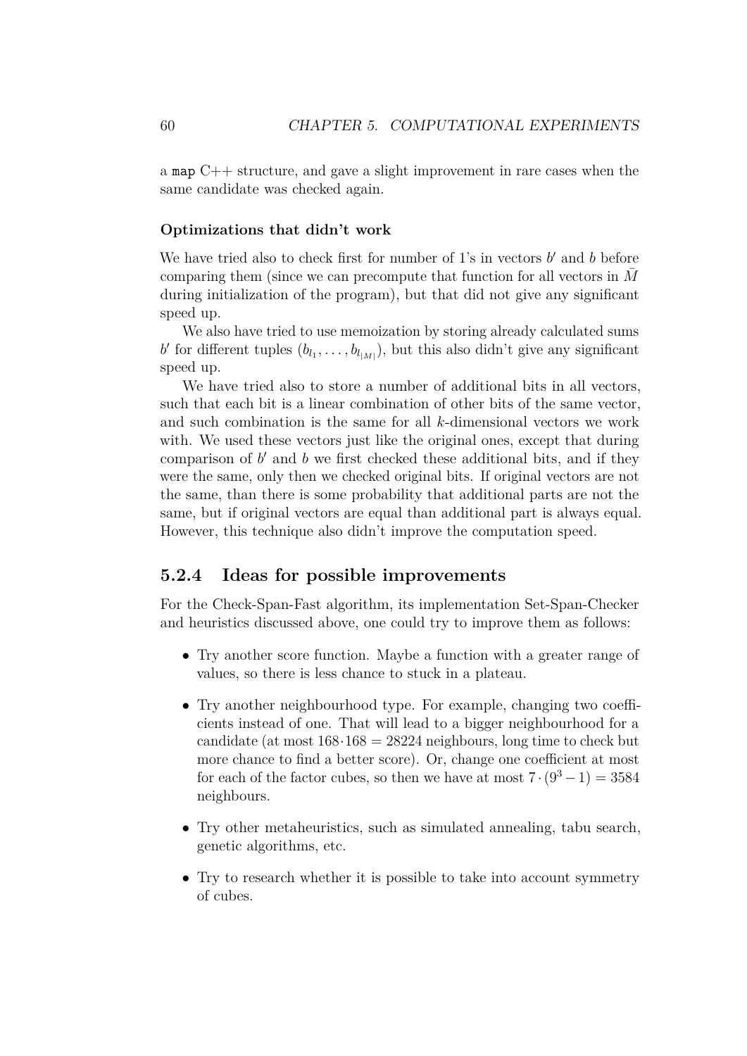a `map` C++ structure, and gave a slight improvement in rare cases when the same candidate was checked again.

#### Optimizations that didn't work

We have tried also to check first for number of 1's in vectors $b'$ and $b$ before comparing them (since we can precompute that function for all vectors in $\bar{M}$ during initialization of the program), but that did not give any significant speed up.

We also have tried to use memoization by storing already calculated sums $b'$ for different tuples $(b_{l_1}, \ldots, b_{l_{|M|}})$, but this also didn't give any significant speed up.

We have tried also to store a number of additional bits in all vectors, such that each bit is a linear combination of other bits of the same vector, and such combination is the same for all $k$-dimensional vectors we work with. We used these vectors just like the original ones, except that during comparison of $b'$ and $b$ we first checked these additional bits, and if they were the same, only then we checked original bits. If original vectors are not the same, than there is some probability that additional parts are not the same, but if original vectors are equal than additional part is always equal. However, this technique also didn't improve the computation speed.

### 5.2.4 Ideas for possible improvements

For the Check-Span-Fast algorithm, its implementation Set-Span-Checker and heuristics discussed above, one could try to improve them as follows:

- Try another score function. Maybe a function with a greater range of values, so there is less chance to stuck in a plateau.
- Try another neighbourhood type. For example, changing two coefficients instead of one. That will lead to a bigger neighbourhood for a candidate (at most $168 \cdot 168 = 28224$ neighbours, long time to check but more chance to find a better score). Or, change one coefficient at most for each of the factor cubes, so then we have at most $7 \cdot (9^3 - 1) = 3584$ neighbours.
- Try other metaheuristics, such as simulated annealing, tabu search, genetic algorithms, etc.
- Try to research whether it is possible to take into account symmetry of cubes.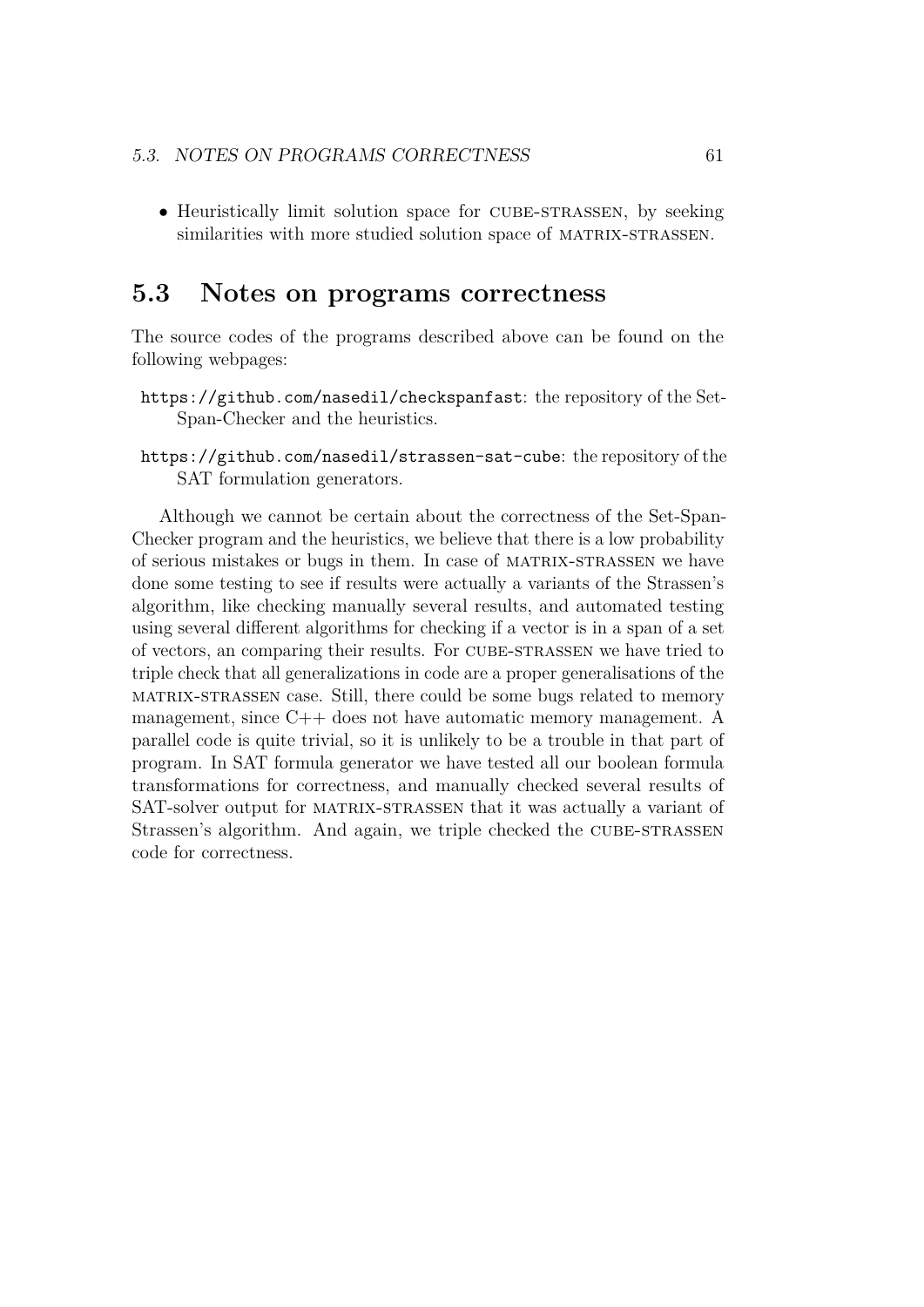- Heuristically limit solution space for CUBE-STRASSEN, by seeking similarities with more studied solution space of MATRIX-STRASSEN.

## 5.3 Notes on programs correctness

The source codes of the programs described above can be found on the following webpages:

`https://github.com/nasedil/checkspanfast`: the repository of the Set-Span-Checker and the heuristics.

`https://github.com/nasedil/strassen-sat-cube`: the repository of the SAT formulation generators.

Although we cannot be certain about the correctness of the Set-Span-Checker program and the heuristics, we believe that there is a low probability of serious mistakes or bugs in them. In case of MATRIX-STRASSEN we have done some testing to see if results were actually a variants of the Strassen's algorithm, like checking manually several results, and automated testing using several different algorithms for checking if a vector is in a span of a set of vectors, an comparing their results. For CUBE-STRASSEN we have tried to triple check that all generalizations in code are a proper generalisations of the MATRIX-STRASSEN case. Still, there could be some bugs related to memory management, since C++ does not have automatic memory management. A parallel code is quite trivial, so it is unlikely to be a trouble in that part of program. In SAT formula generator we have tested all our boolean formula transformations for correctness, and manually checked several results of SAT-solver output for MATRIX-STRASSEN that it was actually a variant of Strassen's algorithm. And again, we triple checked the CUBE-STRASSEN code for correctness.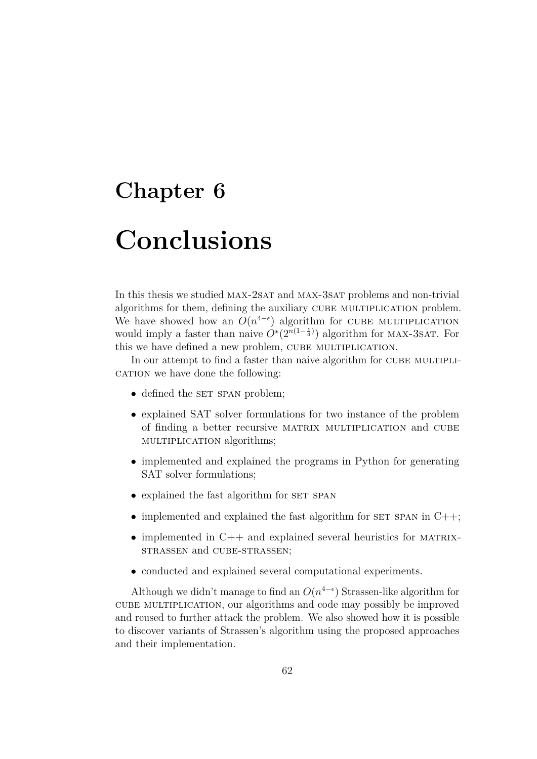# Chapter 6

# Conclusions

In this thesis we studied MAX-2SAT and MAX-3SAT problems and non-trivial algorithms for them, defining the auxiliary CUBE MULTIPLICATION problem. We have showed how an $O(n^{4-\epsilon})$ algorithm for CUBE MULTIPLICATION would imply a faster than naive $O^*(2^{n(1-\frac{\epsilon}{4})})$ algorithm for MAX-3SAT. For this we have defined a new problem, CUBE MULTIPLICATION.

In our attempt to find a faster than naive algorithm for CUBE MULTIPLICATION we have done the following:

- defined the SET SPAN problem;
- explained SAT solver formulations for two instance of the problem of finding a better recursive MATRIX MULTIPLICATION and CUBE MULTIPLICATION algorithms;
- implemented and explained the programs in Python for generating SAT solver formulations;
- explained the fast algorithm for SET SPAN
- implemented and explained the fast algorithm for SET SPAN in C++;
- implemented in C++ and explained several heuristics for MATRIX-STRASSEN and CUBE-STRASSEN;
- conducted and explained several computational experiments.

Although we didn't manage to find an $O(n^{4-\epsilon})$ Strassen-like algorithm for CUBE MULTIPLICATION, our algorithms and code may possibly be improved and reused to further attack the problem. We also showed how it is possible to discover variants of Strassen's algorithm using the proposed approaches and their implementation.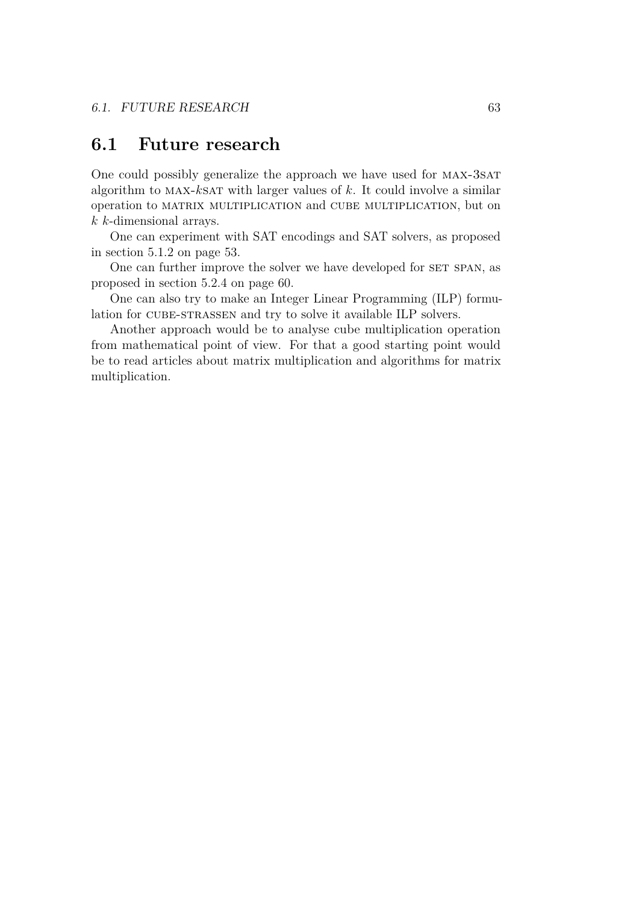## 6.1 Future research

One could possibly generalize the approach we have used for MAX-3SAT algorithm to MAX-$k$SAT with larger values of $k$. It could involve a similar operation to MATRIX MULTIPLICATION and CUBE MULTIPLICATION, but on $k$ $k$-dimensional arrays.

One can experiment with SAT encodings and SAT solvers, as proposed in section 5.1.2 on page 53.

One can further improve the solver we have developed for SET SPAN, as proposed in section 5.2.4 on page 60.

One can also try to make an Integer Linear Programming (ILP) formulation for CUBE-STRASSEN and try to solve it available ILP solvers.

Another approach would be to analyse cube multiplication operation from mathematical point of view. For that a good starting point would be to read articles about matrix multiplication and algorithms for matrix multiplication.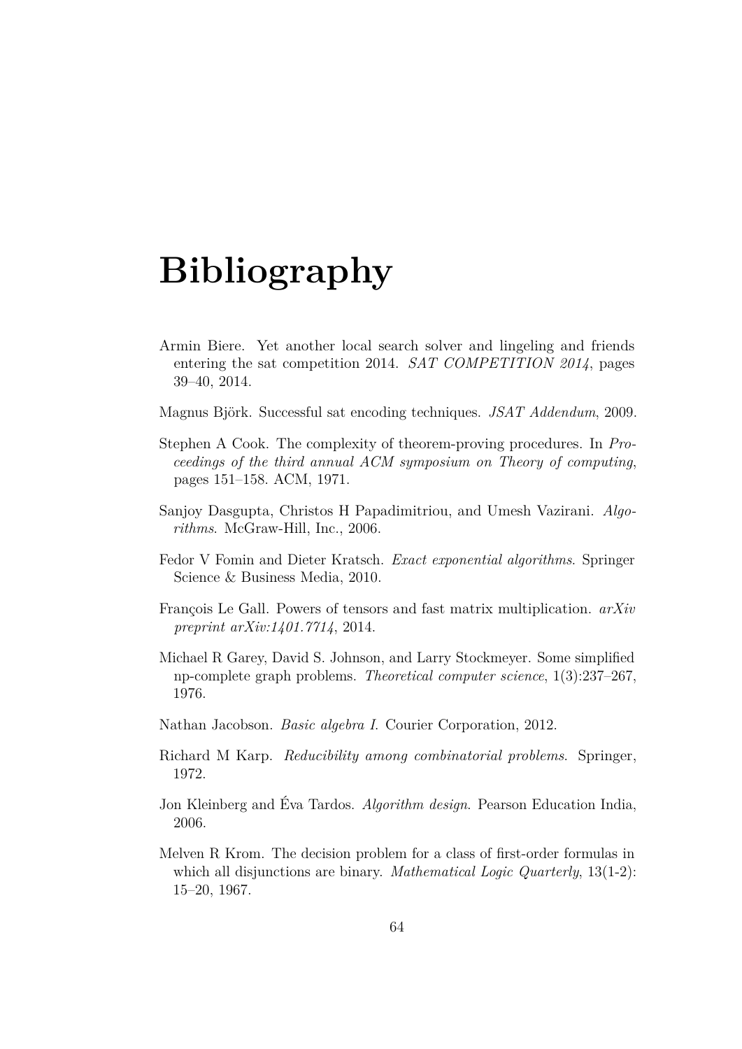# Bibliography

Armin Biere. Yet another local search solver and lingeling and friends entering the sat competition 2014. *SAT COMPETITION 2014*, pages 39–40, 2014.

Magnus Björk. Successful sat encoding techniques. *JSAT Addendum*, 2009.

Stephen A Cook. The complexity of theorem-proving procedures. In *Proceedings of the third annual ACM symposium on Theory of computing*, pages 151–158. ACM, 1971.

Sanjoy Dasgupta, Christos H Papadimitriou, and Umesh Vazirani. *Algorithms*. McGraw-Hill, Inc., 2006.

Fedor V Fomin and Dieter Kratsch. *Exact exponential algorithms*. Springer Science & Business Media, 2010.

François Le Gall. Powers of tensors and fast matrix multiplication. *arXiv preprint arXiv:1401.7714*, 2014.

Michael R Garey, David S. Johnson, and Larry Stockmeyer. Some simplified np-complete graph problems. *Theoretical computer science*, 1(3):237–267, 1976.

Nathan Jacobson. *Basic algebra I*. Courier Corporation, 2012.

Richard M Karp. *Reducibility among combinatorial problems*. Springer, 1972.

Jon Kleinberg and Éva Tardos. *Algorithm design*. Pearson Education India, 2006.

Melven R Krom. The decision problem for a class of first-order formulas in which all disjunctions are binary. *Mathematical Logic Quarterly*, 13(1-2): 15–20, 1967.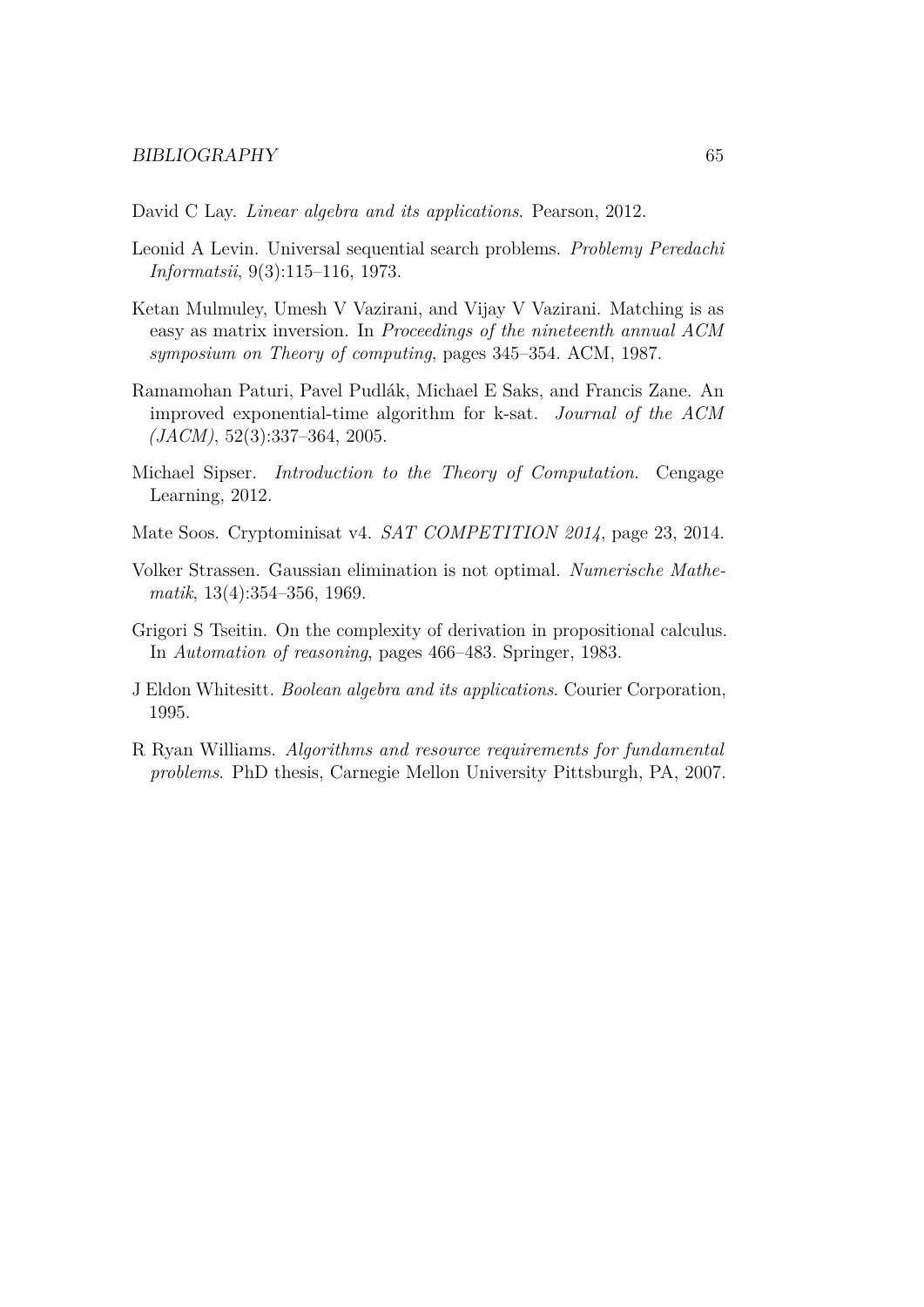David C Lay. *Linear algebra and its applications*. Pearson, 2012.

Leonid A Levin. Universal sequential search problems. *Problemy Peredachi Informatsii*, 9(3):115–116, 1973.

Ketan Mulmuley, Umesh V Vazirani, and Vijay V Vazirani. Matching is as easy as matrix inversion. In *Proceedings of the nineteenth annual ACM symposium on Theory of computing*, pages 345–354. ACM, 1987.

Ramamohan Paturi, Pavel Pudlák, Michael E Saks, and Francis Zane. An improved exponential-time algorithm for k-sat. *Journal of the ACM (JACM)*, 52(3):337–364, 2005.

Michael Sipser. *Introduction to the Theory of Computation*. Cengage Learning, 2012.

Mate Soos. Cryptominisat v4. *SAT COMPETITION 2014*, page 23, 2014.

Volker Strassen. Gaussian elimination is not optimal. *Numerische Mathematik*, 13(4):354–356, 1969.

Grigori S Tseitin. On the complexity of derivation in propositional calculus. In *Automation of reasoning*, pages 466–483. Springer, 1983.

J Eldon Whitesitt. *Boolean algebra and its applications*. Courier Corporation, 1995.

R Ryan Williams. *Algorithms and resource requirements for fundamental problems*. PhD thesis, Carnegie Mellon University Pittsburgh, PA, 2007.